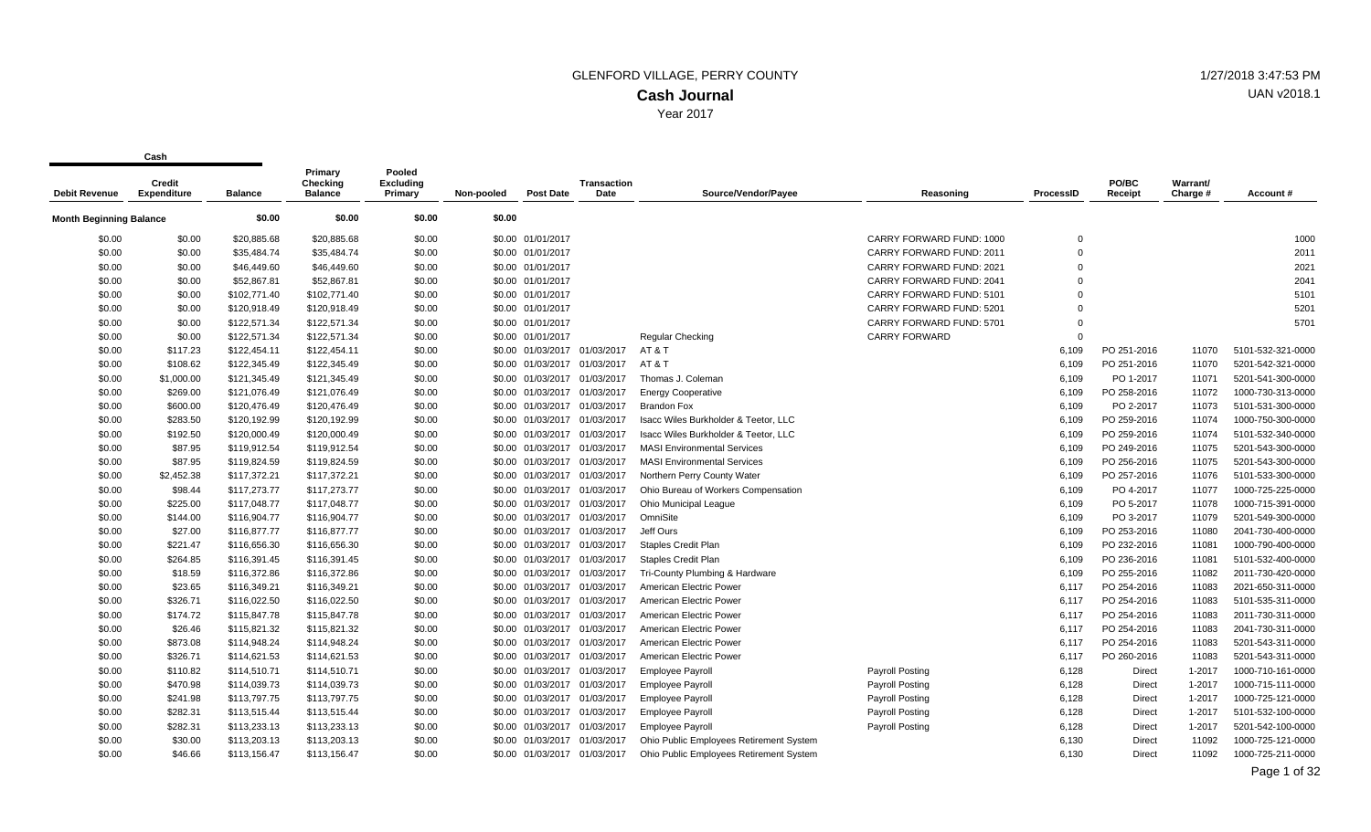# GLENFORD VILLAGE, PERRY COUNTY

## Cash Journal

Year 2017

1/27/2018 3:47:53 PM

UAN v2018.1

| Cash | | | | | | | | | | | | | | |
|---|---|---|---|---|---|---|---|---|---|---|---|---|---|---|
| Debit Revenue | Credit Expenditure | Balance | Primary Checking Balance | Pooled Excluding Primary | Non-pooled | Post Date | Transaction Date | Source/Vendor/Payee | Reasoning | ProcessID | PO/BC Receipt | Warrant/ Charge # | Account # |
| **Month Beginning Balance** | | $0.00 | $0.00 | $0.00 | $0.00 | | | | | | | | |
| $0.00 | $0.00 | $20,885.68 | $20,885.68 | $0.00 | $0.00 | 01/01/2017 | | | CARRY FORWARD FUND: 1000 | 0 | | | 1000 |
| $0.00 | $0.00 | $35,484.74 | $35,484.74 | $0.00 | $0.00 | 01/01/2017 | | | CARRY FORWARD FUND: 2011 | 0 | | | 2011 |
| $0.00 | $0.00 | $46,449.60 | $46,449.60 | $0.00 | $0.00 | 01/01/2017 | | | CARRY FORWARD FUND: 2021 | 0 | | | 2021 |
| $0.00 | $0.00 | $52,867.81 | $52,867.81 | $0.00 | $0.00 | 01/01/2017 | | | CARRY FORWARD FUND: 2041 | 0 | | | 2041 |
| $0.00 | $0.00 | $102,771.40 | $102,771.40 | $0.00 | $0.00 | 01/01/2017 | | | CARRY FORWARD FUND: 5101 | 0 | | | 5101 |
| $0.00 | $0.00 | $120,918.49 | $120,918.49 | $0.00 | $0.00 | 01/01/2017 | | | CARRY FORWARD FUND: 5201 | 0 | | | 5201 |
| $0.00 | $0.00 | $122,571.34 | $122,571.34 | $0.00 | $0.00 | 01/01/2017 | | | CARRY FORWARD FUND: 5701 | 0 | | | 5701 |
| $0.00 | $0.00 | $122,571.34 | $122,571.34 | $0.00 | $0.00 | 01/01/2017 | | Regular Checking | CARRY FORWARD | 0 | | | |
| $0.00 | $117.23 | $122,454.11 | $122,454.11 | $0.00 | $0.00 | 01/03/2017 | 01/03/2017 | AT & T | | 6,109 | PO 251-2016 | 11070 | 5101-532-321-0000 |
| $0.00 | $108.62 | $122,345.49 | $122,345.49 | $0.00 | $0.00 | 01/03/2017 | 01/03/2017 | AT & T | | 6,109 | PO 251-2016 | 11070 | 5201-542-321-0000 |
| $0.00 | $1,000.00 | $121,345.49 | $121,345.49 | $0.00 | $0.00 | 01/03/2017 | 01/03/2017 | Thomas J. Coleman | | 6,109 | PO 1-2017 | 11071 | 5201-541-300-0000 |
| $0.00 | $269.00 | $121,076.49 | $121,076.49 | $0.00 | $0.00 | 01/03/2017 | 01/03/2017 | Energy Cooperative | | 6,109 | PO 258-2016 | 11072 | 1000-730-313-0000 |
| $0.00 | $600.00 | $120,476.49 | $120,476.49 | $0.00 | $0.00 | 01/03/2017 | 01/03/2017 | Brandon Fox | | 6,109 | PO 2-2017 | 11073 | 5101-531-300-0000 |
| $0.00 | $283.50 | $120,192.99 | $120,192.99 | $0.00 | $0.00 | 01/03/2017 | 01/03/2017 | Isacc Wiles Burkholder & Teetor, LLC | | 6,109 | PO 259-2016 | 11074 | 1000-750-300-0000 |
| $0.00 | $192.50 | $120,000.49 | $120,000.49 | $0.00 | $0.00 | 01/03/2017 | 01/03/2017 | Isacc Wiles Burkholder & Teetor, LLC | | 6,109 | PO 259-2016 | 11074 | 5101-532-340-0000 |
| $0.00 | $87.95 | $119,912.54 | $119,912.54 | $0.00 | $0.00 | 01/03/2017 | 01/03/2017 | MASI Environmental Services | | 6,109 | PO 249-2016 | 11075 | 5201-543-300-0000 |
| $0.00 | $87.95 | $119,824.59 | $119,824.59 | $0.00 | $0.00 | 01/03/2017 | 01/03/2017 | MASI Environmental Services | | 6,109 | PO 256-2016 | 11075 | 5201-543-300-0000 |
| $0.00 | $2,452.38 | $117,372.21 | $117,372.21 | $0.00 | $0.00 | 01/03/2017 | 01/03/2017 | Northern Perry County Water | | 6,109 | PO 257-2016 | 11076 | 5101-533-300-0000 |
| $0.00 | $98.44 | $117,273.77 | $117,273.77 | $0.00 | $0.00 | 01/03/2017 | 01/03/2017 | Ohio Bureau of Workers Compensation | | 6,109 | PO 4-2017 | 11077 | 1000-725-225-0000 |
| $0.00 | $225.00 | $117,048.77 | $117,048.77 | $0.00 | $0.00 | 01/03/2017 | 01/03/2017 | Ohio Municipal League | | 6,109 | PO 5-2017 | 11078 | 1000-715-391-0000 |
| $0.00 | $144.00 | $116,904.77 | $116,904.77 | $0.00 | $0.00 | 01/03/2017 | 01/03/2017 | OmniSite | | 6,109 | PO 3-2017 | 11079 | 5201-549-300-0000 |
| $0.00 | $27.00 | $116,877.77 | $116,877.77 | $0.00 | $0.00 | 01/03/2017 | 01/03/2017 | Jeff Ours | | 6,109 | PO 253-2016 | 11080 | 2041-730-400-0000 |
| $0.00 | $221.47 | $116,656.30 | $116,656.30 | $0.00 | $0.00 | 01/03/2017 | 01/03/2017 | Staples Credit Plan | | 6,109 | PO 232-2016 | 11081 | 1000-790-400-0000 |
| $0.00 | $264.85 | $116,391.45 | $116,391.45 | $0.00 | $0.00 | 01/03/2017 | 01/03/2017 | Staples Credit Plan | | 6,109 | PO 236-2016 | 11081 | 5101-532-400-0000 |
| $0.00 | $18.59 | $116,372.86 | $116,372.86 | $0.00 | $0.00 | 01/03/2017 | 01/03/2017 | Tri-County Plumbing & Hardware | | 6,109 | PO 255-2016 | 11082 | 2011-730-420-0000 |
| $0.00 | $23.65 | $116,349.21 | $116,349.21 | $0.00 | $0.00 | 01/03/2017 | 01/03/2017 | American Electric Power | | 6,117 | PO 254-2016 | 11083 | 2021-650-311-0000 |
| $0.00 | $326.71 | $116,022.50 | $116,022.50 | $0.00 | $0.00 | 01/03/2017 | 01/03/2017 | American Electric Power | | 6,117 | PO 254-2016 | 11083 | 5101-535-311-0000 |
| $0.00 | $174.72 | $115,847.78 | $115,847.78 | $0.00 | $0.00 | 01/03/2017 | 01/03/2017 | American Electric Power | | 6,117 | PO 254-2016 | 11083 | 2011-730-311-0000 |
| $0.00 | $26.46 | $115,821.32 | $115,821.32 | $0.00 | $0.00 | 01/03/2017 | 01/03/2017 | American Electric Power | | 6,117 | PO 254-2016 | 11083 | 2041-730-311-0000 |
| $0.00 | $873.08 | $114,948.24 | $114,948.24 | $0.00 | $0.00 | 01/03/2017 | 01/03/2017 | American Electric Power | | 6,117 | PO 254-2016 | 11083 | 5201-543-311-0000 |
| $0.00 | $326.71 | $114,621.53 | $114,621.53 | $0.00 | $0.00 | 01/03/2017 | 01/03/2017 | American Electric Power | | 6,117 | PO 260-2016 | 11083 | 5201-543-311-0000 |
| $0.00 | $110.82 | $114,510.71 | $114,510.71 | $0.00 | $0.00 | 01/03/2017 | 01/03/2017 | Employee Payroll | Payroll Posting | 6,128 | Direct | 1-2017 | 1000-710-161-0000 |
| $0.00 | $470.98 | $114,039.73 | $114,039.73 | $0.00 | $0.00 | 01/03/2017 | 01/03/2017 | Employee Payroll | Payroll Posting | 6,128 | Direct | 1-2017 | 1000-715-111-0000 |
| $0.00 | $241.98 | $113,797.75 | $113,797.75 | $0.00 | $0.00 | 01/03/2017 | 01/03/2017 | Employee Payroll | Payroll Posting | 6,128 | Direct | 1-2017 | 1000-725-121-0000 |
| $0.00 | $282.31 | $113,515.44 | $113,515.44 | $0.00 | $0.00 | 01/03/2017 | 01/03/2017 | Employee Payroll | Payroll Posting | 6,128 | Direct | 1-2017 | 5101-532-100-0000 |
| $0.00 | $282.31 | $113,233.13 | $113,233.13 | $0.00 | $0.00 | 01/03/2017 | 01/03/2017 | Employee Payroll | Payroll Posting | 6,128 | Direct | 1-2017 | 5201-542-100-0000 |
| $0.00 | $30.00 | $113,203.13 | $113,203.13 | $0.00 | $0.00 | 01/03/2017 | 01/03/2017 | Ohio Public Employees Retirement System | | 6,130 | Direct | 11092 | 1000-725-121-0000 |
| $0.00 | $46.66 | $113,156.47 | $113,156.47 | $0.00 | $0.00 | 01/03/2017 | 01/03/2017 | Ohio Public Employees Retirement System | | 6,130 | Direct | 11092 | 1000-725-211-0000 |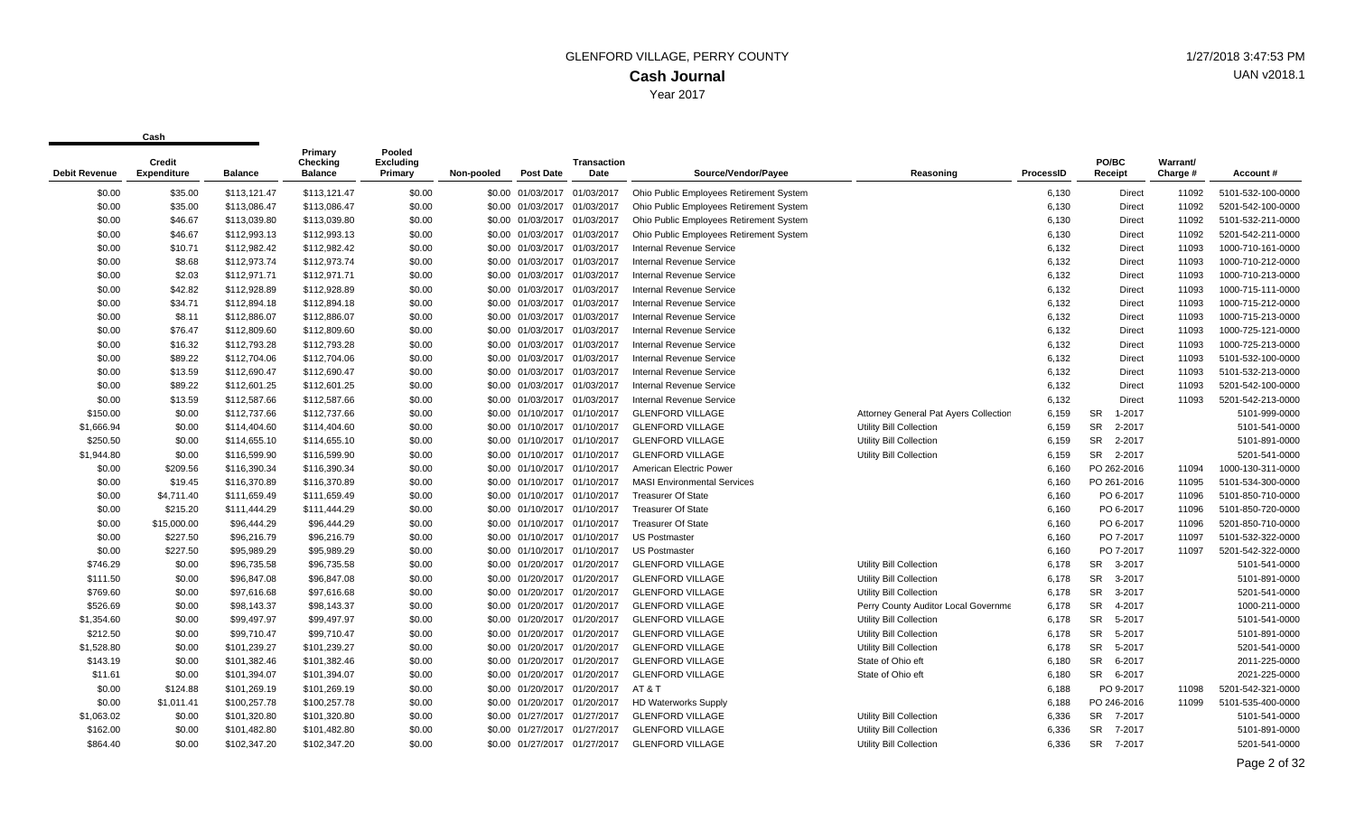# GLENFORD VILLAGE, PERRY COUNTY

## Cash Journal

Year 2017

1/27/2018 3:47:53 PM
UAN v2018.1

| Cash | | | | | | | | | | | | | | |
|---|---|---|---|---|---|---|---|---|---|---|---|---|---|---|
| Debit Revenue | Credit Expenditure | Balance | Primary Checking Balance | Pooled Excluding Primary | Non-pooled | Post Date | Transaction Date | Source/Vendor/Payee | Reasoning | ProcessID | PO/BC Receipt | Warrant/ Charge # | Account # |
| $0.00 | $35.00 | $113,121.47 | $113,121.47 | $0.00 | $0.00 | 01/03/2017 | 01/03/2017 | Ohio Public Employees Retirement System | | 6,130 | Direct | 11092 | 5101-532-100-0000 |
| $0.00 | $35.00 | $113,086.47 | $113,086.47 | $0.00 | $0.00 | 01/03/2017 | 01/03/2017 | Ohio Public Employees Retirement System | | 6,130 | Direct | 11092 | 5201-542-100-0000 |
| $0.00 | $46.67 | $113,039.80 | $113,039.80 | $0.00 | $0.00 | 01/03/2017 | 01/03/2017 | Ohio Public Employees Retirement System | | 6,130 | Direct | 11092 | 5101-532-211-0000 |
| $0.00 | $46.67 | $112,993.13 | $112,993.13 | $0.00 | $0.00 | 01/03/2017 | 01/03/2017 | Ohio Public Employees Retirement System | | 6,130 | Direct | 11092 | 5201-542-211-0000 |
| $0.00 | $10.71 | $112,982.42 | $112,982.42 | $0.00 | $0.00 | 01/03/2017 | 01/03/2017 | Internal Revenue Service | | 6,132 | Direct | 11093 | 1000-710-161-0000 |
| $0.00 | $8.68 | $112,973.74 | $112,973.74 | $0.00 | $0.00 | 01/03/2017 | 01/03/2017 | Internal Revenue Service | | 6,132 | Direct | 11093 | 1000-710-212-0000 |
| $0.00 | $2.03 | $112,971.71 | $112,971.71 | $0.00 | $0.00 | 01/03/2017 | 01/03/2017 | Internal Revenue Service | | 6,132 | Direct | 11093 | 1000-710-213-0000 |
| $0.00 | $42.82 | $112,928.89 | $112,928.89 | $0.00 | $0.00 | 01/03/2017 | 01/03/2017 | Internal Revenue Service | | 6,132 | Direct | 11093 | 1000-715-111-0000 |
| $0.00 | $34.71 | $112,894.18 | $112,894.18 | $0.00 | $0.00 | 01/03/2017 | 01/03/2017 | Internal Revenue Service | | 6,132 | Direct | 11093 | 1000-715-212-0000 |
| $0.00 | $8.11 | $112,886.07 | $112,886.07 | $0.00 | $0.00 | 01/03/2017 | 01/03/2017 | Internal Revenue Service | | 6,132 | Direct | 11093 | 1000-715-213-0000 |
| $0.00 | $76.47 | $112,809.60 | $112,809.60 | $0.00 | $0.00 | 01/03/2017 | 01/03/2017 | Internal Revenue Service | | 6,132 | Direct | 11093 | 1000-725-121-0000 |
| $0.00 | $16.32 | $112,793.28 | $112,793.28 | $0.00 | $0.00 | 01/03/2017 | 01/03/2017 | Internal Revenue Service | | 6,132 | Direct | 11093 | 1000-725-213-0000 |
| $0.00 | $89.22 | $112,704.06 | $112,704.06 | $0.00 | $0.00 | 01/03/2017 | 01/03/2017 | Internal Revenue Service | | 6,132 | Direct | 11093 | 5101-532-100-0000 |
| $0.00 | $13.59 | $112,690.47 | $112,690.47 | $0.00 | $0.00 | 01/03/2017 | 01/03/2017 | Internal Revenue Service | | 6,132 | Direct | 11093 | 5101-532-213-0000 |
| $0.00 | $89.22 | $112,601.25 | $112,601.25 | $0.00 | $0.00 | 01/03/2017 | 01/03/2017 | Internal Revenue Service | | 6,132 | Direct | 11093 | 5201-542-100-0000 |
| $0.00 | $13.59 | $112,587.66 | $112,587.66 | $0.00 | $0.00 | 01/03/2017 | 01/03/2017 | Internal Revenue Service | | 6,132 | Direct | 11093 | 5201-542-213-0000 |
| $150.00 | $0.00 | $112,737.66 | $112,737.66 | $0.00 | $0.00 | 01/10/2017 | 01/10/2017 | GLENFORD VILLAGE | Attorney General Pat Ayers Collection | 6,159 | SR 1-2017 | | 5101-999-0000 |
| $1,666.94 | $0.00 | $114,404.60 | $114,404.60 | $0.00 | $0.00 | 01/10/2017 | 01/10/2017 | GLENFORD VILLAGE | Utility Bill Collection | 6,159 | SR 2-2017 | | 5101-541-0000 |
| $250.50 | $0.00 | $114,655.10 | $114,655.10 | $0.00 | $0.00 | 01/10/2017 | 01/10/2017 | GLENFORD VILLAGE | Utility Bill Collection | 6,159 | SR 2-2017 | | 5101-891-0000 |
| $1,944.80 | $0.00 | $116,599.90 | $116,599.90 | $0.00 | $0.00 | 01/10/2017 | 01/10/2017 | GLENFORD VILLAGE | Utility Bill Collection | 6,159 | SR 2-2017 | | 5201-541-0000 |
| $0.00 | $209.56 | $116,390.34 | $116,390.34 | $0.00 | $0.00 | 01/10/2017 | 01/10/2017 | American Electric Power | | 6,160 | PO 262-2016 | 11094 | 1000-130-311-0000 |
| $0.00 | $19.45 | $116,370.89 | $116,370.89 | $0.00 | $0.00 | 01/10/2017 | 01/10/2017 | MASI Environmental Services | | 6,160 | PO 261-2016 | 11095 | 5101-534-300-0000 |
| $0.00 | $4,711.40 | $111,659.49 | $111,659.49 | $0.00 | $0.00 | 01/10/2017 | 01/10/2017 | Treasurer Of State | | 6,160 | PO 6-2017 | 11096 | 5101-850-710-0000 |
| $0.00 | $215.20 | $111,444.29 | $111,444.29 | $0.00 | $0.00 | 01/10/2017 | 01/10/2017 | Treasurer Of State | | 6,160 | PO 6-2017 | 11096 | 5101-850-720-0000 |
| $0.00 | $15,000.00 | $96,444.29 | $96,444.29 | $0.00 | $0.00 | 01/10/2017 | 01/10/2017 | Treasurer Of State | | 6,160 | PO 6-2017 | 11096 | 5201-850-710-0000 |
| $0.00 | $227.50 | $96,216.79 | $96,216.79 | $0.00 | $0.00 | 01/10/2017 | 01/10/2017 | US Postmaster | | 6,160 | PO 7-2017 | 11097 | 5101-532-322-0000 |
| $0.00 | $227.50 | $95,989.29 | $95,989.29 | $0.00 | $0.00 | 01/10/2017 | 01/10/2017 | US Postmaster | | 6,160 | PO 7-2017 | 11097 | 5201-542-322-0000 |
| $746.29 | $0.00 | $96,735.58 | $96,735.58 | $0.00 | $0.00 | 01/20/2017 | 01/20/2017 | GLENFORD VILLAGE | Utility Bill Collection | 6,178 | SR 3-2017 | | 5101-541-0000 |
| $111.50 | $0.00 | $96,847.08 | $96,847.08 | $0.00 | $0.00 | 01/20/2017 | 01/20/2017 | GLENFORD VILLAGE | Utility Bill Collection | 6,178 | SR 3-2017 | | 5101-891-0000 |
| $769.60 | $0.00 | $97,616.68 | $97,616.68 | $0.00 | $0.00 | 01/20/2017 | 01/20/2017 | GLENFORD VILLAGE | Utility Bill Collection | 6,178 | SR 3-2017 | | 5201-541-0000 |
| $526.69 | $0.00 | $98,143.37 | $98,143.37 | $0.00 | $0.00 | 01/20/2017 | 01/20/2017 | GLENFORD VILLAGE | Perry County Auditor Local Governme | 6,178 | SR 4-2017 | | 1000-211-0000 |
| $1,354.60 | $0.00 | $99,497.97 | $99,497.97 | $0.00 | $0.00 | 01/20/2017 | 01/20/2017 | GLENFORD VILLAGE | Utility Bill Collection | 6,178 | SR 5-2017 | | 5101-541-0000 |
| $212.50 | $0.00 | $99,710.47 | $99,710.47 | $0.00 | $0.00 | 01/20/2017 | 01/20/2017 | GLENFORD VILLAGE | Utility Bill Collection | 6,178 | SR 5-2017 | | 5101-891-0000 |
| $1,528.80 | $0.00 | $101,239.27 | $101,239.27 | $0.00 | $0.00 | 01/20/2017 | 01/20/2017 | GLENFORD VILLAGE | Utility Bill Collection | 6,178 | SR 5-2017 | | 5201-541-0000 |
| $143.19 | $0.00 | $101,382.46 | $101,382.46 | $0.00 | $0.00 | 01/20/2017 | 01/20/2017 | GLENFORD VILLAGE | State of Ohio eft | 6,180 | SR 6-2017 | | 2011-225-0000 |
| $11.61 | $0.00 | $101,394.07 | $101,394.07 | $0.00 | $0.00 | 01/20/2017 | 01/20/2017 | GLENFORD VILLAGE | State of Ohio eft | 6,180 | SR 6-2017 | | 2021-225-0000 |
| $0.00 | $124.88 | $101,269.19 | $101,269.19 | $0.00 | $0.00 | 01/20/2017 | 01/20/2017 | AT & T | | 6,188 | PO 9-2017 | 11098 | 5201-542-321-0000 |
| $0.00 | $1,011.41 | $100,257.78 | $100,257.78 | $0.00 | $0.00 | 01/20/2017 | 01/20/2017 | HD Waterworks Supply | | 6,188 | PO 246-2016 | 11099 | 5101-535-400-0000 |
| $1,063.02 | $0.00 | $101,320.80 | $101,320.80 | $0.00 | $0.00 | 01/27/2017 | 01/27/2017 | GLENFORD VILLAGE | Utility Bill Collection | 6,336 | SR 7-2017 | | 5101-541-0000 |
| $162.00 | $0.00 | $101,482.80 | $101,482.80 | $0.00 | $0.00 | 01/27/2017 | 01/27/2017 | GLENFORD VILLAGE | Utility Bill Collection | 6,336 | SR 7-2017 | | 5101-891-0000 |
| $864.40 | $0.00 | $102,347.20 | $102,347.20 | $0.00 | $0.00 | 01/27/2017 | 01/27/2017 | GLENFORD VILLAGE | Utility Bill Collection | 6,336 | SR 7-2017 | | 5201-541-0000 |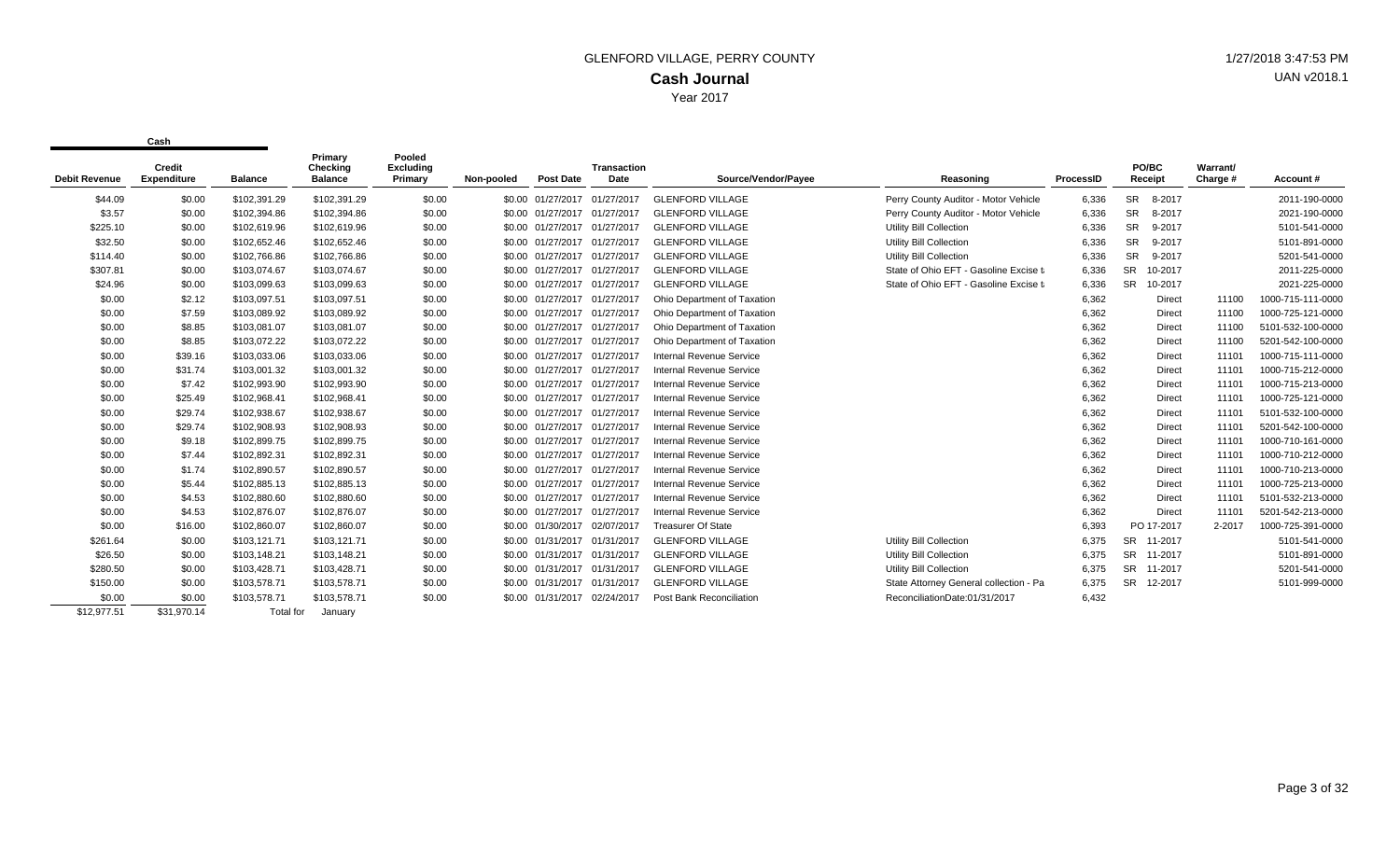# GLENFORD VILLAGE, PERRY COUNTY

## Cash Journal

Year 2017

1/27/2018 3:47:53 PM
UAN v2018.1

| Cash | | | | | | | | | | | | | | |
|---|---|---|---|---|---|---|---|---|---|---|---|---|---|---|
| **Debit Revenue** | **Credit Expenditure** | **Balance** | **Primary Checking Balance** | **Pooled Excluding Primary** | **Non-pooled** | **Post Date** | **Transaction Date** | **Source/Vendor/Payee** | **Reasoning** | **ProcessID** | **PO/BC Receipt** | **Warrant/ Charge #** | **Account #** |
| $44.09 | $0.00 | $102,391.29 | $102,391.29 | $0.00 | $0.00 | 01/27/2017 | 01/27/2017 | GLENFORD VILLAGE | Perry County Auditor - Motor Vehicle | 6,336 | SR 8-2017 | | 2011-190-0000 |
| $3.57 | $0.00 | $102,394.86 | $102,394.86 | $0.00 | $0.00 | 01/27/2017 | 01/27/2017 | GLENFORD VILLAGE | Perry County Auditor - Motor Vehicle | 6,336 | SR 8-2017 | | 2021-190-0000 |
| $225.10 | $0.00 | $102,619.96 | $102,619.96 | $0.00 | $0.00 | 01/27/2017 | 01/27/2017 | GLENFORD VILLAGE | Utility Bill Collection | 6,336 | SR 9-2017 | | 5101-541-0000 |
| $32.50 | $0.00 | $102,652.46 | $102,652.46 | $0.00 | $0.00 | 01/27/2017 | 01/27/2017 | GLENFORD VILLAGE | Utility Bill Collection | 6,336 | SR 9-2017 | | 5101-891-0000 |
| $114.40 | $0.00 | $102,766.86 | $102,766.86 | $0.00 | $0.00 | 01/27/2017 | 01/27/2017 | GLENFORD VILLAGE | Utility Bill Collection | 6,336 | SR 9-2017 | | 5201-541-0000 |
| $307.81 | $0.00 | $103,074.67 | $103,074.67 | $0.00 | $0.00 | 01/27/2017 | 01/27/2017 | GLENFORD VILLAGE | State of Ohio EFT - Gasoline Excise t | 6,336 | SR 10-2017 | | 2011-225-0000 |
| $24.96 | $0.00 | $103,099.63 | $103,099.63 | $0.00 | $0.00 | 01/27/2017 | 01/27/2017 | GLENFORD VILLAGE | State of Ohio EFT - Gasoline Excise t | 6,336 | SR 10-2017 | | 2021-225-0000 |
| $0.00 | $2.12 | $103,097.51 | $103,097.51 | $0.00 | $0.00 | 01/27/2017 | 01/27/2017 | Ohio Department of Taxation | | 6,362 | Direct | 11100 | 1000-715-111-0000 |
| $0.00 | $7.59 | $103,089.92 | $103,089.92 | $0.00 | $0.00 | 01/27/2017 | 01/27/2017 | Ohio Department of Taxation | | 6,362 | Direct | 11100 | 1000-725-121-0000 |
| $0.00 | $8.85 | $103,081.07 | $103,081.07 | $0.00 | $0.00 | 01/27/2017 | 01/27/2017 | Ohio Department of Taxation | | 6,362 | Direct | 11100 | 5101-532-100-0000 |
| $0.00 | $8.85 | $103,072.22 | $103,072.22 | $0.00 | $0.00 | 01/27/2017 | 01/27/2017 | Ohio Department of Taxation | | 6,362 | Direct | 11100 | 5201-542-100-0000 |
| $0.00 | $39.16 | $103,033.06 | $103,033.06 | $0.00 | $0.00 | 01/27/2017 | 01/27/2017 | Internal Revenue Service | | 6,362 | Direct | 11101 | 1000-715-111-0000 |
| $0.00 | $31.74 | $103,001.32 | $103,001.32 | $0.00 | $0.00 | 01/27/2017 | 01/27/2017 | Internal Revenue Service | | 6,362 | Direct | 11101 | 1000-715-212-0000 |
| $0.00 | $7.42 | $102,993.90 | $102,993.90 | $0.00 | $0.00 | 01/27/2017 | 01/27/2017 | Internal Revenue Service | | 6,362 | Direct | 11101 | 1000-715-213-0000 |
| $0.00 | $25.49 | $102,968.41 | $102,968.41 | $0.00 | $0.00 | 01/27/2017 | 01/27/2017 | Internal Revenue Service | | 6,362 | Direct | 11101 | 1000-725-121-0000 |
| $0.00 | $29.74 | $102,938.67 | $102,938.67 | $0.00 | $0.00 | 01/27/2017 | 01/27/2017 | Internal Revenue Service | | 6,362 | Direct | 11101 | 5101-532-100-0000 |
| $0.00 | $29.74 | $102,908.93 | $102,908.93 | $0.00 | $0.00 | 01/27/2017 | 01/27/2017 | Internal Revenue Service | | 6,362 | Direct | 11101 | 5201-542-100-0000 |
| $0.00 | $9.18 | $102,899.75 | $102,899.75 | $0.00 | $0.00 | 01/27/2017 | 01/27/2017 | Internal Revenue Service | | 6,362 | Direct | 11101 | 1000-710-161-0000 |
| $0.00 | $7.44 | $102,892.31 | $102,892.31 | $0.00 | $0.00 | 01/27/2017 | 01/27/2017 | Internal Revenue Service | | 6,362 | Direct | 11101 | 1000-710-212-0000 |
| $0.00 | $1.74 | $102,890.57 | $102,890.57 | $0.00 | $0.00 | 01/27/2017 | 01/27/2017 | Internal Revenue Service | | 6,362 | Direct | 11101 | 1000-710-213-0000 |
| $0.00 | $5.44 | $102,885.13 | $102,885.13 | $0.00 | $0.00 | 01/27/2017 | 01/27/2017 | Internal Revenue Service | | 6,362 | Direct | 11101 | 1000-725-213-0000 |
| $0.00 | $4.53 | $102,880.60 | $102,880.60 | $0.00 | $0.00 | 01/27/2017 | 01/27/2017 | Internal Revenue Service | | 6,362 | Direct | 11101 | 5101-532-213-0000 |
| $0.00 | $4.53 | $102,876.07 | $102,876.07 | $0.00 | $0.00 | 01/27/2017 | 01/27/2017 | Internal Revenue Service | | 6,362 | Direct | 11101 | 5201-542-213-0000 |
| $0.00 | $16.00 | $102,860.07 | $102,860.07 | $0.00 | $0.00 | 01/30/2017 | 02/07/2017 | Treasurer Of State | | 6,393 | PO 17-2017 | 2-2017 | 1000-725-391-0000 |
| $261.64 | $0.00 | $103,121.71 | $103,121.71 | $0.00 | $0.00 | 01/31/2017 | 01/31/2017 | GLENFORD VILLAGE | Utility Bill Collection | 6,375 | SR 11-2017 | | 5101-541-0000 |
| $26.50 | $0.00 | $103,148.21 | $103,148.21 | $0.00 | $0.00 | 01/31/2017 | 01/31/2017 | GLENFORD VILLAGE | Utility Bill Collection | 6,375 | SR 11-2017 | | 5101-891-0000 |
| $280.50 | $0.00 | $103,428.71 | $103,428.71 | $0.00 | $0.00 | 01/31/2017 | 01/31/2017 | GLENFORD VILLAGE | Utility Bill Collection | 6,375 | SR 11-2017 | | 5201-541-0000 |
| $150.00 | $0.00 | $103,578.71 | $103,578.71 | $0.00 | $0.00 | 01/31/2017 | 01/31/2017 | GLENFORD VILLAGE | State Attorney General collection - Pa | 6,375 | SR 12-2017 | | 5101-999-0000 |
| $0.00 | $0.00 | $103,578.71 | $103,578.71 | $0.00 | $0.00 | 01/31/2017 | 02/24/2017 | Post Bank Reconciliation | ReconciliationDate:01/31/2017 | 6,432 | | | |
| $12,977.51 | $31,970.14 | Total for | January | | | | | | | | | | |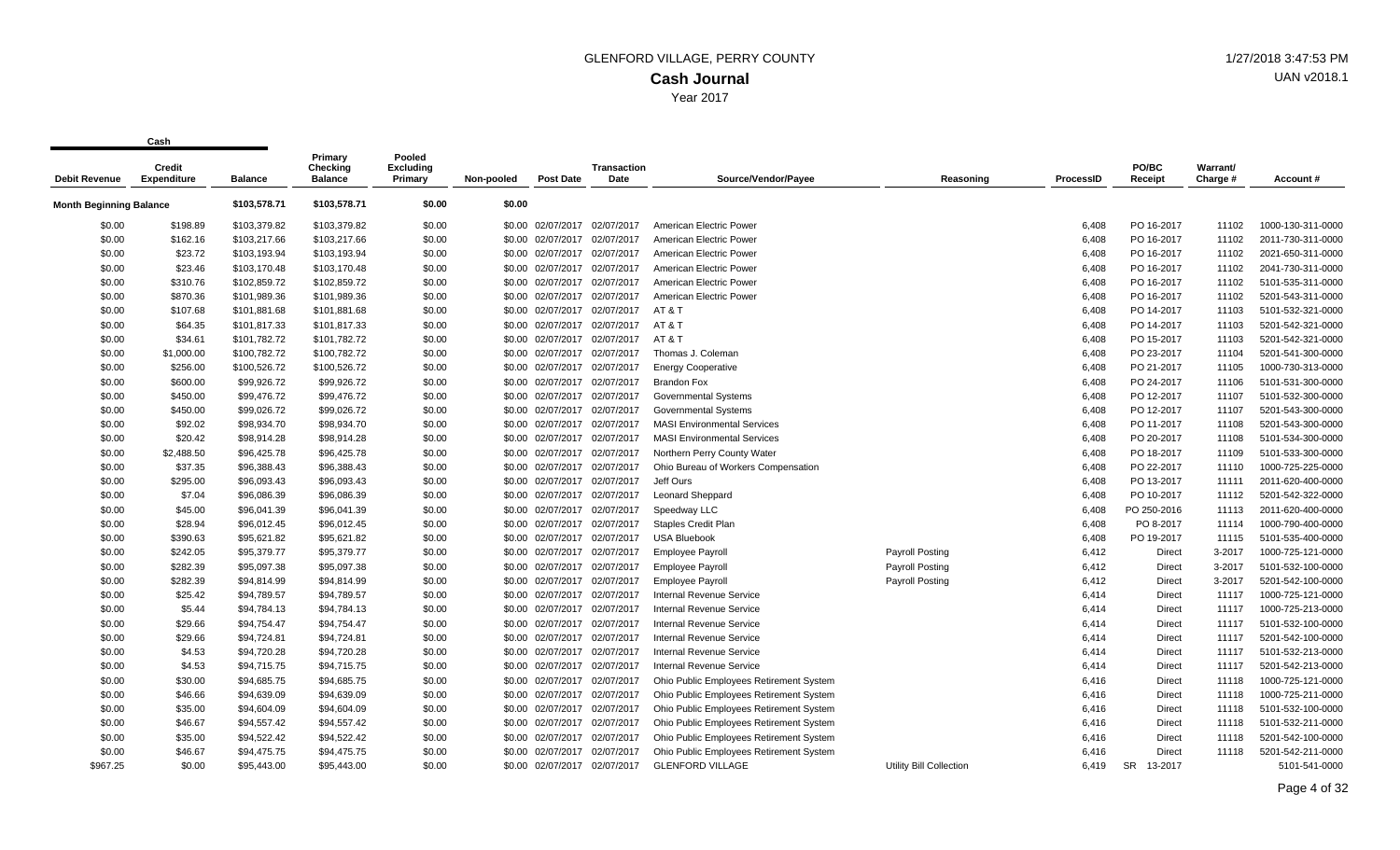# GLENFORD VILLAGE, PERRY COUNTY

## Cash Journal

Year 2017

1/27/2018 3:47:53 PM
UAN v2018.1

| Cash | | | | | | | | | | | | | |
|---|---|---|---|---|---|---|---|---|---|---|---|---|---|
| **Debit Revenue** | **Credit Expenditure** | **Balance** | **Primary Checking Balance** | **Pooled Excluding Primary** | **Non-pooled** | **Post Date** | **Transaction Date** | **Source/Vendor/Payee** | **Reasoning** | **ProcessID** | **PO/BC Receipt** | **Warrant/ Charge #** | **Account #** |
| **Month Beginning Balance** | | **$103,578.71** | **$103,578.71** | **$0.00** | **$0.00** | | | | | | | | |
| $0.00 | $198.89 | $103,379.82 | $103,379.82 | $0.00 | $0.00 | 02/07/2017 | 02/07/2017 | American Electric Power | | 6,408 | PO 16-2017 | 11102 | 1000-130-311-0000 |
| $0.00 | $162.16 | $103,217.66 | $103,217.66 | $0.00 | $0.00 | 02/07/2017 | 02/07/2017 | American Electric Power | | 6,408 | PO 16-2017 | 11102 | 2011-730-311-0000 |
| $0.00 | $23.72 | $103,193.94 | $103,193.94 | $0.00 | $0.00 | 02/07/2017 | 02/07/2017 | American Electric Power | | 6,408 | PO 16-2017 | 11102 | 2021-650-311-0000 |
| $0.00 | $23.46 | $103,170.48 | $103,170.48 | $0.00 | $0.00 | 02/07/2017 | 02/07/2017 | American Electric Power | | 6,408 | PO 16-2017 | 11102 | 2041-730-311-0000 |
| $0.00 | $310.76 | $102,859.72 | $102,859.72 | $0.00 | $0.00 | 02/07/2017 | 02/07/2017 | American Electric Power | | 6,408 | PO 16-2017 | 11102 | 5101-535-311-0000 |
| $0.00 | $870.36 | $101,989.36 | $101,989.36 | $0.00 | $0.00 | 02/07/2017 | 02/07/2017 | American Electric Power | | 6,408 | PO 16-2017 | 11102 | 5201-543-311-0000 |
| $0.00 | $107.68 | $101,881.68 | $101,881.68 | $0.00 | $0.00 | 02/07/2017 | 02/07/2017 | AT & T | | 6,408 | PO 14-2017 | 11103 | 5101-532-321-0000 |
| $0.00 | $64.35 | $101,817.33 | $101,817.33 | $0.00 | $0.00 | 02/07/2017 | 02/07/2017 | AT & T | | 6,408 | PO 14-2017 | 11103 | 5201-542-321-0000 |
| $0.00 | $34.61 | $101,782.72 | $101,782.72 | $0.00 | $0.00 | 02/07/2017 | 02/07/2017 | AT & T | | 6,408 | PO 15-2017 | 11103 | 5201-542-321-0000 |
| $0.00 | $1,000.00 | $100,782.72 | $100,782.72 | $0.00 | $0.00 | 02/07/2017 | 02/07/2017 | Thomas J. Coleman | | 6,408 | PO 23-2017 | 11104 | 5201-541-300-0000 |
| $0.00 | $256.00 | $100,526.72 | $100,526.72 | $0.00 | $0.00 | 02/07/2017 | 02/07/2017 | Energy Cooperative | | 6,408 | PO 21-2017 | 11105 | 1000-730-313-0000 |
| $0.00 | $600.00 | $99,926.72 | $99,926.72 | $0.00 | $0.00 | 02/07/2017 | 02/07/2017 | Brandon Fox | | 6,408 | PO 24-2017 | 11106 | 5101-531-300-0000 |
| $0.00 | $450.00 | $99,476.72 | $99,476.72 | $0.00 | $0.00 | 02/07/2017 | 02/07/2017 | Governmental Systems | | 6,408 | PO 12-2017 | 11107 | 5101-532-300-0000 |
| $0.00 | $450.00 | $99,026.72 | $99,026.72 | $0.00 | $0.00 | 02/07/2017 | 02/07/2017 | Governmental Systems | | 6,408 | PO 12-2017 | 11107 | 5201-543-300-0000 |
| $0.00 | $92.02 | $98,934.70 | $98,934.70 | $0.00 | $0.00 | 02/07/2017 | 02/07/2017 | MASI Environmental Services | | 6,408 | PO 11-2017 | 11108 | 5201-543-300-0000 |
| $0.00 | $20.42 | $98,914.28 | $98,914.28 | $0.00 | $0.00 | 02/07/2017 | 02/07/2017 | MASI Environmental Services | | 6,408 | PO 20-2017 | 11108 | 5101-534-300-0000 |
| $0.00 | $2,488.50 | $96,425.78 | $96,425.78 | $0.00 | $0.00 | 02/07/2017 | 02/07/2017 | Northern Perry County Water | | 6,408 | PO 18-2017 | 11109 | 5101-533-300-0000 |
| $0.00 | $37.35 | $96,388.43 | $96,388.43 | $0.00 | $0.00 | 02/07/2017 | 02/07/2017 | Ohio Bureau of Workers Compensation | | 6,408 | PO 22-2017 | 11110 | 1000-725-225-0000 |
| $0.00 | $295.00 | $96,093.43 | $96,093.43 | $0.00 | $0.00 | 02/07/2017 | 02/07/2017 | Jeff Ours | | 6,408 | PO 13-2017 | 11111 | 2011-620-400-0000 |
| $0.00 | $7.04 | $96,086.39 | $96,086.39 | $0.00 | $0.00 | 02/07/2017 | 02/07/2017 | Leonard Sheppard | | 6,408 | PO 10-2017 | 11112 | 5201-542-322-0000 |
| $0.00 | $45.00 | $96,041.39 | $96,041.39 | $0.00 | $0.00 | 02/07/2017 | 02/07/2017 | Speedway LLC | | 6,408 | PO 250-2016 | 11113 | 2011-620-400-0000 |
| $0.00 | $28.94 | $96,012.45 | $96,012.45 | $0.00 | $0.00 | 02/07/2017 | 02/07/2017 | Staples Credit Plan | | 6,408 | PO 8-2017 | 11114 | 1000-790-400-0000 |
| $0.00 | $390.63 | $95,621.82 | $95,621.82 | $0.00 | $0.00 | 02/07/2017 | 02/07/2017 | USA Bluebook | | 6,408 | PO 19-2017 | 11115 | 5101-535-400-0000 |
| $0.00 | $242.05 | $95,379.77 | $95,379.77 | $0.00 | $0.00 | 02/07/2017 | 02/07/2017 | Employee Payroll | Payroll Posting | 6,412 | Direct | 3-2017 | 1000-725-121-0000 |
| $0.00 | $282.39 | $95,097.38 | $95,097.38 | $0.00 | $0.00 | 02/07/2017 | 02/07/2017 | Employee Payroll | Payroll Posting | 6,412 | Direct | 3-2017 | 5101-532-100-0000 |
| $0.00 | $282.39 | $94,814.99 | $94,814.99 | $0.00 | $0.00 | 02/07/2017 | 02/07/2017 | Employee Payroll | Payroll Posting | 6,412 | Direct | 3-2017 | 5201-542-100-0000 |
| $0.00 | $25.42 | $94,789.57 | $94,789.57 | $0.00 | $0.00 | 02/07/2017 | 02/07/2017 | Internal Revenue Service | | 6,414 | Direct | 11117 | 1000-725-121-0000 |
| $0.00 | $5.44 | $94,784.13 | $94,784.13 | $0.00 | $0.00 | 02/07/2017 | 02/07/2017 | Internal Revenue Service | | 6,414 | Direct | 11117 | 1000-725-213-0000 |
| $0.00 | $29.66 | $94,754.47 | $94,754.47 | $0.00 | $0.00 | 02/07/2017 | 02/07/2017 | Internal Revenue Service | | 6,414 | Direct | 11117 | 5101-532-100-0000 |
| $0.00 | $29.66 | $94,724.81 | $94,724.81 | $0.00 | $0.00 | 02/07/2017 | 02/07/2017 | Internal Revenue Service | | 6,414 | Direct | 11117 | 5201-542-100-0000 |
| $0.00 | $4.53 | $94,720.28 | $94,720.28 | $0.00 | $0.00 | 02/07/2017 | 02/07/2017 | Internal Revenue Service | | 6,414 | Direct | 11117 | 5101-532-213-0000 |
| $0.00 | $4.53 | $94,715.75 | $94,715.75 | $0.00 | $0.00 | 02/07/2017 | 02/07/2017 | Internal Revenue Service | | 6,414 | Direct | 11117 | 5201-542-213-0000 |
| $0.00 | $30.00 | $94,685.75 | $94,685.75 | $0.00 | $0.00 | 02/07/2017 | 02/07/2017 | Ohio Public Employees Retirement System | | 6,416 | Direct | 11118 | 1000-725-121-0000 |
| $0.00 | $46.66 | $94,639.09 | $94,639.09 | $0.00 | $0.00 | 02/07/2017 | 02/07/2017 | Ohio Public Employees Retirement System | | 6,416 | Direct | 11118 | 1000-725-211-0000 |
| $0.00 | $35.00 | $94,604.09 | $94,604.09 | $0.00 | $0.00 | 02/07/2017 | 02/07/2017 | Ohio Public Employees Retirement System | | 6,416 | Direct | 11118 | 5101-532-100-0000 |
| $0.00 | $46.67 | $94,557.42 | $94,557.42 | $0.00 | $0.00 | 02/07/2017 | 02/07/2017 | Ohio Public Employees Retirement System | | 6,416 | Direct | 11118 | 5101-532-211-0000 |
| $0.00 | $35.00 | $94,522.42 | $94,522.42 | $0.00 | $0.00 | 02/07/2017 | 02/07/2017 | Ohio Public Employees Retirement System | | 6,416 | Direct | 11118 | 5201-542-100-0000 |
| $0.00 | $46.67 | $94,475.75 | $94,475.75 | $0.00 | $0.00 | 02/07/2017 | 02/07/2017 | Ohio Public Employees Retirement System | | 6,416 | Direct | 11118 | 5201-542-211-0000 |
| $967.25 | $0.00 | $95,443.00 | $95,443.00 | $0.00 | $0.00 | 02/07/2017 | 02/07/2017 | GLENFORD VILLAGE | Utility Bill Collection | 6,419 | SR 13-2017 | | 5101-541-0000 |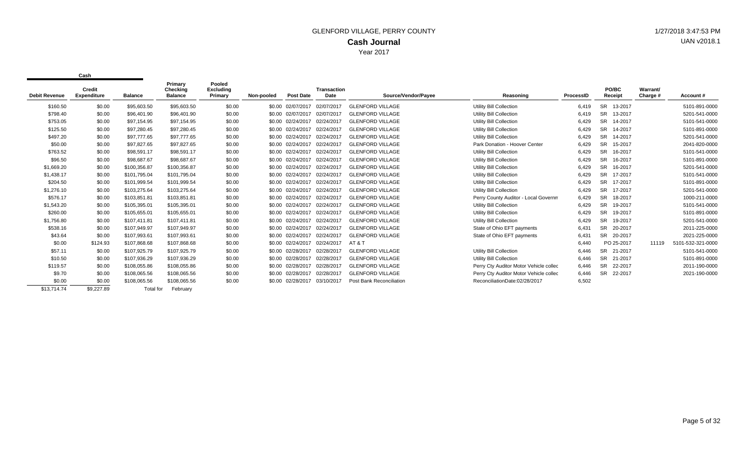GLENFORD VILLAGE, PERRY COUNTY

1/27/2018 3:47:53 PM

**Cash Journal**

UAN v2018.1

Year 2017

| Cash | | | | | | | | | | | | | | |
|---|---|---|---|---|---|---|---|---|---|---|---|---|---|---|
| Debit Revenue | Credit Expenditure | Balance | Primary Checking Balance | Pooled Excluding Primary | Non-pooled | Post Date | Transaction Date | Source/Vendor/Payee | Reasoning | ProcessID | PO/BC Receipt | Warrant/ Charge # | Account # |
| $160.50 | $0.00 | $95,603.50 | $95,603.50 | $0.00 | $0.00 | 02/07/2017 | 02/07/2017 | GLENFORD VILLAGE | Utility Bill Collection | 6,419 | SR 13-2017 | | 5101-891-0000 |
| $798.40 | $0.00 | $96,401.90 | $96,401.90 | $0.00 | $0.00 | 02/07/2017 | 02/07/2017 | GLENFORD VILLAGE | Utility Bill Collection | 6,419 | SR 13-2017 | | 5201-541-0000 |
| $753.05 | $0.00 | $97,154.95 | $97,154.95 | $0.00 | $0.00 | 02/24/2017 | 02/24/2017 | GLENFORD VILLAGE | Utility Bill Collection | 6,429 | SR 14-2017 | | 5101-541-0000 |
| $125.50 | $0.00 | $97,280.45 | $97,280.45 | $0.00 | $0.00 | 02/24/2017 | 02/24/2017 | GLENFORD VILLAGE | Utility Bill Collection | 6,429 | SR 14-2017 | | 5101-891-0000 |
| $497.20 | $0.00 | $97,777.65 | $97,777.65 | $0.00 | $0.00 | 02/24/2017 | 02/24/2017 | GLENFORD VILLAGE | Utility Bill Collection | 6,429 | SR 14-2017 | | 5201-541-0000 |
| $50.00 | $0.00 | $97,827.65 | $97,827.65 | $0.00 | $0.00 | 02/24/2017 | 02/24/2017 | GLENFORD VILLAGE | Park Donation - Hoover Center | 6,429 | SR 15-2017 | | 2041-820-0000 |
| $763.52 | $0.00 | $98,591.17 | $98,591.17 | $0.00 | $0.00 | 02/24/2017 | 02/24/2017 | GLENFORD VILLAGE | Utility Bill Collection | 6,429 | SR 16-2017 | | 5101-541-0000 |
| $96.50 | $0.00 | $98,687.67 | $98,687.67 | $0.00 | $0.00 | 02/24/2017 | 02/24/2017 | GLENFORD VILLAGE | Utility Bill Collection | 6,429 | SR 16-2017 | | 5101-891-0000 |
| $1,669.20 | $0.00 | $100,356.87 | $100,356.87 | $0.00 | $0.00 | 02/24/2017 | 02/24/2017 | GLENFORD VILLAGE | Utility Bill Collection | 6,429 | SR 16-2017 | | 5201-541-0000 |
| $1,438.17 | $0.00 | $101,795.04 | $101,795.04 | $0.00 | $0.00 | 02/24/2017 | 02/24/2017 | GLENFORD VILLAGE | Utility Bill Collection | 6,429 | SR 17-2017 | | 5101-541-0000 |
| $204.50 | $0.00 | $101,999.54 | $101,999.54 | $0.00 | $0.00 | 02/24/2017 | 02/24/2017 | GLENFORD VILLAGE | Utility Bill Collection | 6,429 | SR 17-2017 | | 5101-891-0000 |
| $1,276.10 | $0.00 | $103,275.64 | $103,275.64 | $0.00 | $0.00 | 02/24/2017 | 02/24/2017 | GLENFORD VILLAGE | Utility Bill Collection | 6,429 | SR 17-2017 | | 5201-541-0000 |
| $576.17 | $0.00 | $103,851.81 | $103,851.81 | $0.00 | $0.00 | 02/24/2017 | 02/24/2017 | GLENFORD VILLAGE | Perry County Auditor - Local Governm | 6,429 | SR 18-2017 | | 1000-211-0000 |
| $1,543.20 | $0.00 | $105,395.01 | $105,395.01 | $0.00 | $0.00 | 02/24/2017 | 02/24/2017 | GLENFORD VILLAGE | Utility Bill Collection | 6,429 | SR 19-2017 | | 5101-541-0000 |
| $260.00 | $0.00 | $105,655.01 | $105,655.01 | $0.00 | $0.00 | 02/24/2017 | 02/24/2017 | GLENFORD VILLAGE | Utility Bill Collection | 6,429 | SR 19-2017 | | 5101-891-0000 |
| $1,756.80 | $0.00 | $107,411.81 | $107,411.81 | $0.00 | $0.00 | 02/24/2017 | 02/24/2017 | GLENFORD VILLAGE | Utility Bill Collection | 6,429 | SR 19-2017 | | 5201-541-0000 |
| $538.16 | $0.00 | $107,949.97 | $107,949.97 | $0.00 | $0.00 | 02/24/2017 | 02/24/2017 | GLENFORD VILLAGE | State of Ohio EFT payments | 6,431 | SR 20-2017 | | 2011-225-0000 |
| $43.64 | $0.00 | $107,993.61 | $107,993.61 | $0.00 | $0.00 | 02/24/2017 | 02/24/2017 | GLENFORD VILLAGE | State of Ohio EFT payments | 6,431 | SR 20-2017 | | 2021-225-0000 |
| $0.00 | $124.93 | $107,868.68 | $107,868.68 | $0.00 | $0.00 | 02/24/2017 | 02/24/2017 | AT & T | | 6,440 | PO 25-2017 | 11119 | 5101-532-321-0000 |
| $57.11 | $0.00 | $107,925.79 | $107,925.79 | $0.00 | $0.00 | 02/28/2017 | 02/28/2017 | GLENFORD VILLAGE | Utility Bill Collection | 6,446 | SR 21-2017 | | 5101-541-0000 |
| $10.50 | $0.00 | $107,936.29 | $107,936.29 | $0.00 | $0.00 | 02/28/2017 | 02/28/2017 | GLENFORD VILLAGE | Utility Bill Collection | 6,446 | SR 21-2017 | | 5101-891-0000 |
| $119.57 | $0.00 | $108,055.86 | $108,055.86 | $0.00 | $0.00 | 02/28/2017 | 02/28/2017 | GLENFORD VILLAGE | Perry Cty Auditor Motor Vehicle collec | 6,446 | SR 22-2017 | | 2011-190-0000 |
| $9.70 | $0.00 | $108,065.56 | $108,065.56 | $0.00 | $0.00 | 02/28/2017 | 02/28/2017 | GLENFORD VILLAGE | Perry Cty Auditor Motor Vehicle collec | 6,446 | SR 22-2017 | | 2021-190-0000 |
| $0.00 | $0.00 | $108,065.56 | $108,065.56 | $0.00 | $0.00 | 02/28/2017 | 03/10/2017 | Post Bank Reconciliation | ReconciliationDate:02/28/2017 | 6,502 | | | |
| $13,714.74 | $9,227.89 | Total for | February | | | | | | | | | | |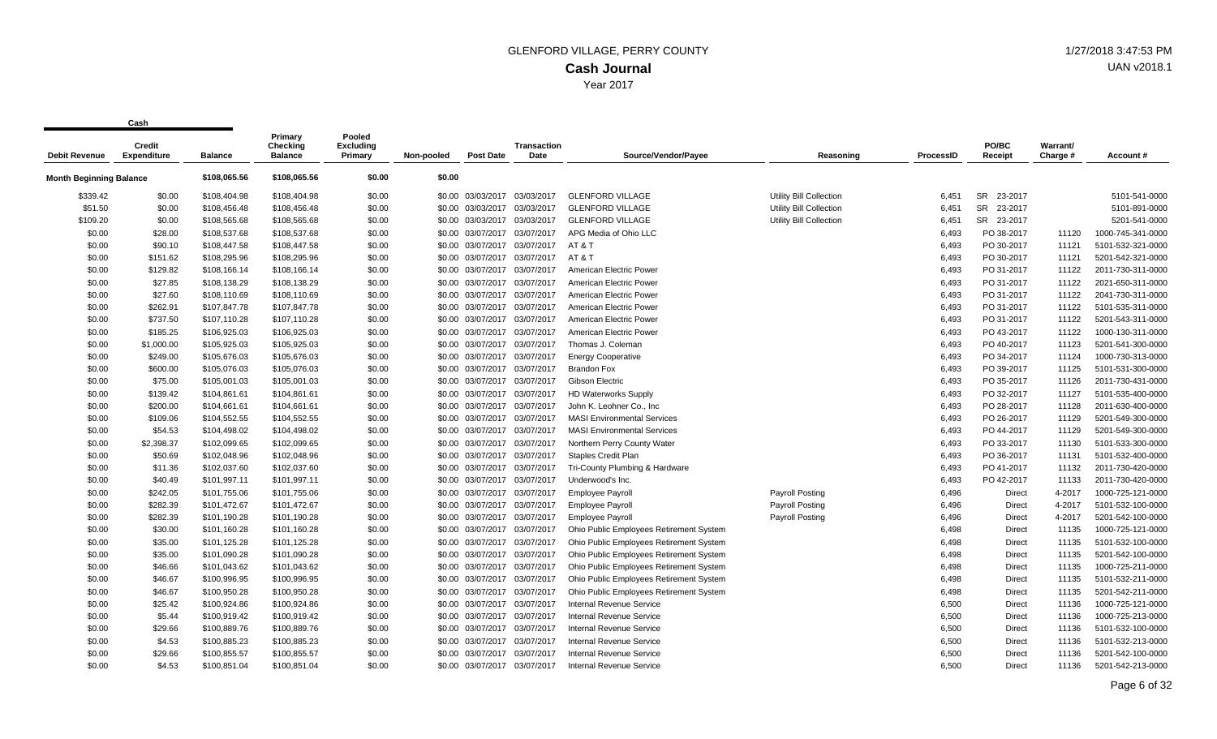GLENFORD VILLAGE, PERRY COUNTY

# Cash Journal

Year 2017

1/27/2018 3:47:53 PM

UAN v2018.1

| Debit Revenue | Cash Credit Expenditure | Balance | Primary Checking Balance | Pooled Excluding Primary | Non-pooled | Post Date | Transaction Date | Source/Vendor/Payee | Reasoning | ProcessID | PO/BC Receipt | Warrant/ Charge # | Account # |
|---|---|---|---|---|---|---|---|---|---|---|---|---|---|
| **Month Beginning Balance** | | $108,065.56 | $108,065.56 | $0.00 | $0.00 | | | | | | | | |
| $339.42 | $0.00 | $108,404.98 | $108,404.98 | $0.00 | $0.00 | 03/03/2017 | 03/03/2017 | GLENFORD VILLAGE | Utility Bill Collection | 6,451 | SR 23-2017 | | 5101-541-0000 |
| $51.50 | $0.00 | $108,456.48 | $108,456.48 | $0.00 | $0.00 | 03/03/2017 | 03/03/2017 | GLENFORD VILLAGE | Utility Bill Collection | 6,451 | SR 23-2017 | | 5101-891-0000 |
| $109.20 | $0.00 | $108,565.68 | $108,565.68 | $0.00 | $0.00 | 03/03/2017 | 03/03/2017 | GLENFORD VILLAGE | Utility Bill Collection | 6,451 | SR 23-2017 | | 5201-541-0000 |
| $0.00 | $28.00 | $108,537.68 | $108,537.68 | $0.00 | $0.00 | 03/07/2017 | 03/07/2017 | APG Media of Ohio LLC | | 6,493 | PO 38-2017 | 11120 | 1000-745-341-0000 |
| $0.00 | $90.10 | $108,447.58 | $108,447.58 | $0.00 | $0.00 | 03/07/2017 | 03/07/2017 | AT & T | | 6,493 | PO 30-2017 | 11121 | 5101-532-321-0000 |
| $0.00 | $151.62 | $108,295.96 | $108,295.96 | $0.00 | $0.00 | 03/07/2017 | 03/07/2017 | AT & T | | 6,493 | PO 30-2017 | 11121 | 5201-542-321-0000 |
| $0.00 | $129.82 | $108,166.14 | $108,166.14 | $0.00 | $0.00 | 03/07/2017 | 03/07/2017 | American Electric Power | | 6,493 | PO 31-2017 | 11122 | 2011-730-311-0000 |
| $0.00 | $27.85 | $108,138.29 | $108,138.29 | $0.00 | $0.00 | 03/07/2017 | 03/07/2017 | American Electric Power | | 6,493 | PO 31-2017 | 11122 | 2021-650-311-0000 |
| $0.00 | $27.60 | $108,110.69 | $108,110.69 | $0.00 | $0.00 | 03/07/2017 | 03/07/2017 | American Electric Power | | 6,493 | PO 31-2017 | 11122 | 2041-730-311-0000 |
| $0.00 | $262.91 | $107,847.78 | $107,847.78 | $0.00 | $0.00 | 03/07/2017 | 03/07/2017 | American Electric Power | | 6,493 | PO 31-2017 | 11122 | 5101-535-311-0000 |
| $0.00 | $737.50 | $107,110.28 | $107,110.28 | $0.00 | $0.00 | 03/07/2017 | 03/07/2017 | American Electric Power | | 6,493 | PO 31-2017 | 11122 | 5201-543-311-0000 |
| $0.00 | $185.25 | $106,925.03 | $106,925.03 | $0.00 | $0.00 | 03/07/2017 | 03/07/2017 | American Electric Power | | 6,493 | PO 43-2017 | 11122 | 1000-130-311-0000 |
| $0.00 | $1,000.00 | $105,925.03 | $105,925.03 | $0.00 | $0.00 | 03/07/2017 | 03/07/2017 | Thomas J. Coleman | | 6,493 | PO 40-2017 | 11123 | 5201-541-300-0000 |
| $0.00 | $249.00 | $105,676.03 | $105,676.03 | $0.00 | $0.00 | 03/07/2017 | 03/07/2017 | Energy Cooperative | | 6,493 | PO 34-2017 | 11124 | 1000-730-313-0000 |
| $0.00 | $600.00 | $105,076.03 | $105,076.03 | $0.00 | $0.00 | 03/07/2017 | 03/07/2017 | Brandon Fox | | 6,493 | PO 39-2017 | 11125 | 5101-531-300-0000 |
| $0.00 | $75.00 | $105,001.03 | $105,001.03 | $0.00 | $0.00 | 03/07/2017 | 03/07/2017 | Gibson Electric | | 6,493 | PO 35-2017 | 11126 | 2011-730-431-0000 |
| $0.00 | $139.42 | $104,861.61 | $104,861.61 | $0.00 | $0.00 | 03/07/2017 | 03/07/2017 | HD Waterworks Supply | | 6,493 | PO 32-2017 | 11127 | 5101-535-400-0000 |
| $0.00 | $200.00 | $104,661.61 | $104,661.61 | $0.00 | $0.00 | 03/07/2017 | 03/07/2017 | John K. Leohner Co., Inc | | 6,493 | PO 28-2017 | 11128 | 2011-630-400-0000 |
| $0.00 | $109.06 | $104,552.55 | $104,552.55 | $0.00 | $0.00 | 03/07/2017 | 03/07/2017 | MASI Environmental Services | | 6,493 | PO 26-2017 | 11129 | 5201-549-300-0000 |
| $0.00 | $54.53 | $104,498.02 | $104,498.02 | $0.00 | $0.00 | 03/07/2017 | 03/07/2017 | MASI Environmental Services | | 6,493 | PO 44-2017 | 11129 | 5201-549-300-0000 |
| $0.00 | $2,398.37 | $102,099.65 | $102,099.65 | $0.00 | $0.00 | 03/07/2017 | 03/07/2017 | Northern Perry County Water | | 6,493 | PO 33-2017 | 11130 | 5101-533-300-0000 |
| $0.00 | $50.69 | $102,048.96 | $102,048.96 | $0.00 | $0.00 | 03/07/2017 | 03/07/2017 | Staples Credit Plan | | 6,493 | PO 36-2017 | 11131 | 5101-532-400-0000 |
| $0.00 | $11.36 | $102,037.60 | $102,037.60 | $0.00 | $0.00 | 03/07/2017 | 03/07/2017 | Tri-County Plumbing & Hardware | | 6,493 | PO 41-2017 | 11132 | 2011-730-420-0000 |
| $0.00 | $40.49 | $101,997.11 | $101,997.11 | $0.00 | $0.00 | 03/07/2017 | 03/07/2017 | Underwood's Inc. | | 6,493 | PO 42-2017 | 11133 | 2011-730-420-0000 |
| $0.00 | $242.05 | $101,755.06 | $101,755.06 | $0.00 | $0.00 | 03/07/2017 | 03/07/2017 | Employee Payroll | Payroll Posting | 6,496 | Direct | 4-2017 | 1000-725-121-0000 |
| $0.00 | $282.39 | $101,472.67 | $101,472.67 | $0.00 | $0.00 | 03/07/2017 | 03/07/2017 | Employee Payroll | Payroll Posting | 6,496 | Direct | 4-2017 | 5101-532-100-0000 |
| $0.00 | $282.39 | $101,190.28 | $101,190.28 | $0.00 | $0.00 | 03/07/2017 | 03/07/2017 | Employee Payroll | Payroll Posting | 6,496 | Direct | 4-2017 | 5201-542-100-0000 |
| $0.00 | $30.00 | $101,160.28 | $101,160.28 | $0.00 | $0.00 | 03/07/2017 | 03/07/2017 | Ohio Public Employees Retirement System | | 6,498 | Direct | 11135 | 1000-725-121-0000 |
| $0.00 | $35.00 | $101,125.28 | $101,125.28 | $0.00 | $0.00 | 03/07/2017 | 03/07/2017 | Ohio Public Employees Retirement System | | 6,498 | Direct | 11135 | 5101-532-100-0000 |
| $0.00 | $35.00 | $101,090.28 | $101,090.28 | $0.00 | $0.00 | 03/07/2017 | 03/07/2017 | Ohio Public Employees Retirement System | | 6,498 | Direct | 11135 | 5201-542-100-0000 |
| $0.00 | $46.66 | $101,043.62 | $101,043.62 | $0.00 | $0.00 | 03/07/2017 | 03/07/2017 | Ohio Public Employees Retirement System | | 6,498 | Direct | 11135 | 1000-725-211-0000 |
| $0.00 | $46.67 | $100,996.95 | $100,996.95 | $0.00 | $0.00 | 03/07/2017 | 03/07/2017 | Ohio Public Employees Retirement System | | 6,498 | Direct | 11135 | 5101-532-211-0000 |
| $0.00 | $46.67 | $100,950.28 | $100,950.28 | $0.00 | $0.00 | 03/07/2017 | 03/07/2017 | Ohio Public Employees Retirement System | | 6,498 | Direct | 11135 | 5201-542-211-0000 |
| $0.00 | $25.42 | $100,924.86 | $100,924.86 | $0.00 | $0.00 | 03/07/2017 | 03/07/2017 | Internal Revenue Service | | 6,500 | Direct | 11136 | 1000-725-121-0000 |
| $0.00 | $5.44 | $100,919.42 | $100,919.42 | $0.00 | $0.00 | 03/07/2017 | 03/07/2017 | Internal Revenue Service | | 6,500 | Direct | 11136 | 1000-725-213-0000 |
| $0.00 | $29.66 | $100,889.76 | $100,889.76 | $0.00 | $0.00 | 03/07/2017 | 03/07/2017 | Internal Revenue Service | | 6,500 | Direct | 11136 | 5101-532-100-0000 |
| $0.00 | $4.53 | $100,885.23 | $100,885.23 | $0.00 | $0.00 | 03/07/2017 | 03/07/2017 | Internal Revenue Service | | 6,500 | Direct | 11136 | 5101-532-213-0000 |
| $0.00 | $29.66 | $100,855.57 | $100,855.57 | $0.00 | $0.00 | 03/07/2017 | 03/07/2017 | Internal Revenue Service | | 6,500 | Direct | 11136 | 5201-542-100-0000 |
| $0.00 | $4.53 | $100,851.04 | $100,851.04 | $0.00 | $0.00 | 03/07/2017 | 03/07/2017 | Internal Revenue Service | | 6,500 | Direct | 11136 | 5201-542-213-0000 |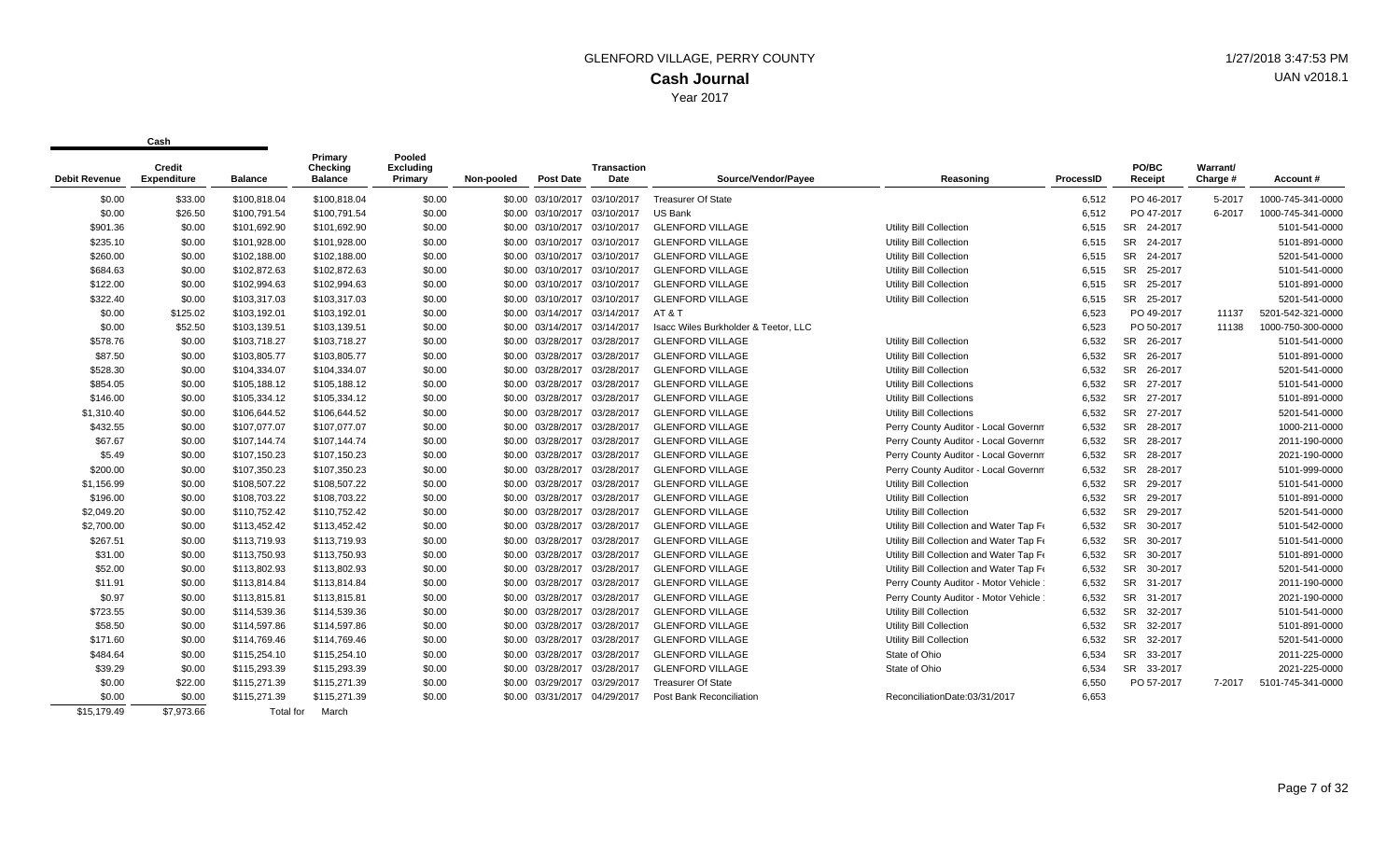GLENFORD VILLAGE, PERRY COUNTY

1/27/2018 3:47:53 PM

# Cash Journal

UAN v2018.1

Year 2017

| Cash | | | | | | | | | | | | | | |
|---|---|---|---|---|---|---|---|---|---|---|---|---|---|---|
| Debit Revenue | Credit Expenditure | Balance | Primary Checking Balance | Pooled Excluding Primary | Non-pooled | Post Date | Transaction Date | Source/Vendor/Payee | Reasoning | ProcessID | PO/BC Receipt | Warrant/ Charge # | Account # |
| $0.00 | $33.00 | $100,818.04 | $100,818.04 | $0.00 | $0.00 | 03/10/2017 | 03/10/2017 | Treasurer Of State | | 6,512 | PO 46-2017 | 5-2017 | 1000-745-341-0000 |
| $0.00 | $26.50 | $100,791.54 | $100,791.54 | $0.00 | $0.00 | 03/10/2017 | 03/10/2017 | US Bank | | 6,512 | PO 47-2017 | 6-2017 | 1000-745-341-0000 |
| $901.36 | $0.00 | $101,692.90 | $101,692.90 | $0.00 | $0.00 | 03/10/2017 | 03/10/2017 | GLENFORD VILLAGE | Utility Bill Collection | 6,515 | SR 24-2017 | | 5101-541-0000 |
| $235.10 | $0.00 | $101,928.00 | $101,928.00 | $0.00 | $0.00 | 03/10/2017 | 03/10/2017 | GLENFORD VILLAGE | Utility Bill Collection | 6,515 | SR 24-2017 | | 5101-891-0000 |
| $260.00 | $0.00 | $102,188.00 | $102,188.00 | $0.00 | $0.00 | 03/10/2017 | 03/10/2017 | GLENFORD VILLAGE | Utility Bill Collection | 6,515 | SR 24-2017 | | 5201-541-0000 |
| $684.63 | $0.00 | $102,872.63 | $102,872.63 | $0.00 | $0.00 | 03/10/2017 | 03/10/2017 | GLENFORD VILLAGE | Utility Bill Collection | 6,515 | SR 25-2017 | | 5101-541-0000 |
| $122.00 | $0.00 | $102,994.63 | $102,994.63 | $0.00 | $0.00 | 03/10/2017 | 03/10/2017 | GLENFORD VILLAGE | Utility Bill Collection | 6,515 | SR 25-2017 | | 5101-891-0000 |
| $322.40 | $0.00 | $103,317.03 | $103,317.03 | $0.00 | $0.00 | 03/10/2017 | 03/10/2017 | GLENFORD VILLAGE | Utility Bill Collection | 6,515 | SR 25-2017 | | 5201-541-0000 |
| $0.00 | $125.02 | $103,192.01 | $103,192.01 | $0.00 | $0.00 | 03/14/2017 | 03/14/2017 | AT & T | | 6,523 | PO 49-2017 | 11137 | 5201-542-321-0000 |
| $0.00 | $52.50 | $103,139.51 | $103,139.51 | $0.00 | $0.00 | 03/14/2017 | 03/14/2017 | Isacc Wiles Burkholder & Teetor, LLC | | 6,523 | PO 50-2017 | 11138 | 1000-750-300-0000 |
| $578.76 | $0.00 | $103,718.27 | $103,718.27 | $0.00 | $0.00 | 03/28/2017 | 03/28/2017 | GLENFORD VILLAGE | Utility Bill Collection | 6,532 | SR 26-2017 | | 5101-541-0000 |
| $87.50 | $0.00 | $103,805.77 | $103,805.77 | $0.00 | $0.00 | 03/28/2017 | 03/28/2017 | GLENFORD VILLAGE | Utility Bill Collection | 6,532 | SR 26-2017 | | 5101-891-0000 |
| $528.30 | $0.00 | $104,334.07 | $104,334.07 | $0.00 | $0.00 | 03/28/2017 | 03/28/2017 | GLENFORD VILLAGE | Utility Bill Collection | 6,532 | SR 26-2017 | | 5201-541-0000 |
| $854.05 | $0.00 | $105,188.12 | $105,188.12 | $0.00 | $0.00 | 03/28/2017 | 03/28/2017 | GLENFORD VILLAGE | Utility Bill Collections | 6,532 | SR 27-2017 | | 5101-541-0000 |
| $146.00 | $0.00 | $105,334.12 | $105,334.12 | $0.00 | $0.00 | 03/28/2017 | 03/28/2017 | GLENFORD VILLAGE | Utility Bill Collections | 6,532 | SR 27-2017 | | 5101-891-0000 |
| $1,310.40 | $0.00 | $106,644.52 | $106,644.52 | $0.00 | $0.00 | 03/28/2017 | 03/28/2017 | GLENFORD VILLAGE | Utility Bill Collections | 6,532 | SR 27-2017 | | 5201-541-0000 |
| $432.55 | $0.00 | $107,077.07 | $107,077.07 | $0.00 | $0.00 | 03/28/2017 | 03/28/2017 | GLENFORD VILLAGE | Perry County Auditor - Local Governm | 6,532 | SR 28-2017 | | 1000-211-0000 |
| $67.67 | $0.00 | $107,144.74 | $107,144.74 | $0.00 | $0.00 | 03/28/2017 | 03/28/2017 | GLENFORD VILLAGE | Perry County Auditor - Local Governm | 6,532 | SR 28-2017 | | 2011-190-0000 |
| $5.49 | $0.00 | $107,150.23 | $107,150.23 | $0.00 | $0.00 | 03/28/2017 | 03/28/2017 | GLENFORD VILLAGE | Perry County Auditor - Local Governm | 6,532 | SR 28-2017 | | 2021-190-0000 |
| $200.00 | $0.00 | $107,350.23 | $107,350.23 | $0.00 | $0.00 | 03/28/2017 | 03/28/2017 | GLENFORD VILLAGE | Perry County Auditor - Local Governm | 6,532 | SR 28-2017 | | 5101-999-0000 |
| $1,156.99 | $0.00 | $108,507.22 | $108,507.22 | $0.00 | $0.00 | 03/28/2017 | 03/28/2017 | GLENFORD VILLAGE | Utility Bill Collection | 6,532 | SR 29-2017 | | 5101-541-0000 |
| $196.00 | $0.00 | $108,703.22 | $108,703.22 | $0.00 | $0.00 | 03/28/2017 | 03/28/2017 | GLENFORD VILLAGE | Utility Bill Collection | 6,532 | SR 29-2017 | | 5101-891-0000 |
| $2,049.20 | $0.00 | $110,752.42 | $110,752.42 | $0.00 | $0.00 | 03/28/2017 | 03/28/2017 | GLENFORD VILLAGE | Utility Bill Collection | 6,532 | SR 29-2017 | | 5201-541-0000 |
| $2,700.00 | $0.00 | $113,452.42 | $113,452.42 | $0.00 | $0.00 | 03/28/2017 | 03/28/2017 | GLENFORD VILLAGE | Utility Bill Collection and Water Tap Fe | 6,532 | SR 30-2017 | | 5101-542-0000 |
| $267.51 | $0.00 | $113,719.93 | $113,719.93 | $0.00 | $0.00 | 03/28/2017 | 03/28/2017 | GLENFORD VILLAGE | Utility Bill Collection and Water Tap Fe | 6,532 | SR 30-2017 | | 5101-541-0000 |
| $31.00 | $0.00 | $113,750.93 | $113,750.93 | $0.00 | $0.00 | 03/28/2017 | 03/28/2017 | GLENFORD VILLAGE | Utility Bill Collection and Water Tap Fe | 6,532 | SR 30-2017 | | 5101-891-0000 |
| $52.00 | $0.00 | $113,802.93 | $113,802.93 | $0.00 | $0.00 | 03/28/2017 | 03/28/2017 | GLENFORD VILLAGE | Utility Bill Collection and Water Tap Fe | 6,532 | SR 30-2017 | | 5201-541-0000 |
| $11.91 | $0.00 | $113,814.84 | $113,814.84 | $0.00 | $0.00 | 03/28/2017 | 03/28/2017 | GLENFORD VILLAGE | Perry County Auditor - Motor Vehicle | 6,532 | SR 31-2017 | | 2011-190-0000 |
| $0.97 | $0.00 | $113,815.81 | $113,815.81 | $0.00 | $0.00 | 03/28/2017 | 03/28/2017 | GLENFORD VILLAGE | Perry County Auditor - Motor Vehicle | 6,532 | SR 31-2017 | | 2021-190-0000 |
| $723.55 | $0.00 | $114,539.36 | $114,539.36 | $0.00 | $0.00 | 03/28/2017 | 03/28/2017 | GLENFORD VILLAGE | Utility Bill Collection | 6,532 | SR 32-2017 | | 5101-541-0000 |
| $58.50 | $0.00 | $114,597.86 | $114,597.86 | $0.00 | $0.00 | 03/28/2017 | 03/28/2017 | GLENFORD VILLAGE | Utility Bill Collection | 6,532 | SR 32-2017 | | 5101-891-0000 |
| $171.60 | $0.00 | $114,769.46 | $114,769.46 | $0.00 | $0.00 | 03/28/2017 | 03/28/2017 | GLENFORD VILLAGE | Utility Bill Collection | 6,532 | SR 32-2017 | | 5201-541-0000 |
| $484.64 | $0.00 | $115,254.10 | $115,254.10 | $0.00 | $0.00 | 03/28/2017 | 03/28/2017 | GLENFORD VILLAGE | State of Ohio | 6,534 | SR 33-2017 | | 2011-225-0000 |
| $39.29 | $0.00 | $115,293.39 | $115,293.39 | $0.00 | $0.00 | 03/28/2017 | 03/28/2017 | GLENFORD VILLAGE | State of Ohio | 6,534 | SR 33-2017 | | 2021-225-0000 |
| $0.00 | $22.00 | $115,271.39 | $115,271.39 | $0.00 | $0.00 | 03/29/2017 | 03/29/2017 | Treasurer Of State | | 6,550 | PO 57-2017 | 7-2017 | 5101-745-341-0000 |
| $0.00 | $0.00 | $115,271.39 | $115,271.39 | $0.00 | $0.00 | 03/31/2017 | 04/29/2017 | Post Bank Reconciliation | ReconciliationDate:03/31/2017 | 6,653 | | | |
| $15,179.49 | $7,973.66 | Total for | March | | | | | | | | | | |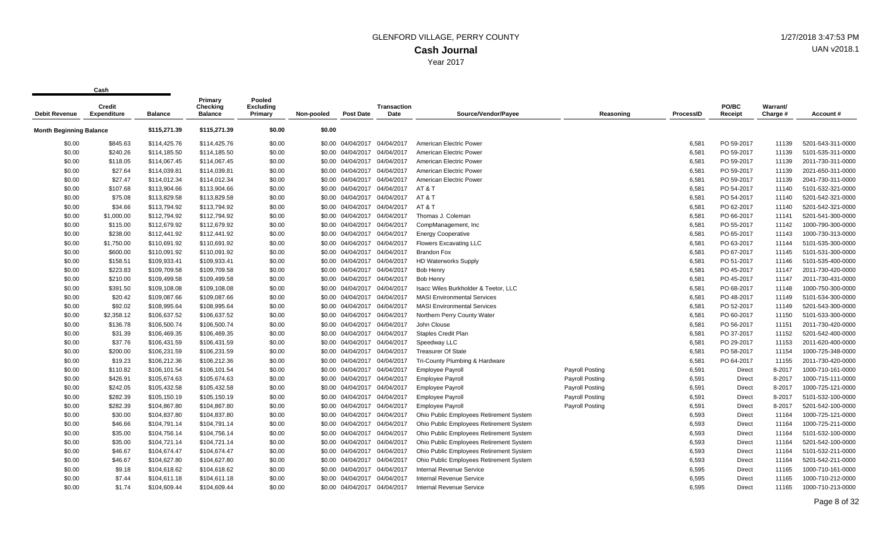# GLENFORD VILLAGE, PERRY COUNTY

## Cash Journal

Year 2017

1/27/2018 3:47:53 PM
UAN v2018.1

| Debit Revenue | Credit Expenditure | Balance | Primary Checking Balance | Pooled Excluding Primary | Non-pooled | Post Date | Transaction Date | Source/Vendor/Payee | Reasoning | ProcessID | PO/BC Receipt | Warrant/ Charge # | Account # |
|---|---|---|---|---|---|---|---|---|---|---|---|---|---|
| **Month Beginning Balance** | | $115,271.39 | $115,271.39 | $0.00 | $0.00 | | | | | | | | |
| $0.00 | $845.63 | $114,425.76 | $114,425.76 | $0.00 | $0.00 | 04/04/2017 | 04/04/2017 | American Electric Power | | 6,581 | PO 59-2017 | 11139 | 5201-543-311-0000 |
| $0.00 | $240.26 | $114,185.50 | $114,185.50 | $0.00 | $0.00 | 04/04/2017 | 04/04/2017 | American Electric Power | | 6,581 | PO 59-2017 | 11139 | 5101-535-311-0000 |
| $0.00 | $118.05 | $114,067.45 | $114,067.45 | $0.00 | $0.00 | 04/04/2017 | 04/04/2017 | American Electric Power | | 6,581 | PO 59-2017 | 11139 | 2011-730-311-0000 |
| $0.00 | $27.64 | $114,039.81 | $114,039.81 | $0.00 | $0.00 | 04/04/2017 | 04/04/2017 | American Electric Power | | 6,581 | PO 59-2017 | 11139 | 2021-650-311-0000 |
| $0.00 | $27.47 | $114,012.34 | $114,012.34 | $0.00 | $0.00 | 04/04/2017 | 04/04/2017 | American Electric Power | | 6,581 | PO 59-2017 | 11139 | 2041-730-311-0000 |
| $0.00 | $107.68 | $113,904.66 | $113,904.66 | $0.00 | $0.00 | 04/04/2017 | 04/04/2017 | AT & T | | 6,581 | PO 54-2017 | 11140 | 5101-532-321-0000 |
| $0.00 | $75.08 | $113,829.58 | $113,829.58 | $0.00 | $0.00 | 04/04/2017 | 04/04/2017 | AT & T | | 6,581 | PO 54-2017 | 11140 | 5201-542-321-0000 |
| $0.00 | $34.66 | $113,794.92 | $113,794.92 | $0.00 | $0.00 | 04/04/2017 | 04/04/2017 | AT & T | | 6,581 | PO 62-2017 | 11140 | 5201-542-321-0000 |
| $0.00 | $1,000.00 | $112,794.92 | $112,794.92 | $0.00 | $0.00 | 04/04/2017 | 04/04/2017 | Thomas J. Coleman | | 6,581 | PO 66-2017 | 11141 | 5201-541-300-0000 |
| $0.00 | $115.00 | $112,679.92 | $112,679.92 | $0.00 | $0.00 | 04/04/2017 | 04/04/2017 | CompManagement, Inc | | 6,581 | PO 55-2017 | 11142 | 1000-790-300-0000 |
| $0.00 | $238.00 | $112,441.92 | $112,441.92 | $0.00 | $0.00 | 04/04/2017 | 04/04/2017 | Energy Cooperative | | 6,581 | PO 65-2017 | 11143 | 1000-730-313-0000 |
| $0.00 | $1,750.00 | $110,691.92 | $110,691.92 | $0.00 | $0.00 | 04/04/2017 | 04/04/2017 | Flowers Excavating LLC | | 6,581 | PO 63-2017 | 11144 | 5101-535-300-0000 |
| $0.00 | $600.00 | $110,091.92 | $110,091.92 | $0.00 | $0.00 | 04/04/2017 | 04/04/2017 | Brandon Fox | | 6,581 | PO 67-2017 | 11145 | 5101-531-300-0000 |
| $0.00 | $158.51 | $109,933.41 | $109,933.41 | $0.00 | $0.00 | 04/04/2017 | 04/04/2017 | HD Waterworks Supply | | 6,581 | PO 51-2017 | 11146 | 5101-535-400-0000 |
| $0.00 | $223.83 | $109,709.58 | $109,709.58 | $0.00 | $0.00 | 04/04/2017 | 04/04/2017 | Bob Henry | | 6,581 | PO 45-2017 | 11147 | 2011-730-420-0000 |
| $0.00 | $210.00 | $109,499.58 | $109,499.58 | $0.00 | $0.00 | 04/04/2017 | 04/04/2017 | Bob Henry | | 6,581 | PO 45-2017 | 11147 | 2011-730-431-0000 |
| $0.00 | $391.50 | $109,108.08 | $109,108.08 | $0.00 | $0.00 | 04/04/2017 | 04/04/2017 | Isacc Wiles Burkholder & Teetor, LLC | | 6,581 | PO 68-2017 | 11148 | 1000-750-300-0000 |
| $0.00 | $20.42 | $109,087.66 | $109,087.66 | $0.00 | $0.00 | 04/04/2017 | 04/04/2017 | MASI Environmental Services | | 6,581 | PO 48-2017 | 11149 | 5101-534-300-0000 |
| $0.00 | $92.02 | $108,995.64 | $108,995.64 | $0.00 | $0.00 | 04/04/2017 | 04/04/2017 | MASI Environmental Services | | 6,581 | PO 52-2017 | 11149 | 5201-543-300-0000 |
| $0.00 | $2,358.12 | $106,637.52 | $106,637.52 | $0.00 | $0.00 | 04/04/2017 | 04/04/2017 | Northern Perry County Water | | 6,581 | PO 60-2017 | 11150 | 5101-533-300-0000 |
| $0.00 | $136.78 | $106,500.74 | $106,500.74 | $0.00 | $0.00 | 04/04/2017 | 04/04/2017 | John Clouse | | 6,581 | PO 56-2017 | 11151 | 2011-730-420-0000 |
| $0.00 | $31.39 | $106,469.35 | $106,469.35 | $0.00 | $0.00 | 04/04/2017 | 04/04/2017 | Staples Credit Plan | | 6,581 | PO 37-2017 | 11152 | 5201-542-400-0000 |
| $0.00 | $37.76 | $106,431.59 | $106,431.59 | $0.00 | $0.00 | 04/04/2017 | 04/04/2017 | Speedway LLC | | 6,581 | PO 29-2017 | 11153 | 2011-620-400-0000 |
| $0.00 | $200.00 | $106,231.59 | $106,231.59 | $0.00 | $0.00 | 04/04/2017 | 04/04/2017 | Treasurer Of State | | 6,581 | PO 58-2017 | 11154 | 1000-725-348-0000 |
| $0.00 | $19.23 | $106,212.36 | $106,212.36 | $0.00 | $0.00 | 04/04/2017 | 04/04/2017 | Tri-County Plumbing & Hardware | | 6,581 | PO 64-2017 | 11155 | 2011-730-420-0000 |
| $0.00 | $110.82 | $106,101.54 | $106,101.54 | $0.00 | $0.00 | 04/04/2017 | 04/04/2017 | Employee Payroll | Payroll Posting | 6,591 | Direct | 8-2017 | 1000-710-161-0000 |
| $0.00 | $426.91 | $105,674.63 | $105,674.63 | $0.00 | $0.00 | 04/04/2017 | 04/04/2017 | Employee Payroll | Payroll Posting | 6,591 | Direct | 8-2017 | 1000-715-111-0000 |
| $0.00 | $242.05 | $105,432.58 | $105,432.58 | $0.00 | $0.00 | 04/04/2017 | 04/04/2017 | Employee Payroll | Payroll Posting | 6,591 | Direct | 8-2017 | 1000-725-121-0000 |
| $0.00 | $282.39 | $105,150.19 | $105,150.19 | $0.00 | $0.00 | 04/04/2017 | 04/04/2017 | Employee Payroll | Payroll Posting | 6,591 | Direct | 8-2017 | 5101-532-100-0000 |
| $0.00 | $282.39 | $104,867.80 | $104,867.80 | $0.00 | $0.00 | 04/04/2017 | 04/04/2017 | Employee Payroll | Payroll Posting | 6,591 | Direct | 8-2017 | 5201-542-100-0000 |
| $0.00 | $30.00 | $104,837.80 | $104,837.80 | $0.00 | $0.00 | 04/04/2017 | 04/04/2017 | Ohio Public Employees Retirement System | | 6,593 | Direct | 11164 | 1000-725-121-0000 |
| $0.00 | $46.66 | $104,791.14 | $104,791.14 | $0.00 | $0.00 | 04/04/2017 | 04/04/2017 | Ohio Public Employees Retirement System | | 6,593 | Direct | 11164 | 1000-725-211-0000 |
| $0.00 | $35.00 | $104,756.14 | $104,756.14 | $0.00 | $0.00 | 04/04/2017 | 04/04/2017 | Ohio Public Employees Retirement System | | 6,593 | Direct | 11164 | 5101-532-100-0000 |
| $0.00 | $35.00 | $104,721.14 | $104,721.14 | $0.00 | $0.00 | 04/04/2017 | 04/04/2017 | Ohio Public Employees Retirement System | | 6,593 | Direct | 11164 | 5201-542-100-0000 |
| $0.00 | $46.67 | $104,674.47 | $104,674.47 | $0.00 | $0.00 | 04/04/2017 | 04/04/2017 | Ohio Public Employees Retirement System | | 6,593 | Direct | 11164 | 5101-532-211-0000 |
| $0.00 | $46.67 | $104,627.80 | $104,627.80 | $0.00 | $0.00 | 04/04/2017 | 04/04/2017 | Ohio Public Employees Retirement System | | 6,593 | Direct | 11164 | 5201-542-211-0000 |
| $0.00 | $9.18 | $104,618.62 | $104,618.62 | $0.00 | $0.00 | 04/04/2017 | 04/04/2017 | Internal Revenue Service | | 6,595 | Direct | 11165 | 1000-710-161-0000 |
| $0.00 | $7.44 | $104,611.18 | $104,611.18 | $0.00 | $0.00 | 04/04/2017 | 04/04/2017 | Internal Revenue Service | | 6,595 | Direct | 11165 | 1000-710-212-0000 |
| $0.00 | $1.74 | $104,609.44 | $104,609.44 | $0.00 | $0.00 | 04/04/2017 | 04/04/2017 | Internal Revenue Service | | 6,595 | Direct | 11165 | 1000-710-213-0000 |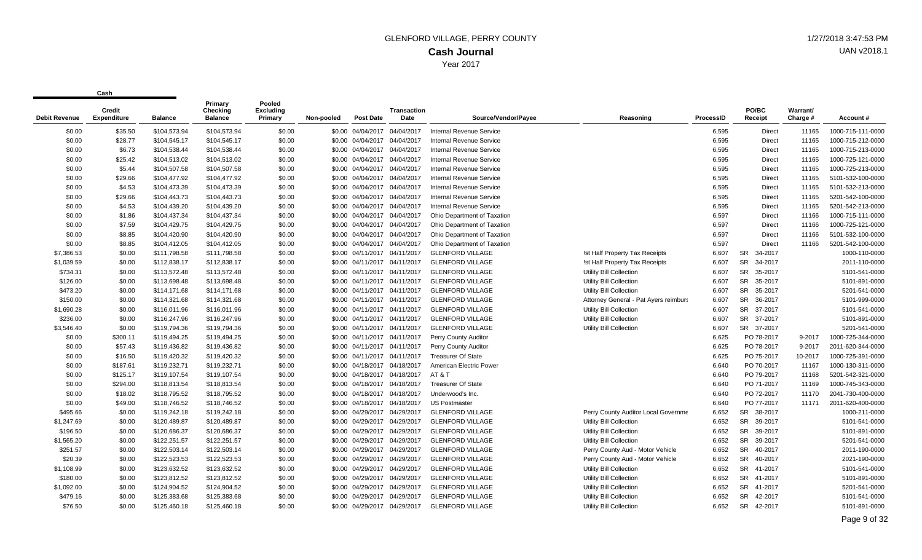# GLENFORD VILLAGE, PERRY COUNTY

## Cash Journal

Year 2017

| Debit Revenue | Credit Expenditure | Balance | Primary Checking Balance | Pooled Excluding Primary | Non-pooled | Post Date | Transaction Date | Source/Vendor/Payee | Reasoning | ProcessID | PO/BC Receipt | Warrant/ Charge # | Account # |
|---|---|---|---|---|---|---|---|---|---|---|---|---|---|
| $0.00 | $35.50 | $104,573.94 | $104,573.94 | $0.00 | $0.00 | 04/04/2017 | 04/04/2017 | Internal Revenue Service | | 6,595 | Direct | 11165 | 1000-715-111-0000 |
| $0.00 | $28.77 | $104,545.17 | $104,545.17 | $0.00 | $0.00 | 04/04/2017 | 04/04/2017 | Internal Revenue Service | | 6,595 | Direct | 11165 | 1000-715-212-0000 |
| $0.00 | $6.73 | $104,538.44 | $104,538.44 | $0.00 | $0.00 | 04/04/2017 | 04/04/2017 | Internal Revenue Service | | 6,595 | Direct | 11165 | 1000-715-213-0000 |
| $0.00 | $25.42 | $104,513.02 | $104,513.02 | $0.00 | $0.00 | 04/04/2017 | 04/04/2017 | Internal Revenue Service | | 6,595 | Direct | 11165 | 1000-725-121-0000 |
| $0.00 | $5.44 | $104,507.58 | $104,507.58 | $0.00 | $0.00 | 04/04/2017 | 04/04/2017 | Internal Revenue Service | | 6,595 | Direct | 11165 | 1000-725-213-0000 |
| $0.00 | $29.66 | $104,477.92 | $104,477.92 | $0.00 | $0.00 | 04/04/2017 | 04/04/2017 | Internal Revenue Service | | 6,595 | Direct | 11165 | 5101-532-100-0000 |
| $0.00 | $4.53 | $104,473.39 | $104,473.39 | $0.00 | $0.00 | 04/04/2017 | 04/04/2017 | Internal Revenue Service | | 6,595 | Direct | 11165 | 5101-532-213-0000 |
| $0.00 | $29.66 | $104,443.73 | $104,443.73 | $0.00 | $0.00 | 04/04/2017 | 04/04/2017 | Internal Revenue Service | | 6,595 | Direct | 11165 | 5201-542-100-0000 |
| $0.00 | $4.53 | $104,439.20 | $104,439.20 | $0.00 | $0.00 | 04/04/2017 | 04/04/2017 | Internal Revenue Service | | 6,595 | Direct | 11165 | 5201-542-213-0000 |
| $0.00 | $1.86 | $104,437.34 | $104,437.34 | $0.00 | $0.00 | 04/04/2017 | 04/04/2017 | Ohio Department of Taxation | | 6,597 | Direct | 11166 | 1000-715-111-0000 |
| $0.00 | $7.59 | $104,429.75 | $104,429.75 | $0.00 | $0.00 | 04/04/2017 | 04/04/2017 | Ohio Department of Taxation | | 6,597 | Direct | 11166 | 1000-725-121-0000 |
| $0.00 | $8.85 | $104,420.90 | $104,420.90 | $0.00 | $0.00 | 04/04/2017 | 04/04/2017 | Ohio Department of Taxation | | 6,597 | Direct | 11166 | 5101-532-100-0000 |
| $0.00 | $8.85 | $104,412.05 | $104,412.05 | $0.00 | $0.00 | 04/04/2017 | 04/04/2017 | Ohio Department of Taxation | | 6,597 | Direct | 11166 | 5201-542-100-0000 |
| $7,386.53 | $0.00 | $111,798.58 | $111,798.58 | $0.00 | $0.00 | 04/11/2017 | 04/11/2017 | GLENFORD VILLAGE | !st Half Property Tax Receipts | 6,607 | SR 34-2017 | | 1000-110-0000 |
| $1,039.59 | $0.00 | $112,838.17 | $112,838.17 | $0.00 | $0.00 | 04/11/2017 | 04/11/2017 | GLENFORD VILLAGE | !st Half Property Tax Receipts | 6,607 | SR 34-2017 | | 2011-110-0000 |
| $734.31 | $0.00 | $113,572.48 | $113,572.48 | $0.00 | $0.00 | 04/11/2017 | 04/11/2017 | GLENFORD VILLAGE | Utility Bill Collection | 6,607 | SR 35-2017 | | 5101-541-0000 |
| $126.00 | $0.00 | $113,698.48 | $113,698.48 | $0.00 | $0.00 | 04/11/2017 | 04/11/2017 | GLENFORD VILLAGE | Utility Bill Collection | 6,607 | SR 35-2017 | | 5101-891-0000 |
| $473.20 | $0.00 | $114,171.68 | $114,171.68 | $0.00 | $0.00 | 04/11/2017 | 04/11/2017 | GLENFORD VILLAGE | Utility Bill Collection | 6,607 | SR 35-2017 | | 5201-541-0000 |
| $150.00 | $0.00 | $114,321.68 | $114,321.68 | $0.00 | $0.00 | 04/11/2017 | 04/11/2017 | GLENFORD VILLAGE | Attorney General - Pat Ayers reimburs | 6,607 | SR 36-2017 | | 5101-999-0000 |
| $1,690.28 | $0.00 | $116,011.96 | $116,011.96 | $0.00 | $0.00 | 04/11/2017 | 04/11/2017 | GLENFORD VILLAGE | Utility Bill Collection | 6,607 | SR 37-2017 | | 5101-541-0000 |
| $236.00 | $0.00 | $116,247.96 | $116,247.96 | $0.00 | $0.00 | 04/11/2017 | 04/11/2017 | GLENFORD VILLAGE | Utility Bill Collection | 6,607 | SR 37-2017 | | 5101-891-0000 |
| $3,546.40 | $0.00 | $119,794.36 | $119,794.36 | $0.00 | $0.00 | 04/11/2017 | 04/11/2017 | GLENFORD VILLAGE | Utility Bill Collection | 6,607 | SR 37-2017 | | 5201-541-0000 |
| $0.00 | $300.11 | $119,494.25 | $119,494.25 | $0.00 | $0.00 | 04/11/2017 | 04/11/2017 | Perry County Auditor | | 6,625 | PO 78-2017 | 9-2017 | 1000-725-344-0000 |
| $0.00 | $57.43 | $119,436.82 | $119,436.82 | $0.00 | $0.00 | 04/11/2017 | 04/11/2017 | Perry County Auditor | | 6,625 | PO 78-2017 | 9-2017 | 2011-620-344-0000 |
| $0.00 | $16.50 | $119,420.32 | $119,420.32 | $0.00 | $0.00 | 04/11/2017 | 04/11/2017 | Treasurer Of State | | 6,625 | PO 75-2017 | 10-2017 | 1000-725-391-0000 |
| $0.00 | $187.61 | $119,232.71 | $119,232.71 | $0.00 | $0.00 | 04/18/2017 | 04/18/2017 | American Electric Power | | 6,640 | PO 70-2017 | 11167 | 1000-130-311-0000 |
| $0.00 | $125.17 | $119,107.54 | $119,107.54 | $0.00 | $0.00 | 04/18/2017 | 04/18/2017 | AT & T | | 6,640 | PO 79-2017 | 11168 | 5201-542-321-0000 |
| $0.00 | $294.00 | $118,813.54 | $118,813.54 | $0.00 | $0.00 | 04/18/2017 | 04/18/2017 | Treasurer Of State | | 6,640 | PO 71-2017 | 11169 | 1000-745-343-0000 |
| $0.00 | $18.02 | $118,795.52 | $118,795.52 | $0.00 | $0.00 | 04/18/2017 | 04/18/2017 | Underwood's Inc. | | 6,640 | PO 72-2017 | 11170 | 2041-730-400-0000 |
| $0.00 | $49.00 | $118,746.52 | $118,746.52 | $0.00 | $0.00 | 04/18/2017 | 04/18/2017 | US Postmaster | | 6,640 | PO 77-2017 | 11171 | 2011-620-400-0000 |
| $495.66 | $0.00 | $119,242.18 | $119,242.18 | $0.00 | $0.00 | 04/29/2017 | 04/29/2017 | GLENFORD VILLAGE | Perry County Auditor Local Governme | 6,652 | SR 38-2017 | | 1000-211-0000 |
| $1,247.69 | $0.00 | $120,489.87 | $120,489.87 | $0.00 | $0.00 | 04/29/2017 | 04/29/2017 | GLENFORD VILLAGE | Uitlity Bill Collection | 6,652 | SR 39-2017 | | 5101-541-0000 |
| $196.50 | $0.00 | $120,686.37 | $120,686.37 | $0.00 | $0.00 | 04/29/2017 | 04/29/2017 | GLENFORD VILLAGE | Uitlity Bill Collection | 6,652 | SR 39-2017 | | 5101-891-0000 |
| $1,565.20 | $0.00 | $122,251.57 | $122,251.57 | $0.00 | $0.00 | 04/29/2017 | 04/29/2017 | GLENFORD VILLAGE | Uitlity Bill Collection | 6,652 | SR 39-2017 | | 5201-541-0000 |
| $251.57 | $0.00 | $122,503.14 | $122,503.14 | $0.00 | $0.00 | 04/29/2017 | 04/29/2017 | GLENFORD VILLAGE | Perry County Aud - Motor Vehicle | 6,652 | SR 40-2017 | | 2011-190-0000 |
| $20.39 | $0.00 | $122,523.53 | $122,523.53 | $0.00 | $0.00 | 04/29/2017 | 04/29/2017 | GLENFORD VILLAGE | Perry County Aud - Motor Vehicle | 6,652 | SR 40-2017 | | 2021-190-0000 |
| $1,108.99 | $0.00 | $123,632.52 | $123,632.52 | $0.00 | $0.00 | 04/29/2017 | 04/29/2017 | GLENFORD VILLAGE | Utility Bill Collection | 6,652 | SR 41-2017 | | 5101-541-0000 |
| $180.00 | $0.00 | $123,812.52 | $123,812.52 | $0.00 | $0.00 | 04/29/2017 | 04/29/2017 | GLENFORD VILLAGE | Utility Bill Collection | 6,652 | SR 41-2017 | | 5101-891-0000 |
| $1,092.00 | $0.00 | $124,904.52 | $124,904.52 | $0.00 | $0.00 | 04/29/2017 | 04/29/2017 | GLENFORD VILLAGE | Utility Bill Collection | 6,652 | SR 41-2017 | | 5201-541-0000 |
| $479.16 | $0.00 | $125,383.68 | $125,383.68 | $0.00 | $0.00 | 04/29/2017 | 04/29/2017 | GLENFORD VILLAGE | Utility Bill Collection | 6,652 | SR 42-2017 | | 5101-541-0000 |
| $76.50 | $0.00 | $125,460.18 | $125,460.18 | $0.00 | $0.00 | 04/29/2017 | 04/29/2017 | GLENFORD VILLAGE | Utility Bill Collection | 6,652 | SR 42-2017 | | 5101-891-0000 |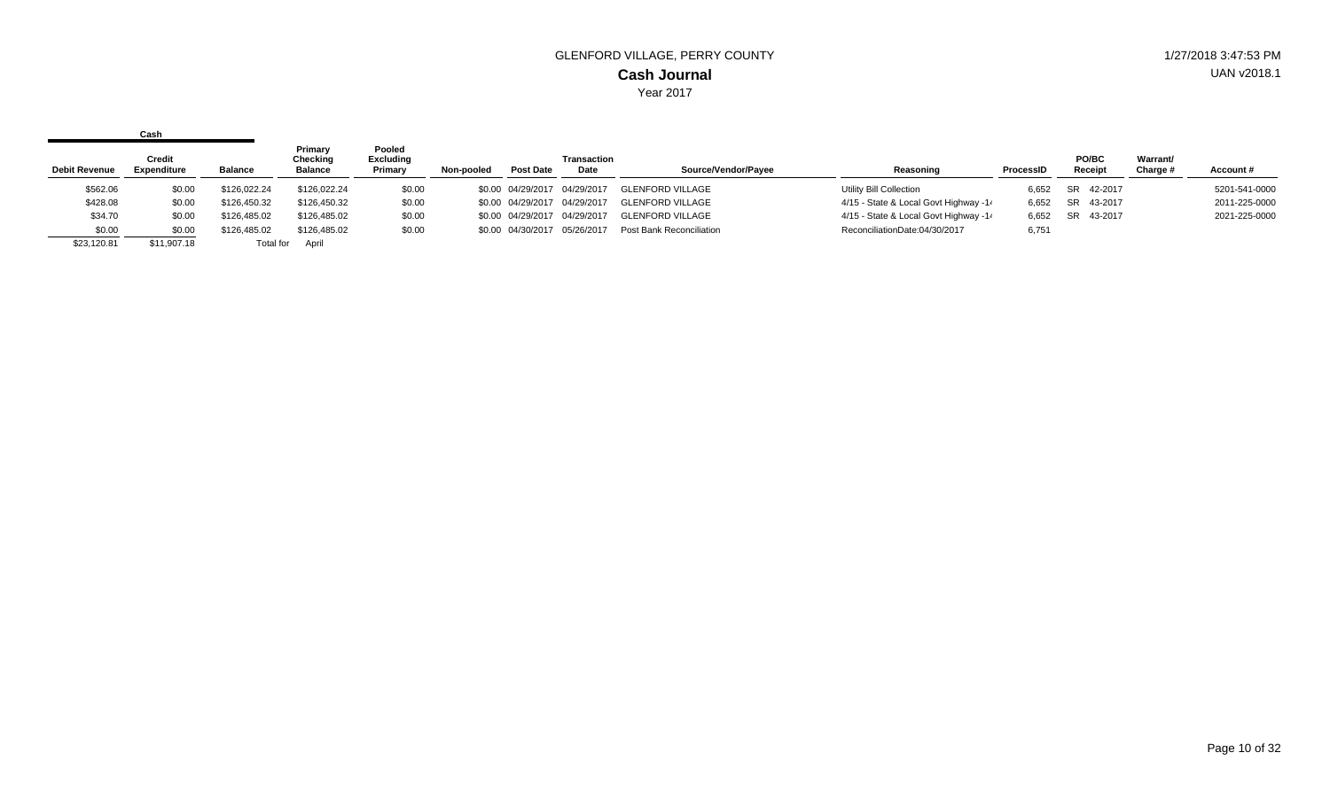GLENFORD VILLAGE, PERRY COUNTY

1/27/2018 3:47:53 PM

**Cash Journal**

UAN v2018.1

Year 2017

| Cash | | | | | | | | | | | | | | |
|---|---|---|---|---|---|---|---|---|---|---|---|---|---|---|
| **Debit Revenue** | **Credit Expenditure** | **Balance** | **Primary Checking Balance** | **Pooled Excluding Primary** | **Non-pooled** | **Post Date** | **Transaction Date** | **Source/Vendor/Payee** | **Reasoning** | **ProcessID** | **PO/BC Receipt** | **Warrant/ Charge #** | **Account #** |
| $562.06 | $0.00 | $126,022.24 | $126,022.24 | $0.00 | $0.00 | 04/29/2017 | 04/29/2017 | GLENFORD VILLAGE | Utility Bill Collection | 6,652 | SR 42-2017 | | 5201-541-0000 |
| $428.08 | $0.00 | $126,450.32 | $126,450.32 | $0.00 | $0.00 | 04/29/2017 | 04/29/2017 | GLENFORD VILLAGE | 4/15 - State & Local Govt Highway -1 | 6,652 | SR 43-2017 | | 2011-225-0000 |
| $34.70 | $0.00 | $126,485.02 | $126,485.02 | $0.00 | $0.00 | 04/29/2017 | 04/29/2017 | GLENFORD VILLAGE | 4/15 - State & Local Govt Highway -1 | 6,652 | SR 43-2017 | | 2021-225-0000 |
| $0.00 | $0.00 | $126,485.02 | $126,485.02 | $0.00 | $0.00 | 04/30/2017 | 05/26/2017 | Post Bank Reconciliation | ReconciliationDate:04/30/2017 | 6,751 | | | |
| $23,120.81 | $11,907.18 | Total for | April | | | | | | | | | | |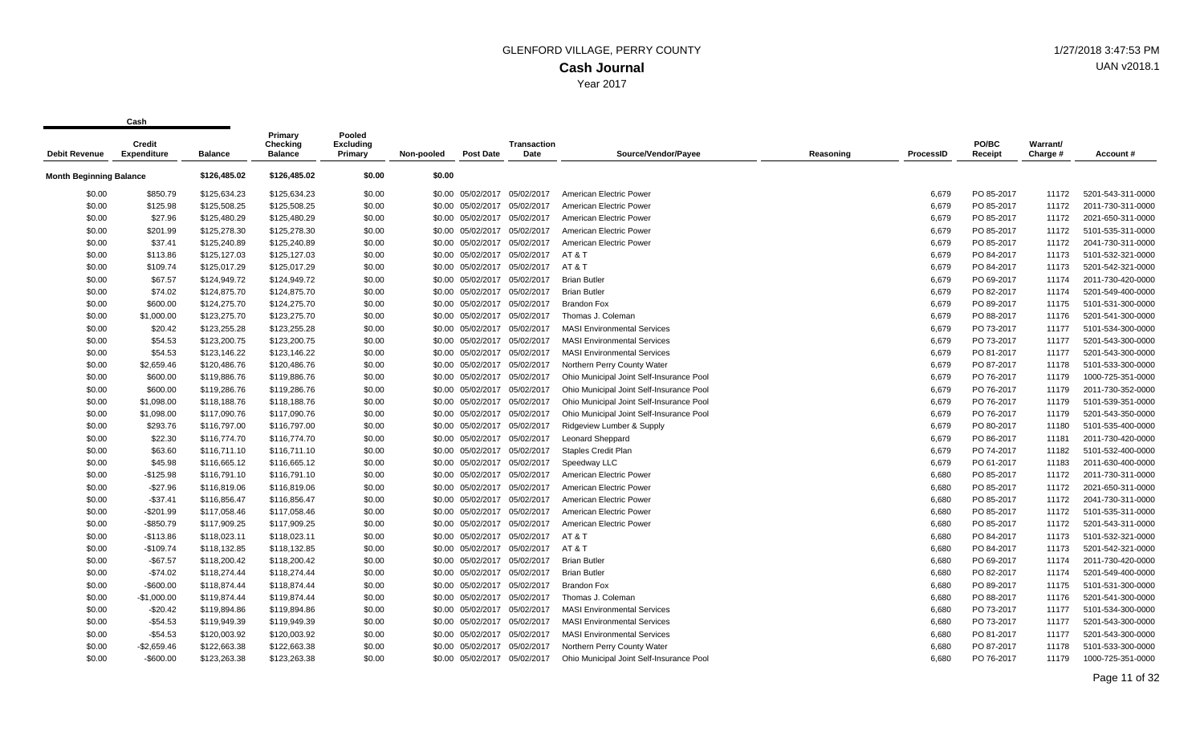# GLENFORD VILLAGE, PERRY COUNTY

## Cash Journal

Year 2017

1/27/2018 3:47:53 PM

UAN v2018.1

| Cash | | | | | | | | | | | | | | |
|---|---|---|---|---|---|---|---|---|---|---|---|---|---|---|
| Debit Revenue | Credit Expenditure | Balance | Primary Checking Balance | Pooled Excluding Primary | Non-pooled | Post Date | Transaction Date | Source/Vendor/Payee | Reasoning | ProcessID | PO/BC Receipt | Warrant/ Charge # | Account # |
| **Month Beginning Balance** | | $126,485.02 | $126,485.02 | $0.00 | $0.00 | | | | | | | | |
| $0.00 | $850.79 | $125,634.23 | $125,634.23 | $0.00 | $0.00 | 05/02/2017 | 05/02/2017 | American Electric Power | | 6,679 | PO 85-2017 | 11172 | 5201-543-311-0000 |
| $0.00 | $125.98 | $125,508.25 | $125,508.25 | $0.00 | $0.00 | 05/02/2017 | 05/02/2017 | American Electric Power | | 6,679 | PO 85-2017 | 11172 | 2011-730-311-0000 |
| $0.00 | $27.96 | $125,480.29 | $125,480.29 | $0.00 | $0.00 | 05/02/2017 | 05/02/2017 | American Electric Power | | 6,679 | PO 85-2017 | 11172 | 2021-650-311-0000 |
| $0.00 | $201.99 | $125,278.30 | $125,278.30 | $0.00 | $0.00 | 05/02/2017 | 05/02/2017 | American Electric Power | | 6,679 | PO 85-2017 | 11172 | 5101-535-311-0000 |
| $0.00 | $37.41 | $125,240.89 | $125,240.89 | $0.00 | $0.00 | 05/02/2017 | 05/02/2017 | American Electric Power | | 6,679 | PO 85-2017 | 11172 | 2041-730-311-0000 |
| $0.00 | $113.86 | $125,127.03 | $125,127.03 | $0.00 | $0.00 | 05/02/2017 | 05/02/2017 | AT & T | | 6,679 | PO 84-2017 | 11173 | 5101-532-321-0000 |
| $0.00 | $109.74 | $125,017.29 | $125,017.29 | $0.00 | $0.00 | 05/02/2017 | 05/02/2017 | AT & T | | 6,679 | PO 84-2017 | 11173 | 5201-542-321-0000 |
| $0.00 | $67.57 | $124,949.72 | $124,949.72 | $0.00 | $0.00 | 05/02/2017 | 05/02/2017 | Brian Butler | | 6,679 | PO 69-2017 | 11174 | 2011-730-420-0000 |
| $0.00 | $74.02 | $124,875.70 | $124,875.70 | $0.00 | $0.00 | 05/02/2017 | 05/02/2017 | Brian Butler | | 6,679 | PO 82-2017 | 11174 | 5201-549-400-0000 |
| $0.00 | $600.00 | $124,275.70 | $124,275.70 | $0.00 | $0.00 | 05/02/2017 | 05/02/2017 | Brandon Fox | | 6,679 | PO 89-2017 | 11175 | 5101-531-300-0000 |
| $0.00 | $1,000.00 | $123,275.70 | $123,275.70 | $0.00 | $0.00 | 05/02/2017 | 05/02/2017 | Thomas J. Coleman | | 6,679 | PO 88-2017 | 11176 | 5201-541-300-0000 |
| $0.00 | $20.42 | $123,255.28 | $123,255.28 | $0.00 | $0.00 | 05/02/2017 | 05/02/2017 | MASI Environmental Services | | 6,679 | PO 73-2017 | 11177 | 5101-534-300-0000 |
| $0.00 | $54.53 | $123,200.75 | $123,200.75 | $0.00 | $0.00 | 05/02/2017 | 05/02/2017 | MASI Environmental Services | | 6,679 | PO 73-2017 | 11177 | 5201-543-300-0000 |
| $0.00 | $54.53 | $123,146.22 | $123,146.22 | $0.00 | $0.00 | 05/02/2017 | 05/02/2017 | MASI Environmental Services | | 6,679 | PO 81-2017 | 11177 | 5201-543-300-0000 |
| $0.00 | $2,659.46 | $120,486.76 | $120,486.76 | $0.00 | $0.00 | 05/02/2017 | 05/02/2017 | Northern Perry County Water | | 6,679 | PO 87-2017 | 11178 | 5101-533-300-0000 |
| $0.00 | $600.00 | $119,886.76 | $119,886.76 | $0.00 | $0.00 | 05/02/2017 | 05/02/2017 | Ohio Municipal Joint Self-Insurance Pool | | 6,679 | PO 76-2017 | 11179 | 1000-725-351-0000 |
| $0.00 | $600.00 | $119,286.76 | $119,286.76 | $0.00 | $0.00 | 05/02/2017 | 05/02/2017 | Ohio Municipal Joint Self-Insurance Pool | | 6,679 | PO 76-2017 | 11179 | 2011-730-352-0000 |
| $0.00 | $1,098.00 | $118,188.76 | $118,188.76 | $0.00 | $0.00 | 05/02/2017 | 05/02/2017 | Ohio Municipal Joint Self-Insurance Pool | | 6,679 | PO 76-2017 | 11179 | 5101-539-351-0000 |
| $0.00 | $1,098.00 | $117,090.76 | $117,090.76 | $0.00 | $0.00 | 05/02/2017 | 05/02/2017 | Ohio Municipal Joint Self-Insurance Pool | | 6,679 | PO 76-2017 | 11179 | 5201-543-350-0000 |
| $0.00 | $293.76 | $116,797.00 | $116,797.00 | $0.00 | $0.00 | 05/02/2017 | 05/02/2017 | Ridgeview Lumber & Supply | | 6,679 | PO 80-2017 | 11180 | 5101-535-400-0000 |
| $0.00 | $22.30 | $116,774.70 | $116,774.70 | $0.00 | $0.00 | 05/02/2017 | 05/02/2017 | Leonard Sheppard | | 6,679 | PO 86-2017 | 11181 | 2011-730-420-0000 |
| $0.00 | $63.60 | $116,711.10 | $116,711.10 | $0.00 | $0.00 | 05/02/2017 | 05/02/2017 | Staples Credit Plan | | 6,679 | PO 74-2017 | 11182 | 5101-532-400-0000 |
| $0.00 | $45.98 | $116,665.12 | $116,665.12 | $0.00 | $0.00 | 05/02/2017 | 05/02/2017 | Speedway LLC | | 6,679 | PO 61-2017 | 11183 | 2011-630-400-0000 |
| $0.00 | -$125.98 | $116,791.10 | $116,791.10 | $0.00 | $0.00 | 05/02/2017 | 05/02/2017 | American Electric Power | | 6,680 | PO 85-2017 | 11172 | 2011-730-311-0000 |
| $0.00 | -$27.96 | $116,819.06 | $116,819.06 | $0.00 | $0.00 | 05/02/2017 | 05/02/2017 | American Electric Power | | 6,680 | PO 85-2017 | 11172 | 2021-650-311-0000 |
| $0.00 | -$37.41 | $116,856.47 | $116,856.47 | $0.00 | $0.00 | 05/02/2017 | 05/02/2017 | American Electric Power | | 6,680 | PO 85-2017 | 11172 | 2041-730-311-0000 |
| $0.00 | -$201.99 | $117,058.46 | $117,058.46 | $0.00 | $0.00 | 05/02/2017 | 05/02/2017 | American Electric Power | | 6,680 | PO 85-2017 | 11172 | 5101-535-311-0000 |
| $0.00 | -$850.79 | $117,909.25 | $117,909.25 | $0.00 | $0.00 | 05/02/2017 | 05/02/2017 | American Electric Power | | 6,680 | PO 85-2017 | 11172 | 5201-543-311-0000 |
| $0.00 | -$113.86 | $118,023.11 | $118,023.11 | $0.00 | $0.00 | 05/02/2017 | 05/02/2017 | AT & T | | 6,680 | PO 84-2017 | 11173 | 5101-532-321-0000 |
| $0.00 | -$109.74 | $118,132.85 | $118,132.85 | $0.00 | $0.00 | 05/02/2017 | 05/02/2017 | AT & T | | 6,680 | PO 84-2017 | 11173 | 5201-542-321-0000 |
| $0.00 | -$67.57 | $118,200.42 | $118,200.42 | $0.00 | $0.00 | 05/02/2017 | 05/02/2017 | Brian Butler | | 6,680 | PO 69-2017 | 11174 | 2011-730-420-0000 |
| $0.00 | -$74.02 | $118,274.44 | $118,274.44 | $0.00 | $0.00 | 05/02/2017 | 05/02/2017 | Brian Butler | | 6,680 | PO 82-2017 | 11174 | 5201-549-400-0000 |
| $0.00 | -$600.00 | $118,874.44 | $118,874.44 | $0.00 | $0.00 | 05/02/2017 | 05/02/2017 | Brandon Fox | | 6,680 | PO 89-2017 | 11175 | 5101-531-300-0000 |
| $0.00 | -$1,000.00 | $119,874.44 | $119,874.44 | $0.00 | $0.00 | 05/02/2017 | 05/02/2017 | Thomas J. Coleman | | 6,680 | PO 88-2017 | 11176 | 5201-541-300-0000 |
| $0.00 | -$20.42 | $119,894.86 | $119,894.86 | $0.00 | $0.00 | 05/02/2017 | 05/02/2017 | MASI Environmental Services | | 6,680 | PO 73-2017 | 11177 | 5101-534-300-0000 |
| $0.00 | -$54.53 | $119,949.39 | $119,949.39 | $0.00 | $0.00 | 05/02/2017 | 05/02/2017 | MASI Environmental Services | | 6,680 | PO 73-2017 | 11177 | 5201-543-300-0000 |
| $0.00 | -$54.53 | $120,003.92 | $120,003.92 | $0.00 | $0.00 | 05/02/2017 | 05/02/2017 | MASI Environmental Services | | 6,680 | PO 81-2017 | 11177 | 5201-543-300-0000 |
| $0.00 | -$2,659.46 | $122,663.38 | $122,663.38 | $0.00 | $0.00 | 05/02/2017 | 05/02/2017 | Northern Perry County Water | | 6,680 | PO 87-2017 | 11178 | 5101-533-300-0000 |
| $0.00 | -$600.00 | $123,263.38 | $123,263.38 | $0.00 | $0.00 | 05/02/2017 | 05/02/2017 | Ohio Municipal Joint Self-Insurance Pool | | 6,680 | PO 76-2017 | 11179 | 1000-725-351-0000 |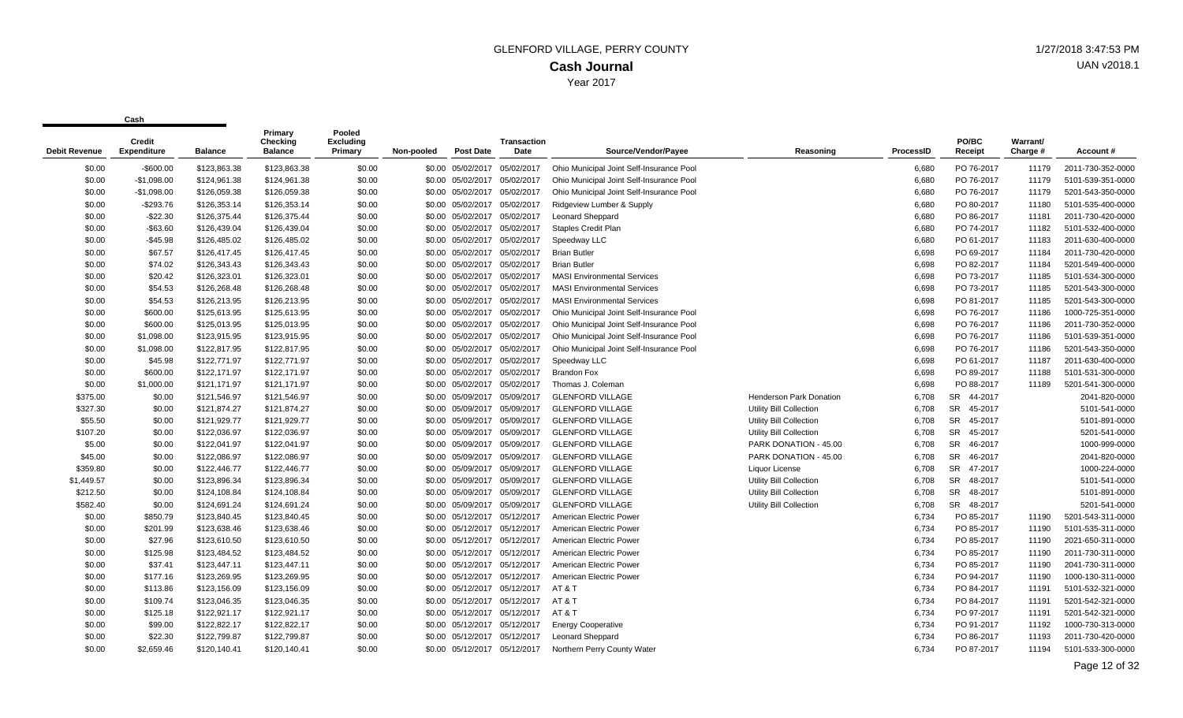# GLENFORD VILLAGE, PERRY COUNTY

## Cash Journal

Year 2017

1/27/2018 3:47:53 PM

UAN v2018.1

| Cash | | | | | | | | | | | | | | |
|---|---|---|---|---|---|---|---|---|---|---|---|---|---|---|
| Debit Revenue | Credit Expenditure | Balance | Primary Checking Balance | Pooled Excluding Primary | Non-pooled | Post Date | Transaction Date | Source/Vendor/Payee | Reasoning | ProcessID | PO/BC Receipt | Warrant/ Charge # | Account # |
| $0.00 | -$600.00 | $123,863.38 | $123,863.38 | $0.00 | $0.00 | 05/02/2017 | 05/02/2017 | Ohio Municipal Joint Self-Insurance Pool | | 6,680 | PO 76-2017 | 11179 | 2011-730-352-0000 |
| $0.00 | -$1,098.00 | $124,961.38 | $124,961.38 | $0.00 | $0.00 | 05/02/2017 | 05/02/2017 | Ohio Municipal Joint Self-Insurance Pool | | 6,680 | PO 76-2017 | 11179 | 5101-539-351-0000 |
| $0.00 | -$1,098.00 | $126,059.38 | $126,059.38 | $0.00 | $0.00 | 05/02/2017 | 05/02/2017 | Ohio Municipal Joint Self-Insurance Pool | | 6,680 | PO 76-2017 | 11179 | 5201-543-350-0000 |
| $0.00 | -$293.76 | $126,353.14 | $126,353.14 | $0.00 | $0.00 | 05/02/2017 | 05/02/2017 | Ridgeview Lumber & Supply | | 6,680 | PO 80-2017 | 11180 | 5101-535-400-0000 |
| $0.00 | -$22.30 | $126,375.44 | $126,375.44 | $0.00 | $0.00 | 05/02/2017 | 05/02/2017 | Leonard Sheppard | | 6,680 | PO 86-2017 | 11181 | 2011-730-420-0000 |
| $0.00 | -$63.60 | $126,439.04 | $126,439.04 | $0.00 | $0.00 | 05/02/2017 | 05/02/2017 | Staples Credit Plan | | 6,680 | PO 74-2017 | 11182 | 5101-532-400-0000 |
| $0.00 | -$45.98 | $126,485.02 | $126,485.02 | $0.00 | $0.00 | 05/02/2017 | 05/02/2017 | Speedway LLC | | 6,680 | PO 61-2017 | 11183 | 2011-630-400-0000 |
| $0.00 | $67.57 | $126,417.45 | $126,417.45 | $0.00 | $0.00 | 05/02/2017 | 05/02/2017 | Brian Butler | | 6,698 | PO 69-2017 | 11184 | 2011-730-420-0000 |
| $0.00 | $74.02 | $126,343.43 | $126,343.43 | $0.00 | $0.00 | 05/02/2017 | 05/02/2017 | Brian Butler | | 6,698 | PO 82-2017 | 11184 | 5201-549-400-0000 |
| $0.00 | $20.42 | $126,323.01 | $126,323.01 | $0.00 | $0.00 | 05/02/2017 | 05/02/2017 | MASI Environmental Services | | 6,698 | PO 73-2017 | 11185 | 5101-534-300-0000 |
| $0.00 | $54.53 | $126,268.48 | $126,268.48 | $0.00 | $0.00 | 05/02/2017 | 05/02/2017 | MASI Environmental Services | | 6,698 | PO 73-2017 | 11185 | 5201-543-300-0000 |
| $0.00 | $54.53 | $126,213.95 | $126,213.95 | $0.00 | $0.00 | 05/02/2017 | 05/02/2017 | MASI Environmental Services | | 6,698 | PO 81-2017 | 11185 | 5201-543-300-0000 |
| $0.00 | $600.00 | $125,613.95 | $125,613.95 | $0.00 | $0.00 | 05/02/2017 | 05/02/2017 | Ohio Municipal Joint Self-Insurance Pool | | 6,698 | PO 76-2017 | 11186 | 1000-725-351-0000 |
| $0.00 | $600.00 | $125,013.95 | $125,013.95 | $0.00 | $0.00 | 05/02/2017 | 05/02/2017 | Ohio Municipal Joint Self-Insurance Pool | | 6,698 | PO 76-2017 | 11186 | 2011-730-352-0000 |
| $0.00 | $1,098.00 | $123,915.95 | $123,915.95 | $0.00 | $0.00 | 05/02/2017 | 05/02/2017 | Ohio Municipal Joint Self-Insurance Pool | | 6,698 | PO 76-2017 | 11186 | 5101-539-351-0000 |
| $0.00 | $1,098.00 | $122,817.95 | $122,817.95 | $0.00 | $0.00 | 05/02/2017 | 05/02/2017 | Ohio Municipal Joint Self-Insurance Pool | | 6,698 | PO 76-2017 | 11186 | 5201-543-350-0000 |
| $0.00 | $45.98 | $122,771.97 | $122,771.97 | $0.00 | $0.00 | 05/02/2017 | 05/02/2017 | Speedway LLC | | 6,698 | PO 61-2017 | 11187 | 2011-630-400-0000 |
| $0.00 | $600.00 | $122,171.97 | $122,171.97 | $0.00 | $0.00 | 05/02/2017 | 05/02/2017 | Brandon Fox | | 6,698 | PO 89-2017 | 11188 | 5101-531-300-0000 |
| $0.00 | $1,000.00 | $121,171.97 | $121,171.97 | $0.00 | $0.00 | 05/02/2017 | 05/02/2017 | Thomas J. Coleman | | 6,698 | PO 88-2017 | 11189 | 5201-541-300-0000 |
| $375.00 | $0.00 | $121,546.97 | $121,546.97 | $0.00 | $0.00 | 05/09/2017 | 05/09/2017 | GLENFORD VILLAGE | Henderson Park Donation | 6,708 | SR 44-2017 | | 2041-820-0000 |
| $327.30 | $0.00 | $121,874.27 | $121,874.27 | $0.00 | $0.00 | 05/09/2017 | 05/09/2017 | GLENFORD VILLAGE | Utility Bill Collection | 6,708 | SR 45-2017 | | 5101-541-0000 |
| $55.50 | $0.00 | $121,929.77 | $121,929.77 | $0.00 | $0.00 | 05/09/2017 | 05/09/2017 | GLENFORD VILLAGE | Utility Bill Collection | 6,708 | SR 45-2017 | | 5101-891-0000 |
| $107.20 | $0.00 | $122,036.97 | $122,036.97 | $0.00 | $0.00 | 05/09/2017 | 05/09/2017 | GLENFORD VILLAGE | Utility Bill Collection | 6,708 | SR 45-2017 | | 5201-541-0000 |
| $5.00 | $0.00 | $122,041.97 | $122,041.97 | $0.00 | $0.00 | 05/09/2017 | 05/09/2017 | GLENFORD VILLAGE | PARK DONATION - 45.00 | 6,708 | SR 46-2017 | | 1000-999-0000 |
| $45.00 | $0.00 | $122,086.97 | $122,086.97 | $0.00 | $0.00 | 05/09/2017 | 05/09/2017 | GLENFORD VILLAGE | PARK DONATION - 45.00 | 6,708 | SR 46-2017 | | 2041-820-0000 |
| $359.80 | $0.00 | $122,446.77 | $122,446.77 | $0.00 | $0.00 | 05/09/2017 | 05/09/2017 | GLENFORD VILLAGE | Liquor License | 6,708 | SR 47-2017 | | 1000-224-0000 |
| $1,449.57 | $0.00 | $123,896.34 | $123,896.34 | $0.00 | $0.00 | 05/09/2017 | 05/09/2017 | GLENFORD VILLAGE | Utility Bill Collection | 6,708 | SR 48-2017 | | 5101-541-0000 |
| $212.50 | $0.00 | $124,108.84 | $124,108.84 | $0.00 | $0.00 | 05/09/2017 | 05/09/2017 | GLENFORD VILLAGE | Utility Bill Collection | 6,708 | SR 48-2017 | | 5101-891-0000 |
| $582.40 | $0.00 | $124,691.24 | $124,691.24 | $0.00 | $0.00 | 05/09/2017 | 05/09/2017 | GLENFORD VILLAGE | Utility Bill Collection | 6,708 | SR 48-2017 | | 5201-541-0000 |
| $0.00 | $850.79 | $123,840.45 | $123,840.45 | $0.00 | $0.00 | 05/12/2017 | 05/12/2017 | American Electric Power | | 6,734 | PO 85-2017 | 11190 | 5201-543-311-0000 |
| $0.00 | $201.99 | $123,638.46 | $123,638.46 | $0.00 | $0.00 | 05/12/2017 | 05/12/2017 | American Electric Power | | 6,734 | PO 85-2017 | 11190 | 5101-535-311-0000 |
| $0.00 | $27.96 | $123,610.50 | $123,610.50 | $0.00 | $0.00 | 05/12/2017 | 05/12/2017 | American Electric Power | | 6,734 | PO 85-2017 | 11190 | 2021-650-311-0000 |
| $0.00 | $125.98 | $123,484.52 | $123,484.52 | $0.00 | $0.00 | 05/12/2017 | 05/12/2017 | American Electric Power | | 6,734 | PO 85-2017 | 11190 | 2011-730-311-0000 |
| $0.00 | $37.41 | $123,447.11 | $123,447.11 | $0.00 | $0.00 | 05/12/2017 | 05/12/2017 | American Electric Power | | 6,734 | PO 85-2017 | 11190 | 2041-730-311-0000 |
| $0.00 | $177.16 | $123,269.95 | $123,269.95 | $0.00 | $0.00 | 05/12/2017 | 05/12/2017 | American Electric Power | | 6,734 | PO 94-2017 | 11190 | 1000-130-311-0000 |
| $0.00 | $113.86 | $123,156.09 | $123,156.09 | $0.00 | $0.00 | 05/12/2017 | 05/12/2017 | AT & T | | 6,734 | PO 84-2017 | 11191 | 5101-532-321-0000 |
| $0.00 | $109.74 | $123,046.35 | $123,046.35 | $0.00 | $0.00 | 05/12/2017 | 05/12/2017 | AT & T | | 6,734 | PO 84-2017 | 11191 | 5201-542-321-0000 |
| $0.00 | $125.18 | $122,921.17 | $122,921.17 | $0.00 | $0.00 | 05/12/2017 | 05/12/2017 | AT & T | | 6,734 | PO 97-2017 | 11191 | 5201-542-321-0000 |
| $0.00 | $99.00 | $122,822.17 | $122,822.17 | $0.00 | $0.00 | 05/12/2017 | 05/12/2017 | Energy Cooperative | | 6,734 | PO 91-2017 | 11192 | 1000-730-313-0000 |
| $0.00 | $22.30 | $122,799.87 | $122,799.87 | $0.00 | $0.00 | 05/12/2017 | 05/12/2017 | Leonard Sheppard | | 6,734 | PO 86-2017 | 11193 | 2011-730-420-0000 |
| $0.00 | $2,659.46 | $120,140.41 | $120,140.41 | $0.00 | $0.00 | 05/12/2017 | 05/12/2017 | Northern Perry County Water | | 6,734 | PO 87-2017 | 11194 | 5101-533-300-0000 |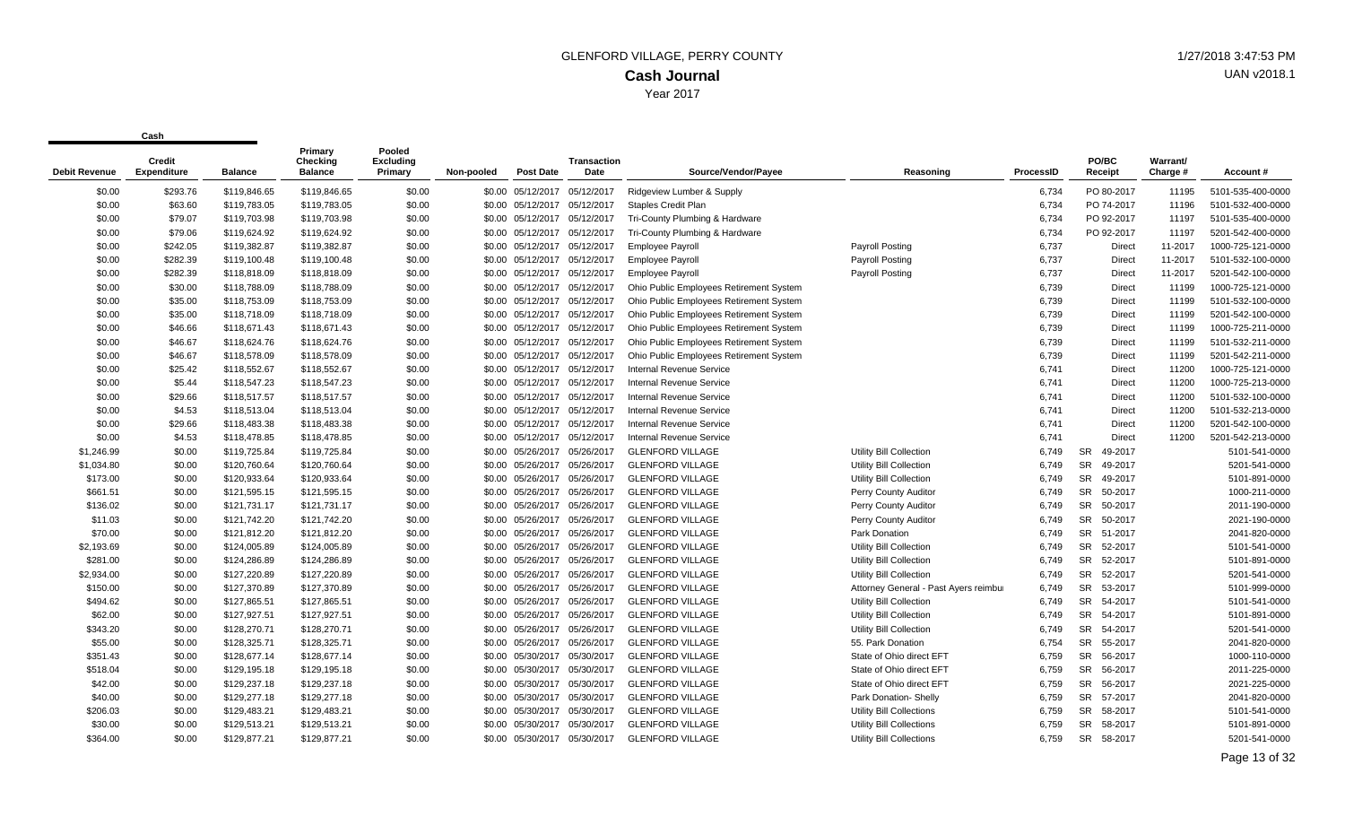GLENFORD VILLAGE, PERRY COUNTY

**Cash Journal**

Year 2017

| Cash | | | | | | | | | | | | | | |
|---|---|---|---|---|---|---|---|---|---|---|---|---|---|---|
| Debit Revenue | Credit Expenditure | Balance | Primary Checking Balance | Pooled Excluding Primary | Non-pooled | Post Date | Transaction Date | Source/Vendor/Payee | Reasoning | ProcessID | PO/BC Receipt | Warrant/ Charge # | Account # |
| $0.00 | $293.76 | $119,846.65 | $119,846.65 | $0.00 | $0.00 | 05/12/2017 | 05/12/2017 | Ridgeview Lumber & Supply | | 6,734 | PO 80-2017 | 11195 | 5101-535-400-0000 |
| $0.00 | $63.60 | $119,783.05 | $119,783.05 | $0.00 | $0.00 | 05/12/2017 | 05/12/2017 | Staples Credit Plan | | 6,734 | PO 74-2017 | 11196 | 5101-532-400-0000 |
| $0.00 | $79.07 | $119,703.98 | $119,703.98 | $0.00 | $0.00 | 05/12/2017 | 05/12/2017 | Tri-County Plumbing & Hardware | | 6,734 | PO 92-2017 | 11197 | 5101-535-400-0000 |
| $0.00 | $79.06 | $119,624.92 | $119,624.92 | $0.00 | $0.00 | 05/12/2017 | 05/12/2017 | Tri-County Plumbing & Hardware | | 6,734 | PO 92-2017 | 11197 | 5201-542-400-0000 |
| $0.00 | $242.05 | $119,382.87 | $119,382.87 | $0.00 | $0.00 | 05/12/2017 | 05/12/2017 | Employee Payroll | Payroll Posting | 6,737 | Direct | 11-2017 | 1000-725-121-0000 |
| $0.00 | $282.39 | $119,100.48 | $119,100.48 | $0.00 | $0.00 | 05/12/2017 | 05/12/2017 | Employee Payroll | Payroll Posting | 6,737 | Direct | 11-2017 | 5101-532-100-0000 |
| $0.00 | $282.39 | $118,818.09 | $118,818.09 | $0.00 | $0.00 | 05/12/2017 | 05/12/2017 | Employee Payroll | Payroll Posting | 6,737 | Direct | 11-2017 | 5201-542-100-0000 |
| $0.00 | $30.00 | $118,788.09 | $118,788.09 | $0.00 | $0.00 | 05/12/2017 | 05/12/2017 | Ohio Public Employees Retirement System | | 6,739 | Direct | 11199 | 1000-725-121-0000 |
| $0.00 | $35.00 | $118,753.09 | $118,753.09 | $0.00 | $0.00 | 05/12/2017 | 05/12/2017 | Ohio Public Employees Retirement System | | 6,739 | Direct | 11199 | 5101-532-100-0000 |
| $0.00 | $35.00 | $118,718.09 | $118,718.09 | $0.00 | $0.00 | 05/12/2017 | 05/12/2017 | Ohio Public Employees Retirement System | | 6,739 | Direct | 11199 | 5201-542-100-0000 |
| $0.00 | $46.66 | $118,671.43 | $118,671.43 | $0.00 | $0.00 | 05/12/2017 | 05/12/2017 | Ohio Public Employees Retirement System | | 6,739 | Direct | 11199 | 1000-725-211-0000 |
| $0.00 | $46.67 | $118,624.76 | $118,624.76 | $0.00 | $0.00 | 05/12/2017 | 05/12/2017 | Ohio Public Employees Retirement System | | 6,739 | Direct | 11199 | 5101-532-211-0000 |
| $0.00 | $46.67 | $118,578.09 | $118,578.09 | $0.00 | $0.00 | 05/12/2017 | 05/12/2017 | Ohio Public Employees Retirement System | | 6,739 | Direct | 11199 | 5201-542-211-0000 |
| $0.00 | $25.42 | $118,552.67 | $118,552.67 | $0.00 | $0.00 | 05/12/2017 | 05/12/2017 | Internal Revenue Service | | 6,741 | Direct | 11200 | 1000-725-121-0000 |
| $0.00 | $5.44 | $118,547.23 | $118,547.23 | $0.00 | $0.00 | 05/12/2017 | 05/12/2017 | Internal Revenue Service | | 6,741 | Direct | 11200 | 1000-725-213-0000 |
| $0.00 | $29.66 | $118,517.57 | $118,517.57 | $0.00 | $0.00 | 05/12/2017 | 05/12/2017 | Internal Revenue Service | | 6,741 | Direct | 11200 | 5101-532-100-0000 |
| $0.00 | $4.53 | $118,513.04 | $118,513.04 | $0.00 | $0.00 | 05/12/2017 | 05/12/2017 | Internal Revenue Service | | 6,741 | Direct | 11200 | 5101-532-213-0000 |
| $0.00 | $29.66 | $118,483.38 | $118,483.38 | $0.00 | $0.00 | 05/12/2017 | 05/12/2017 | Internal Revenue Service | | 6,741 | Direct | 11200 | 5201-542-100-0000 |
| $0.00 | $4.53 | $118,478.85 | $118,478.85 | $0.00 | $0.00 | 05/12/2017 | 05/12/2017 | Internal Revenue Service | | 6,741 | Direct | 11200 | 5201-542-213-0000 |
| $1,246.99 | $0.00 | $119,725.84 | $119,725.84 | $0.00 | $0.00 | 05/26/2017 | 05/26/2017 | GLENFORD VILLAGE | Utility Bill Collection | 6,749 | SR 49-2017 | | 5101-541-0000 |
| $1,034.80 | $0.00 | $120,760.64 | $120,760.64 | $0.00 | $0.00 | 05/26/2017 | 05/26/2017 | GLENFORD VILLAGE | Utility Bill Collection | 6,749 | SR 49-2017 | | 5201-541-0000 |
| $173.00 | $0.00 | $120,933.64 | $120,933.64 | $0.00 | $0.00 | 05/26/2017 | 05/26/2017 | GLENFORD VILLAGE | Utility Bill Collection | 6,749 | SR 49-2017 | | 5101-891-0000 |
| $661.51 | $0.00 | $121,595.15 | $121,595.15 | $0.00 | $0.00 | 05/26/2017 | 05/26/2017 | GLENFORD VILLAGE | Perry County Auditor | 6,749 | SR 50-2017 | | 1000-211-0000 |
| $136.02 | $0.00 | $121,731.17 | $121,731.17 | $0.00 | $0.00 | 05/26/2017 | 05/26/2017 | GLENFORD VILLAGE | Perry County Auditor | 6,749 | SR 50-2017 | | 2011-190-0000 |
| $11.03 | $0.00 | $121,742.20 | $121,742.20 | $0.00 | $0.00 | 05/26/2017 | 05/26/2017 | GLENFORD VILLAGE | Perry County Auditor | 6,749 | SR 50-2017 | | 2021-190-0000 |
| $70.00 | $0.00 | $121,812.20 | $121,812.20 | $0.00 | $0.00 | 05/26/2017 | 05/26/2017 | GLENFORD VILLAGE | Park Donation | 6,749 | SR 51-2017 | | 2041-820-0000 |
| $2,193.69 | $0.00 | $124,005.89 | $124,005.89 | $0.00 | $0.00 | 05/26/2017 | 05/26/2017 | GLENFORD VILLAGE | Utility Bill Collection | 6,749 | SR 52-2017 | | 5101-541-0000 |
| $281.00 | $0.00 | $124,286.89 | $124,286.89 | $0.00 | $0.00 | 05/26/2017 | 05/26/2017 | GLENFORD VILLAGE | Utility Bill Collection | 6,749 | SR 52-2017 | | 5101-891-0000 |
| $2,934.00 | $0.00 | $127,220.89 | $127,220.89 | $0.00 | $0.00 | 05/26/2017 | 05/26/2017 | GLENFORD VILLAGE | Utility Bill Collection | 6,749 | SR 52-2017 | | 5201-541-0000 |
| $150.00 | $0.00 | $127,370.89 | $127,370.89 | $0.00 | $0.00 | 05/26/2017 | 05/26/2017 | GLENFORD VILLAGE | Attorney General - Past Ayers reimbu | 6,749 | SR 53-2017 | | 5101-999-0000 |
| $494.62 | $0.00 | $127,865.51 | $127,865.51 | $0.00 | $0.00 | 05/26/2017 | 05/26/2017 | GLENFORD VILLAGE | Utility Bill Collection | 6,749 | SR 54-2017 | | 5101-541-0000 |
| $62.00 | $0.00 | $127,927.51 | $127,927.51 | $0.00 | $0.00 | 05/26/2017 | 05/26/2017 | GLENFORD VILLAGE | Utility Bill Collection | 6,749 | SR 54-2017 | | 5101-891-0000 |
| $343.20 | $0.00 | $128,270.71 | $128,270.71 | $0.00 | $0.00 | 05/26/2017 | 05/26/2017 | GLENFORD VILLAGE | Utility Bill Collection | 6,749 | SR 54-2017 | | 5201-541-0000 |
| $55.00 | $0.00 | $128,325.71 | $128,325.71 | $0.00 | $0.00 | 05/26/2017 | 05/26/2017 | GLENFORD VILLAGE | 55. Park Donation | 6,754 | SR 55-2017 | | 2041-820-0000 |
| $351.43 | $0.00 | $128,677.14 | $128,677.14 | $0.00 | $0.00 | 05/30/2017 | 05/30/2017 | GLENFORD VILLAGE | State of Ohio direct EFT | 6,759 | SR 56-2017 | | 1000-110-0000 |
| $518.04 | $0.00 | $129,195.18 | $129,195.18 | $0.00 | $0.00 | 05/30/2017 | 05/30/2017 | GLENFORD VILLAGE | State of Ohio direct EFT | 6,759 | SR 56-2017 | | 2011-225-0000 |
| $42.00 | $0.00 | $129,237.18 | $129,237.18 | $0.00 | $0.00 | 05/30/2017 | 05/30/2017 | GLENFORD VILLAGE | State of Ohio direct EFT | 6,759 | SR 56-2017 | | 2021-225-0000 |
| $40.00 | $0.00 | $129,277.18 | $129,277.18 | $0.00 | $0.00 | 05/30/2017 | 05/30/2017 | GLENFORD VILLAGE | Park Donation- Shelly | 6,759 | SR 57-2017 | | 2041-820-0000 |
| $206.03 | $0.00 | $129,483.21 | $129,483.21 | $0.00 | $0.00 | 05/30/2017 | 05/30/2017 | GLENFORD VILLAGE | Utility Bill Collections | 6,759 | SR 58-2017 | | 5101-541-0000 |
| $30.00 | $0.00 | $129,513.21 | $129,513.21 | $0.00 | $0.00 | 05/30/2017 | 05/30/2017 | GLENFORD VILLAGE | Utility Bill Collections | 6,759 | SR 58-2017 | | 5101-891-0000 |
| $364.00 | $0.00 | $129,877.21 | $129,877.21 | $0.00 | $0.00 | 05/30/2017 | 05/30/2017 | GLENFORD VILLAGE | Utility Bill Collections | 6,759 | SR 58-2017 | | 5201-541-0000 |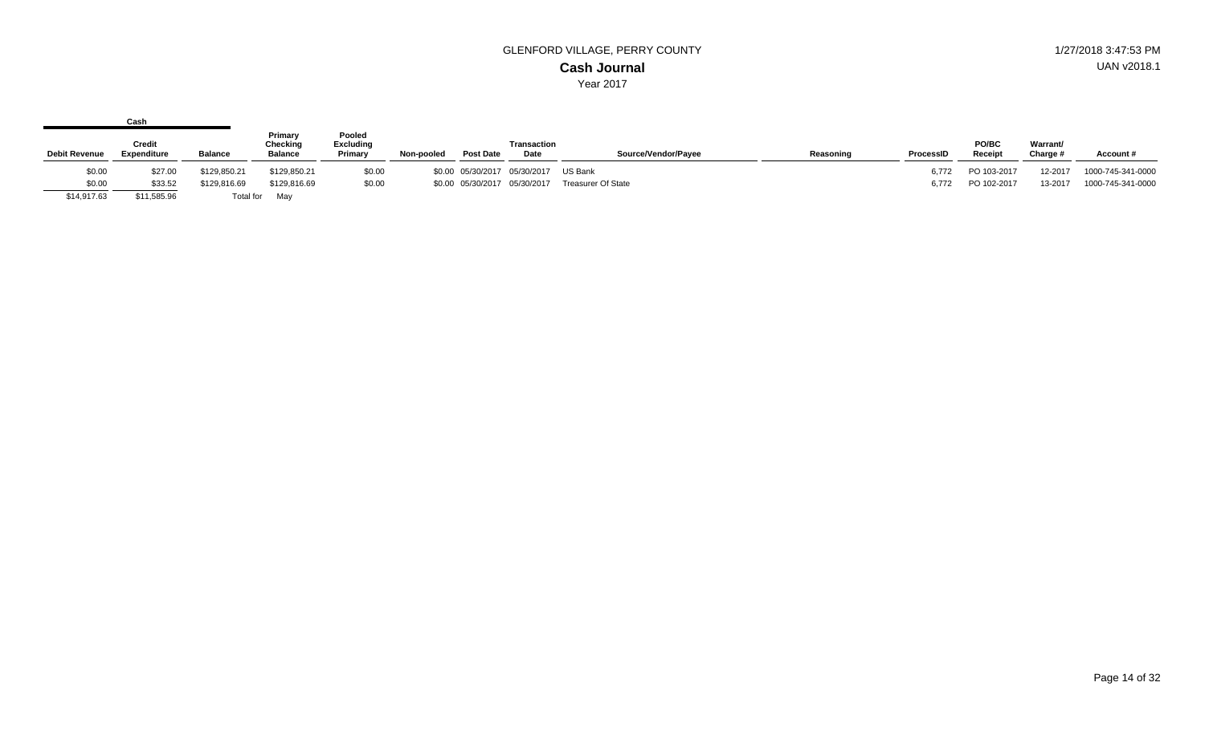GLENFORD VILLAGE, PERRY COUNTY

**Cash Journal**

Year 2017

1/27/2018 3:47:53 PM

UAN v2018.1

| Cash | | | | | | | | | | | | | | |
|---|---|---|---|---|---|---|---|---|---|---|---|---|---|---|
| Debit Revenue | Credit Expenditure | Balance | Primary Checking Balance | Pooled Excluding Primary | Non-pooled | Post Date | Transaction Date | Source/Vendor/Payee | Reasoning | ProcessID | PO/BC Receipt | Warrant/ Charge # | Account # |
| $0.00 | $27.00 | $129,850.21 | $129,850.21 | $0.00 | $0.00 | 05/30/2017 | 05/30/2017 | US Bank | | 6,772 | PO 103-2017 | 12-2017 | 1000-745-341-0000 |
| $0.00 | $33.52 | $129,816.69 | $129,816.69 | $0.00 | $0.00 | 05/30/2017 | 05/30/2017 | Treasurer Of State | | 6,772 | PO 102-2017 | 13-2017 | 1000-745-341-0000 |
| $14,917.63 | $11,585.96 | Total for | May | | | | | | | | | | |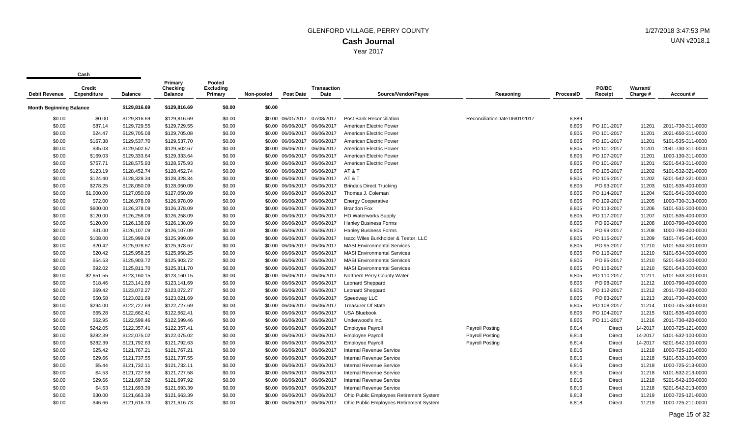# GLENFORD VILLAGE, PERRY COUNTY

## Cash Journal

Year 2017

| Debit Revenue | Credit Expenditure | Balance | Primary Checking Balance | Pooled Excluding Primary | Non-pooled | Post Date | Transaction Date | Source/Vendor/Payee | Reasoning | ProcessID | PO/BC Receipt | Warrant/ Charge # | Account # |
|---|---|---|---|---|---|---|---|---|---|---|---|---|---|
| **Month Beginning Balance** | | $129,816.69 | $129,816.69 | $0.00 | $0.00 | | | | | | | | |
| $0.00 | $0.00 | $129,816.69 | $129,816.69 | $0.00 | $0.00 | 06/01/2017 | 07/08/2017 | Post Bank Reconciliation | ReconciliationDate:06/01/2017 | 6,889 | | | |
| $0.00 | $87.14 | $129,729.55 | $129,729.55 | $0.00 | $0.00 | 06/06/2017 | 06/06/2017 | American Electric Power | | 6,805 | PO 101-2017 | 11201 | 2011-730-311-0000 |
| $0.00 | $24.47 | $129,705.08 | $129,705.08 | $0.00 | $0.00 | 06/06/2017 | 06/06/2017 | American Electric Power | | 6,805 | PO 101-2017 | 11201 | 2021-650-311-0000 |
| $0.00 | $167.38 | $129,537.70 | $129,537.70 | $0.00 | $0.00 | 06/06/2017 | 06/06/2017 | American Electric Power | | 6,805 | PO 101-2017 | 11201 | 5101-535-311-0000 |
| $0.00 | $35.03 | $129,502.67 | $129,502.67 | $0.00 | $0.00 | 06/06/2017 | 06/06/2017 | American Electric Power | | 6,805 | PO 101-2017 | 11201 | 2041-730-311-0000 |
| $0.00 | $169.03 | $129,333.64 | $129,333.64 | $0.00 | $0.00 | 06/06/2017 | 06/06/2017 | American Electric Power | | 6,805 | PO 107-2017 | 11201 | 1000-130-311-0000 |
| $0.00 | $757.71 | $128,575.93 | $128,575.93 | $0.00 | $0.00 | 06/06/2017 | 06/06/2017 | American Electric Power | | 6,805 | PO 101-2017 | 11201 | 5201-543-311-0000 |
| $0.00 | $123.19 | $128,452.74 | $128,452.74 | $0.00 | $0.00 | 06/06/2017 | 06/06/2017 | AT & T | | 6,805 | PO 105-2017 | 11202 | 5101-532-321-0000 |
| $0.00 | $124.40 | $128,328.34 | $128,328.34 | $0.00 | $0.00 | 06/06/2017 | 06/06/2017 | AT & T | | 6,805 | PO 105-2017 | 11202 | 5201-542-321-0000 |
| $0.00 | $278.25 | $128,050.09 | $128,050.09 | $0.00 | $0.00 | 06/06/2017 | 06/06/2017 | Brinda's Direct Trucking | | 6,805 | PO 93-2017 | 11203 | 5101-535-400-0000 |
| $0.00 | $1,000.00 | $127,050.09 | $127,050.09 | $0.00 | $0.00 | 06/06/2017 | 06/06/2017 | Thomas J. Coleman | | 6,805 | PO 114-2017 | 11204 | 5201-541-300-0000 |
| $0.00 | $72.00 | $126,978.09 | $126,978.09 | $0.00 | $0.00 | 06/06/2017 | 06/06/2017 | Energy Cooperative | | 6,805 | PO 109-2017 | 11205 | 1000-730-313-0000 |
| $0.00 | $600.00 | $126,378.09 | $126,378.09 | $0.00 | $0.00 | 06/06/2017 | 06/06/2017 | Brandon Fox | | 6,805 | PO 113-2017 | 11206 | 5101-531-300-0000 |
| $0.00 | $120.00 | $126,258.09 | $126,258.09 | $0.00 | $0.00 | 06/06/2017 | 06/06/2017 | HD Waterworks Supply | | 6,805 | PO 117-2017 | 11207 | 5101-535-400-0000 |
| $0.00 | $120.00 | $126,138.09 | $126,138.09 | $0.00 | $0.00 | 06/06/2017 | 06/06/2017 | Hanley Business Forms | | 6,805 | PO 90-2017 | 11208 | 1000-790-400-0000 |
| $0.00 | $31.00 | $126,107.09 | $126,107.09 | $0.00 | $0.00 | 06/06/2017 | 06/06/2017 | Hanley Business Forms | | 6,805 | PO 99-2017 | 11208 | 1000-790-400-0000 |
| $0.00 | $108.00 | $125,999.09 | $125,999.09 | $0.00 | $0.00 | 06/06/2017 | 06/06/2017 | Isacc Wiles Burkholder & Teetor, LLC | | 6,805 | PO 115-2017 | 11209 | 5101-745-341-0000 |
| $0.00 | $20.42 | $125,978.67 | $125,978.67 | $0.00 | $0.00 | 06/06/2017 | 06/06/2017 | MASI Environmental Services | | 6,805 | PO 95-2017 | 11210 | 5101-534-300-0000 |
| $0.00 | $20.42 | $125,958.25 | $125,958.25 | $0.00 | $0.00 | 06/06/2017 | 06/06/2017 | MASI Environmental Services | | 6,805 | PO 116-2017 | 11210 | 5101-534-300-0000 |
| $0.00 | $54.53 | $125,903.72 | $125,903.72 | $0.00 | $0.00 | 06/06/2017 | 06/06/2017 | MASI Environmental Services | | 6,805 | PO 95-2017 | 11210 | 5201-543-300-0000 |
| $0.00 | $92.02 | $125,811.70 | $125,811.70 | $0.00 | $0.00 | 06/06/2017 | 06/06/2017 | MASI Environmental Services | | 6,805 | PO 116-2017 | 11210 | 5201-543-300-0000 |
| $0.00 | $2,651.55 | $123,160.15 | $123,160.15 | $0.00 | $0.00 | 06/06/2017 | 06/06/2017 | Northern Perry County Water | | 6,805 | PO 110-2017 | 11211 | 5101-533-300-0000 |
| $0.00 | $18.46 | $123,141.69 | $123,141.69 | $0.00 | $0.00 | 06/06/2017 | 06/06/2017 | Leonard Sheppard | | 6,805 | PO 98-2017 | 11212 | 1000-790-400-0000 |
| $0.00 | $69.42 | $123,072.27 | $123,072.27 | $0.00 | $0.00 | 06/06/2017 | 06/06/2017 | Leonard Sheppard | | 6,805 | PO 112-2017 | 11212 | 2011-730-420-0000 |
| $0.00 | $50.58 | $123,021.69 | $123,021.69 | $0.00 | $0.00 | 06/06/2017 | 06/06/2017 | Speedway LLC | | 6,805 | PO 83-2017 | 11213 | 2011-730-420-0000 |
| $0.00 | $294.00 | $122,727.69 | $122,727.69 | $0.00 | $0.00 | 06/06/2017 | 06/06/2017 | Treasurer Of State | | 6,805 | PO 108-2017 | 11214 | 1000-745-343-0000 |
| $0.00 | $65.28 | $122,662.41 | $122,662.41 | $0.00 | $0.00 | 06/06/2017 | 06/06/2017 | USA Bluebook | | 6,805 | PO 104-2017 | 11215 | 5101-535-400-0000 |
| $0.00 | $62.95 | $122,599.46 | $122,599.46 | $0.00 | $0.00 | 06/06/2017 | 06/06/2017 | Underwood's Inc. | | 6,805 | PO 111-2017 | 11216 | 2011-730-420-0000 |
| $0.00 | $242.05 | $122,357.41 | $122,357.41 | $0.00 | $0.00 | 06/06/2017 | 06/06/2017 | Employee Payroll | Payroll Posting | 6,814 | Direct | 14-2017 | 1000-725-121-0000 |
| $0.00 | $282.39 | $122,075.02 | $122,075.02 | $0.00 | $0.00 | 06/06/2017 | 06/06/2017 | Employee Payroll | Payroll Posting | 6,814 | Direct | 14-2017 | 5101-532-100-0000 |
| $0.00 | $282.39 | $121,792.63 | $121,792.63 | $0.00 | $0.00 | 06/06/2017 | 06/06/2017 | Employee Payroll | Payroll Posting | 6,814 | Direct | 14-2017 | 5201-542-100-0000 |
| $0.00 | $25.42 | $121,767.21 | $121,767.21 | $0.00 | $0.00 | 06/06/2017 | 06/06/2017 | Internal Revenue Service | | 6,816 | Direct | 11218 | 1000-725-121-0000 |
| $0.00 | $29.66 | $121,737.55 | $121,737.55 | $0.00 | $0.00 | 06/06/2017 | 06/06/2017 | Internal Revenue Service | | 6,816 | Direct | 11218 | 5101-532-100-0000 |
| $0.00 | $5.44 | $121,732.11 | $121,732.11 | $0.00 | $0.00 | 06/06/2017 | 06/06/2017 | Internal Revenue Service | | 6,816 | Direct | 11218 | 1000-725-213-0000 |
| $0.00 | $4.53 | $121,727.58 | $121,727.58 | $0.00 | $0.00 | 06/06/2017 | 06/06/2017 | Internal Revenue Service | | 6,816 | Direct | 11218 | 5101-532-213-0000 |
| $0.00 | $29.66 | $121,697.92 | $121,697.92 | $0.00 | $0.00 | 06/06/2017 | 06/06/2017 | Internal Revenue Service | | 6,816 | Direct | 11218 | 5201-542-100-0000 |
| $0.00 | $4.53 | $121,693.39 | $121,693.39 | $0.00 | $0.00 | 06/06/2017 | 06/06/2017 | Internal Revenue Service | | 6,816 | Direct | 11218 | 5201-542-213-0000 |
| $0.00 | $30.00 | $121,663.39 | $121,663.39 | $0.00 | $0.00 | 06/06/2017 | 06/06/2017 | Ohio Public Employees Retirement System | | 6,818 | Direct | 11219 | 1000-725-121-0000 |
| $0.00 | $46.66 | $121,616.73 | $121,616.73 | $0.00 | $0.00 | 06/06/2017 | 06/06/2017 | Ohio Public Employees Retirement System | | 6,818 | Direct | 11219 | 1000-725-211-0000 |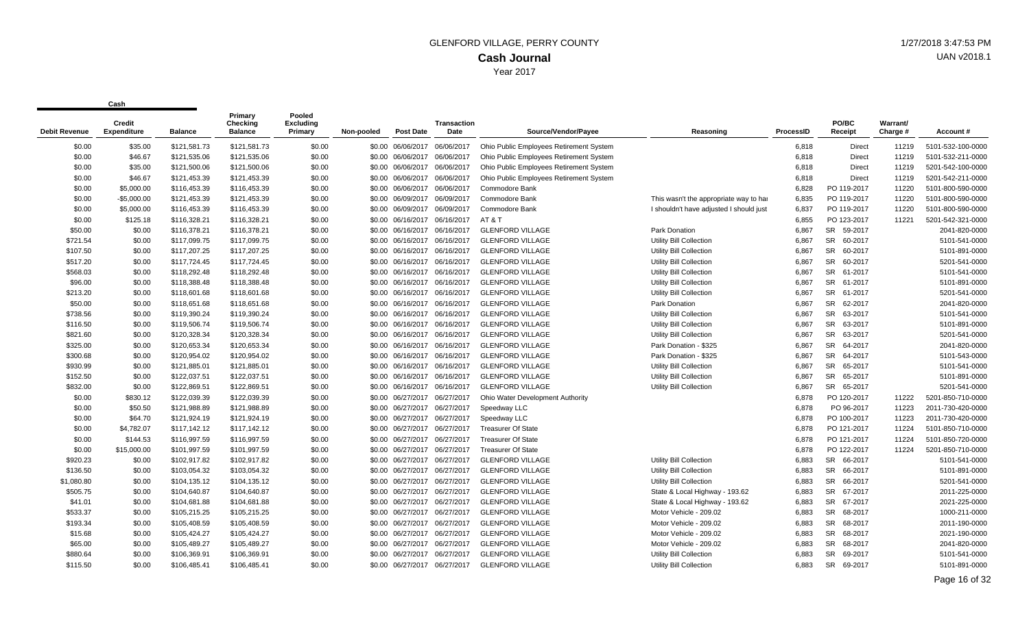# GLENFORD VILLAGE, PERRY COUNTY

## Cash Journal

Year 2017

1/27/2018 3:47:53 PM

UAN v2018.1

| Debit Revenue | Credit Expenditure | Balance | Primary Checking Balance | Pooled Excluding Primary | Non-pooled | Post Date | Transaction Date | Source/Vendor/Payee | Reasoning | ProcessID | PO/BC Receipt | Warrant/ Charge # | Account # |
|---|---|---|---|---|---|---|---|---|---|---|---|---|---|
| $0.00 | $35.00 | $121,581.73 | $121,581.73 | $0.00 | $0.00 | 06/06/2017 | 06/06/2017 | Ohio Public Employees Retirement System | | 6,818 | Direct | 11219 | 5101-532-100-0000 |
| $0.00 | $46.67 | $121,535.06 | $121,535.06 | $0.00 | $0.00 | 06/06/2017 | 06/06/2017 | Ohio Public Employees Retirement System | | 6,818 | Direct | 11219 | 5101-532-211-0000 |
| $0.00 | $35.00 | $121,500.06 | $121,500.06 | $0.00 | $0.00 | 06/06/2017 | 06/06/2017 | Ohio Public Employees Retirement System | | 6,818 | Direct | 11219 | 5201-542-100-0000 |
| $0.00 | $46.67 | $121,453.39 | $121,453.39 | $0.00 | $0.00 | 06/06/2017 | 06/06/2017 | Ohio Public Employees Retirement System | | 6,818 | Direct | 11219 | 5201-542-211-0000 |
| $0.00 | $5,000.00 | $116,453.39 | $116,453.39 | $0.00 | $0.00 | 06/06/2017 | 06/06/2017 | Commodore Bank | | 6,828 | PO 119-2017 | 11220 | 5101-800-590-0000 |
| $0.00 | -$5,000.00 | $121,453.39 | $121,453.39 | $0.00 | $0.00 | 06/09/2017 | 06/09/2017 | Commodore Bank | This wasn't the appropriate way to har | 6,835 | PO 119-2017 | 11220 | 5101-800-590-0000 |
| $0.00 | $5,000.00 | $116,453.39 | $116,453.39 | $0.00 | $0.00 | 06/09/2017 | 06/09/2017 | Commodore Bank | I shouldn't have adjusted I should just | 6,837 | PO 119-2017 | 11220 | 5101-800-590-0000 |
| $0.00 | $125.18 | $116,328.21 | $116,328.21 | $0.00 | $0.00 | 06/16/2017 | 06/16/2017 | AT & T | | 6,855 | PO 123-2017 | 11221 | 5201-542-321-0000 |
| $50.00 | $0.00 | $116,378.21 | $116,378.21 | $0.00 | $0.00 | 06/16/2017 | 06/16/2017 | GLENFORD VILLAGE | Park Donation | 6,867 | SR 59-2017 | | 2041-820-0000 |
| $721.54 | $0.00 | $117,099.75 | $117,099.75 | $0.00 | $0.00 | 06/16/2017 | 06/16/2017 | GLENFORD VILLAGE | Utility Bill Collection | 6,867 | SR 60-2017 | | 5101-541-0000 |
| $107.50 | $0.00 | $117,207.25 | $117,207.25 | $0.00 | $0.00 | 06/16/2017 | 06/16/2017 | GLENFORD VILLAGE | Utility Bill Collection | 6,867 | SR 60-2017 | | 5101-891-0000 |
| $517.20 | $0.00 | $117,724.45 | $117,724.45 | $0.00 | $0.00 | 06/16/2017 | 06/16/2017 | GLENFORD VILLAGE | Utility Bill Collection | 6,867 | SR 60-2017 | | 5201-541-0000 |
| $568.03 | $0.00 | $118,292.48 | $118,292.48 | $0.00 | $0.00 | 06/16/2017 | 06/16/2017 | GLENFORD VILLAGE | Utility Bill Collection | 6,867 | SR 61-2017 | | 5101-541-0000 |
| $96.00 | $0.00 | $118,388.48 | $118,388.48 | $0.00 | $0.00 | 06/16/2017 | 06/16/2017 | GLENFORD VILLAGE | Utility Bill Collection | 6,867 | SR 61-2017 | | 5101-891-0000 |
| $213.20 | $0.00 | $118,601.68 | $118,601.68 | $0.00 | $0.00 | 06/16/2017 | 06/16/2017 | GLENFORD VILLAGE | Utility Bill Collection | 6,867 | SR 61-2017 | | 5201-541-0000 |
| $50.00 | $0.00 | $118,651.68 | $118,651.68 | $0.00 | $0.00 | 06/16/2017 | 06/16/2017 | GLENFORD VILLAGE | Park Donation | 6,867 | SR 62-2017 | | 2041-820-0000 |
| $738.56 | $0.00 | $119,390.24 | $119,390.24 | $0.00 | $0.00 | 06/16/2017 | 06/16/2017 | GLENFORD VILLAGE | Utility Bill Collection | 6,867 | SR 63-2017 | | 5101-541-0000 |
| $116.50 | $0.00 | $119,506.74 | $119,506.74 | $0.00 | $0.00 | 06/16/2017 | 06/16/2017 | GLENFORD VILLAGE | Utility Bill Collection | 6,867 | SR 63-2017 | | 5101-891-0000 |
| $821.60 | $0.00 | $120,328.34 | $120,328.34 | $0.00 | $0.00 | 06/16/2017 | 06/16/2017 | GLENFORD VILLAGE | Utility Bill Collection | 6,867 | SR 63-2017 | | 5201-541-0000 |
| $325.00 | $0.00 | $120,653.34 | $120,653.34 | $0.00 | $0.00 | 06/16/2017 | 06/16/2017 | GLENFORD VILLAGE | Park Donation - $325 | 6,867 | SR 64-2017 | | 2041-820-0000 |
| $300.68 | $0.00 | $120,954.02 | $120,954.02 | $0.00 | $0.00 | 06/16/2017 | 06/16/2017 | GLENFORD VILLAGE | Park Donation - $325 | 6,867 | SR 64-2017 | | 5101-543-0000 |
| $930.99 | $0.00 | $121,885.01 | $121,885.01 | $0.00 | $0.00 | 06/16/2017 | 06/16/2017 | GLENFORD VILLAGE | Utility Bill Collection | 6,867 | SR 65-2017 | | 5101-541-0000 |
| $152.50 | $0.00 | $122,037.51 | $122,037.51 | $0.00 | $0.00 | 06/16/2017 | 06/16/2017 | GLENFORD VILLAGE | Utility Bill Collection | 6,867 | SR 65-2017 | | 5101-891-0000 |
| $832.00 | $0.00 | $122,869.51 | $122,869.51 | $0.00 | $0.00 | 06/16/2017 | 06/16/2017 | GLENFORD VILLAGE | Utility Bill Collection | 6,867 | SR 65-2017 | | 5201-541-0000 |
| $0.00 | $830.12 | $122,039.39 | $122,039.39 | $0.00 | $0.00 | 06/27/2017 | 06/27/2017 | Ohio Water Development Authority | | 6,878 | PO 120-2017 | 11222 | 5201-850-710-0000 |
| $0.00 | $50.50 | $121,988.89 | $121,988.89 | $0.00 | $0.00 | 06/27/2017 | 06/27/2017 | Speedway LLC | | 6,878 | PO 96-2017 | 11223 | 2011-730-420-0000 |
| $0.00 | $64.70 | $121,924.19 | $121,924.19 | $0.00 | $0.00 | 06/27/2017 | 06/27/2017 | Speedway LLC | | 6,878 | PO 100-2017 | 11223 | 2011-730-420-0000 |
| $0.00 | $4,782.07 | $117,142.12 | $117,142.12 | $0.00 | $0.00 | 06/27/2017 | 06/27/2017 | Treasurer Of State | | 6,878 | PO 121-2017 | 11224 | 5101-850-710-0000 |
| $0.00 | $144.53 | $116,997.59 | $116,997.59 | $0.00 | $0.00 | 06/27/2017 | 06/27/2017 | Treasurer Of State | | 6,878 | PO 121-2017 | 11224 | 5101-850-720-0000 |
| $0.00 | $15,000.00 | $101,997.59 | $101,997.59 | $0.00 | $0.00 | 06/27/2017 | 06/27/2017 | Treasurer Of State | | 6,878 | PO 122-2017 | 11224 | 5201-850-710-0000 |
| $920.23 | $0.00 | $102,917.82 | $102,917.82 | $0.00 | $0.00 | 06/27/2017 | 06/27/2017 | GLENFORD VILLAGE | Utility Bill Collection | 6,883 | SR 66-2017 | | 5101-541-0000 |
| $136.50 | $0.00 | $103,054.32 | $103,054.32 | $0.00 | $0.00 | 06/27/2017 | 06/27/2017 | GLENFORD VILLAGE | Utility Bill Collection | 6,883 | SR 66-2017 | | 5101-891-0000 |
| $1,080.80 | $0.00 | $104,135.12 | $104,135.12 | $0.00 | $0.00 | 06/27/2017 | 06/27/2017 | GLENFORD VILLAGE | Utility Bill Collection | 6,883 | SR 66-2017 | | 5201-541-0000 |
| $505.75 | $0.00 | $104,640.87 | $104,640.87 | $0.00 | $0.00 | 06/27/2017 | 06/27/2017 | GLENFORD VILLAGE | State & Local Highway - 193.62 | 6,883 | SR 67-2017 | | 2011-225-0000 |
| $41.01 | $0.00 | $104,681.88 | $104,681.88 | $0.00 | $0.00 | 06/27/2017 | 06/27/2017 | GLENFORD VILLAGE | State & Local Highway - 193.62 | 6,883 | SR 67-2017 | | 2021-225-0000 |
| $533.37 | $0.00 | $105,215.25 | $105,215.25 | $0.00 | $0.00 | 06/27/2017 | 06/27/2017 | GLENFORD VILLAGE | Motor Vehicle - 209.02 | 6,883 | SR 68-2017 | | 1000-211-0000 |
| $193.34 | $0.00 | $105,408.59 | $105,408.59 | $0.00 | $0.00 | 06/27/2017 | 06/27/2017 | GLENFORD VILLAGE | Motor Vehicle - 209.02 | 6,883 | SR 68-2017 | | 2011-190-0000 |
| $15.68 | $0.00 | $105,424.27 | $105,424.27 | $0.00 | $0.00 | 06/27/2017 | 06/27/2017 | GLENFORD VILLAGE | Motor Vehicle - 209.02 | 6,883 | SR 68-2017 | | 2021-190-0000 |
| $65.00 | $0.00 | $105,489.27 | $105,489.27 | $0.00 | $0.00 | 06/27/2017 | 06/27/2017 | GLENFORD VILLAGE | Motor Vehicle - 209.02 | 6,883 | SR 68-2017 | | 2041-820-0000 |
| $880.64 | $0.00 | $106,369.91 | $106,369.91 | $0.00 | $0.00 | 06/27/2017 | 06/27/2017 | GLENFORD VILLAGE | Utility Bill Collection | 6,883 | SR 69-2017 | | 5101-541-0000 |
| $115.50 | $0.00 | $106,485.41 | $106,485.41 | $0.00 | $0.00 | 06/27/2017 | 06/27/2017 | GLENFORD VILLAGE | Utility Bill Collection | 6,883 | SR 69-2017 | | 5101-891-0000 |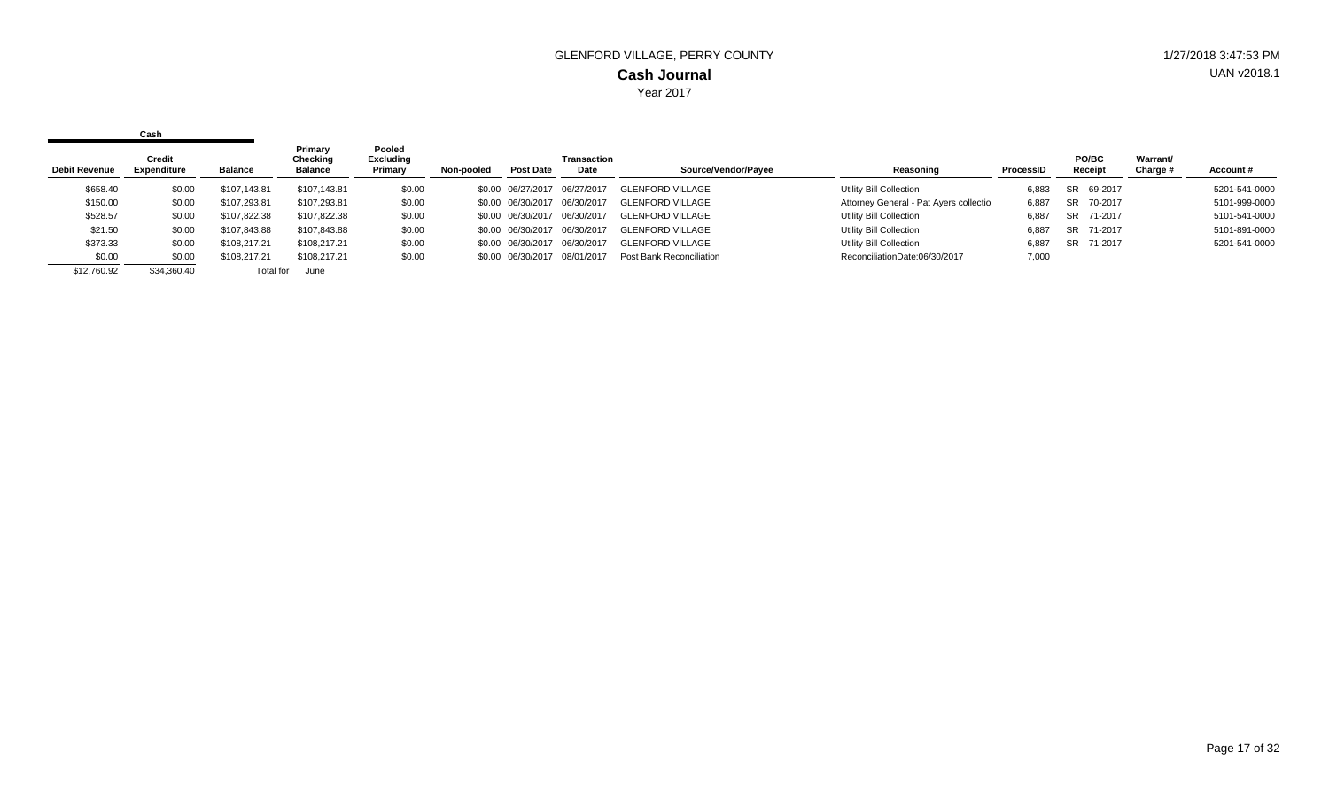GLENFORD VILLAGE, PERRY COUNTY

**Cash Journal**

Year 2017

1/27/2018 3:47:53 PM

UAN v2018.1

| Cash | | | | | | | | | | | | | |
|---|---|---|---|---|---|---|---|---|---|---|---|---|---|
| **Debit Revenue** | **Credit Expenditure** | **Balance** | **Primary Checking Balance** | **Pooled Excluding Primary** | **Non-pooled** | **Post Date** | **Transaction Date** | **Source/Vendor/Payee** | **Reasoning** | **ProcessID** | **PO/BC Receipt** | **Warrant/ Charge #** | **Account #** |
| $658.40 | $0.00 | $107,143.81 | $107,143.81 | $0.00 | $0.00 | 06/27/2017 | 06/27/2017 | GLENFORD VILLAGE | Utility Bill Collection | 6,883 | SR 69-2017 | | 5201-541-0000 |
| $150.00 | $0.00 | $107,293.81 | $107,293.81 | $0.00 | $0.00 | 06/30/2017 | 06/30/2017 | GLENFORD VILLAGE | Attorney General - Pat Ayers collectio | 6,887 | SR 70-2017 | | 5101-999-0000 |
| $528.57 | $0.00 | $107,822.38 | $107,822.38 | $0.00 | $0.00 | 06/30/2017 | 06/30/2017 | GLENFORD VILLAGE | Utility Bill Collection | 6,887 | SR 71-2017 | | 5101-541-0000 |
| $21.50 | $0.00 | $107,843.88 | $107,843.88 | $0.00 | $0.00 | 06/30/2017 | 06/30/2017 | GLENFORD VILLAGE | Utility Bill Collection | 6,887 | SR 71-2017 | | 5101-891-0000 |
| $373.33 | $0.00 | $108,217.21 | $108,217.21 | $0.00 | $0.00 | 06/30/2017 | 06/30/2017 | GLENFORD VILLAGE | Utility Bill Collection | 6,887 | SR 71-2017 | | 5201-541-0000 |
| $0.00 | $0.00 | $108,217.21 | $108,217.21 | $0.00 | $0.00 | 06/30/2017 | 08/01/2017 | Post Bank Reconciliation | ReconciliationDate:06/30/2017 | 7,000 | | | |
| $12,760.92 | $34,360.40 | Total for | June | | | | | | | | | | |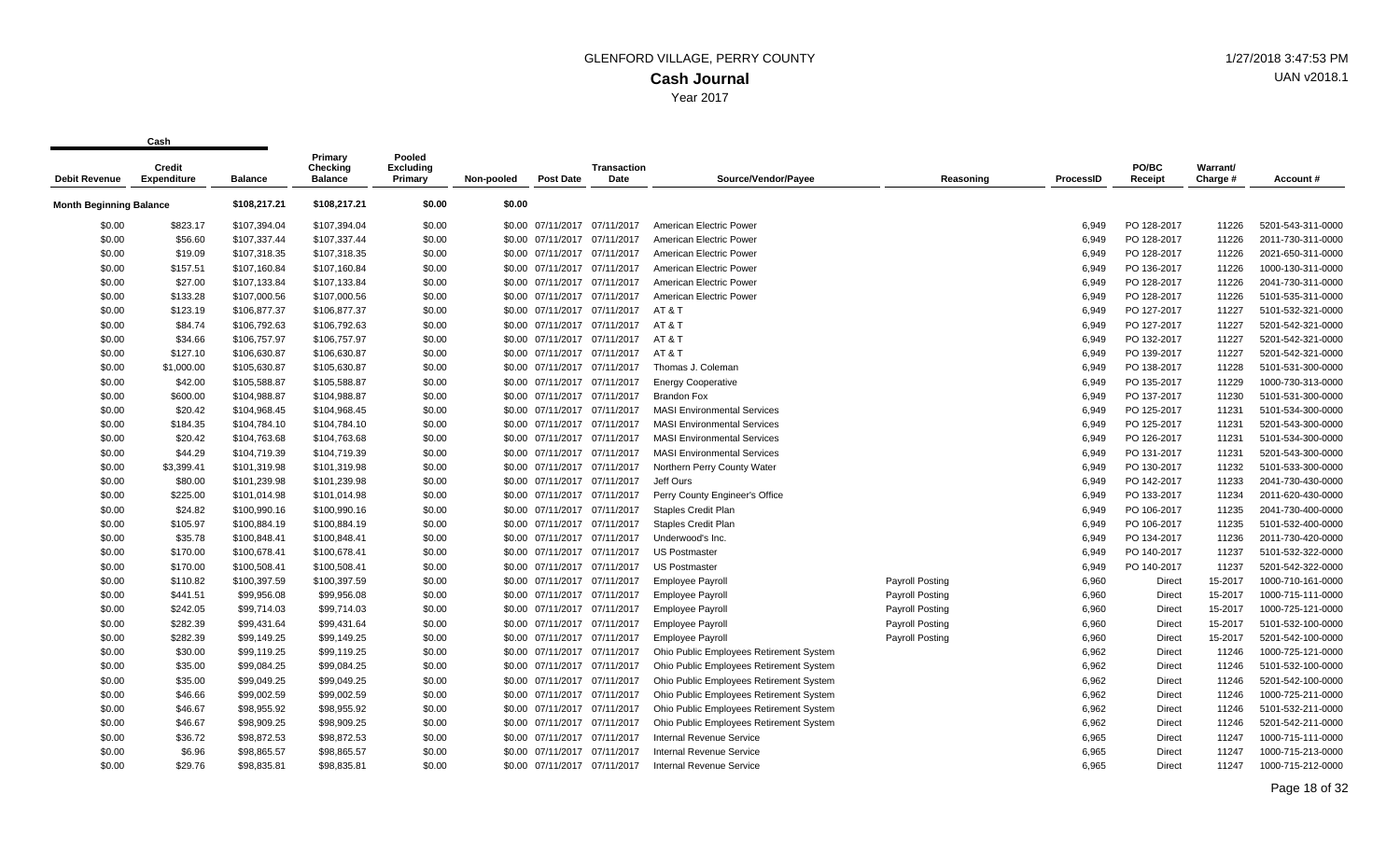# GLENFORD VILLAGE, PERRY COUNTY

## Cash Journal

Year 2017

1/27/2018 3:47:53 PM
UAN v2018.1

| Cash | | | | | | | | | | | | | | |
|---|---|---|---|---|---|---|---|---|---|---|---|---|---|---|
| Debit Revenue | Credit Expenditure | Balance | Primary Checking Balance | Pooled Excluding Primary | Non-pooled | Post Date | Transaction Date | Source/Vendor/Payee | Reasoning | ProcessID | PO/BC Receipt | Warrant/ Charge # | Account # |
| Month Beginning Balance | | $108,217.21 | $108,217.21 | $0.00 | $0.00 | | | | | | | | |
| $0.00 | $823.17 | $107,394.04 | $107,394.04 | $0.00 | $0.00 | 07/11/2017 | 07/11/2017 | American Electric Power | | 6,949 | PO 128-2017 | 11226 | 5201-543-311-0000 |
| $0.00 | $56.60 | $107,337.44 | $107,337.44 | $0.00 | $0.00 | 07/11/2017 | 07/11/2017 | American Electric Power | | 6,949 | PO 128-2017 | 11226 | 2011-730-311-0000 |
| $0.00 | $19.09 | $107,318.35 | $107,318.35 | $0.00 | $0.00 | 07/11/2017 | 07/11/2017 | American Electric Power | | 6,949 | PO 128-2017 | 11226 | 2021-650-311-0000 |
| $0.00 | $157.51 | $107,160.84 | $107,160.84 | $0.00 | $0.00 | 07/11/2017 | 07/11/2017 | American Electric Power | | 6,949 | PO 136-2017 | 11226 | 1000-130-311-0000 |
| $0.00 | $27.00 | $107,133.84 | $107,133.84 | $0.00 | $0.00 | 07/11/2017 | 07/11/2017 | American Electric Power | | 6,949 | PO 128-2017 | 11226 | 2041-730-311-0000 |
| $0.00 | $133.28 | $107,000.56 | $107,000.56 | $0.00 | $0.00 | 07/11/2017 | 07/11/2017 | American Electric Power | | 6,949 | PO 128-2017 | 11226 | 5101-535-311-0000 |
| $0.00 | $123.19 | $106,877.37 | $106,877.37 | $0.00 | $0.00 | 07/11/2017 | 07/11/2017 | AT & T | | 6,949 | PO 127-2017 | 11227 | 5101-532-321-0000 |
| $0.00 | $84.74 | $106,792.63 | $106,792.63 | $0.00 | $0.00 | 07/11/2017 | 07/11/2017 | AT & T | | 6,949 | PO 127-2017 | 11227 | 5201-542-321-0000 |
| $0.00 | $34.66 | $106,757.97 | $106,757.97 | $0.00 | $0.00 | 07/11/2017 | 07/11/2017 | AT & T | | 6,949 | PO 132-2017 | 11227 | 5201-542-321-0000 |
| $0.00 | $127.10 | $106,630.87 | $106,630.87 | $0.00 | $0.00 | 07/11/2017 | 07/11/2017 | AT & T | | 6,949 | PO 139-2017 | 11227 | 5201-542-321-0000 |
| $0.00 | $1,000.00 | $105,630.87 | $105,630.87 | $0.00 | $0.00 | 07/11/2017 | 07/11/2017 | Thomas J. Coleman | | 6,949 | PO 138-2017 | 11228 | 5101-531-300-0000 |
| $0.00 | $42.00 | $105,588.87 | $105,588.87 | $0.00 | $0.00 | 07/11/2017 | 07/11/2017 | Energy Cooperative | | 6,949 | PO 135-2017 | 11229 | 1000-730-313-0000 |
| $0.00 | $600.00 | $104,988.87 | $104,988.87 | $0.00 | $0.00 | 07/11/2017 | 07/11/2017 | Brandon Fox | | 6,949 | PO 137-2017 | 11230 | 5101-531-300-0000 |
| $0.00 | $20.42 | $104,968.45 | $104,968.45 | $0.00 | $0.00 | 07/11/2017 | 07/11/2017 | MASI Environmental Services | | 6,949 | PO 125-2017 | 11231 | 5101-534-300-0000 |
| $0.00 | $184.35 | $104,784.10 | $104,784.10 | $0.00 | $0.00 | 07/11/2017 | 07/11/2017 | MASI Environmental Services | | 6,949 | PO 125-2017 | 11231 | 5201-543-300-0000 |
| $0.00 | $20.42 | $104,763.68 | $104,763.68 | $0.00 | $0.00 | 07/11/2017 | 07/11/2017 | MASI Environmental Services | | 6,949 | PO 126-2017 | 11231 | 5101-534-300-0000 |
| $0.00 | $44.29 | $104,719.39 | $104,719.39 | $0.00 | $0.00 | 07/11/2017 | 07/11/2017 | MASI Environmental Services | | 6,949 | PO 131-2017 | 11231 | 5201-543-300-0000 |
| $0.00 | $3,399.41 | $101,319.98 | $101,319.98 | $0.00 | $0.00 | 07/11/2017 | 07/11/2017 | Northern Perry County Water | | 6,949 | PO 130-2017 | 11232 | 5101-533-300-0000 |
| $0.00 | $80.00 | $101,239.98 | $101,239.98 | $0.00 | $0.00 | 07/11/2017 | 07/11/2017 | Jeff Ours | | 6,949 | PO 142-2017 | 11233 | 2041-730-430-0000 |
| $0.00 | $225.00 | $101,014.98 | $101,014.98 | $0.00 | $0.00 | 07/11/2017 | 07/11/2017 | Perry County Engineer's Office | | 6,949 | PO 133-2017 | 11234 | 2011-620-430-0000 |
| $0.00 | $24.82 | $100,990.16 | $100,990.16 | $0.00 | $0.00 | 07/11/2017 | 07/11/2017 | Staples Credit Plan | | 6,949 | PO 106-2017 | 11235 | 2041-730-400-0000 |
| $0.00 | $105.97 | $100,884.19 | $100,884.19 | $0.00 | $0.00 | 07/11/2017 | 07/11/2017 | Staples Credit Plan | | 6,949 | PO 106-2017 | 11235 | 5101-532-400-0000 |
| $0.00 | $35.78 | $100,848.41 | $100,848.41 | $0.00 | $0.00 | 07/11/2017 | 07/11/2017 | Underwood's Inc. | | 6,949 | PO 134-2017 | 11236 | 2011-730-420-0000 |
| $0.00 | $170.00 | $100,678.41 | $100,678.41 | $0.00 | $0.00 | 07/11/2017 | 07/11/2017 | US Postmaster | | 6,949 | PO 140-2017 | 11237 | 5101-532-322-0000 |
| $0.00 | $170.00 | $100,508.41 | $100,508.41 | $0.00 | $0.00 | 07/11/2017 | 07/11/2017 | US Postmaster | | 6,949 | PO 140-2017 | 11237 | 5201-542-322-0000 |
| $0.00 | $110.82 | $100,397.59 | $100,397.59 | $0.00 | $0.00 | 07/11/2017 | 07/11/2017 | Employee Payroll | Payroll Posting | 6,960 | Direct | 15-2017 | 1000-710-161-0000 |
| $0.00 | $441.51 | $99,956.08 | $99,956.08 | $0.00 | $0.00 | 07/11/2017 | 07/11/2017 | Employee Payroll | Payroll Posting | 6,960 | Direct | 15-2017 | 1000-715-111-0000 |
| $0.00 | $242.05 | $99,714.03 | $99,714.03 | $0.00 | $0.00 | 07/11/2017 | 07/11/2017 | Employee Payroll | Payroll Posting | 6,960 | Direct | 15-2017 | 1000-725-121-0000 |
| $0.00 | $282.39 | $99,431.64 | $99,431.64 | $0.00 | $0.00 | 07/11/2017 | 07/11/2017 | Employee Payroll | Payroll Posting | 6,960 | Direct | 15-2017 | 5101-532-100-0000 |
| $0.00 | $282.39 | $99,149.25 | $99,149.25 | $0.00 | $0.00 | 07/11/2017 | 07/11/2017 | Employee Payroll | Payroll Posting | 6,960 | Direct | 15-2017 | 5201-542-100-0000 |
| $0.00 | $30.00 | $99,119.25 | $99,119.25 | $0.00 | $0.00 | 07/11/2017 | 07/11/2017 | Ohio Public Employees Retirement System | | 6,962 | Direct | 11246 | 1000-725-121-0000 |
| $0.00 | $35.00 | $99,084.25 | $99,084.25 | $0.00 | $0.00 | 07/11/2017 | 07/11/2017 | Ohio Public Employees Retirement System | | 6,962 | Direct | 11246 | 5101-532-100-0000 |
| $0.00 | $35.00 | $99,049.25 | $99,049.25 | $0.00 | $0.00 | 07/11/2017 | 07/11/2017 | Ohio Public Employees Retirement System | | 6,962 | Direct | 11246 | 5201-542-100-0000 |
| $0.00 | $46.66 | $99,002.59 | $99,002.59 | $0.00 | $0.00 | 07/11/2017 | 07/11/2017 | Ohio Public Employees Retirement System | | 6,962 | Direct | 11246 | 1000-725-211-0000 |
| $0.00 | $46.67 | $98,955.92 | $98,955.92 | $0.00 | $0.00 | 07/11/2017 | 07/11/2017 | Ohio Public Employees Retirement System | | 6,962 | Direct | 11246 | 5101-532-211-0000 |
| $0.00 | $46.67 | $98,909.25 | $98,909.25 | $0.00 | $0.00 | 07/11/2017 | 07/11/2017 | Ohio Public Employees Retirement System | | 6,962 | Direct | 11246 | 5201-542-211-0000 |
| $0.00 | $36.72 | $98,872.53 | $98,872.53 | $0.00 | $0.00 | 07/11/2017 | 07/11/2017 | Internal Revenue Service | | 6,965 | Direct | 11247 | 1000-715-111-0000 |
| $0.00 | $6.96 | $98,865.57 | $98,865.57 | $0.00 | $0.00 | 07/11/2017 | 07/11/2017 | Internal Revenue Service | | 6,965 | Direct | 11247 | 1000-715-213-0000 |
| $0.00 | $29.76 | $98,835.81 | $98,835.81 | $0.00 | $0.00 | 07/11/2017 | 07/11/2017 | Internal Revenue Service | | 6,965 | Direct | 11247 | 1000-715-212-0000 |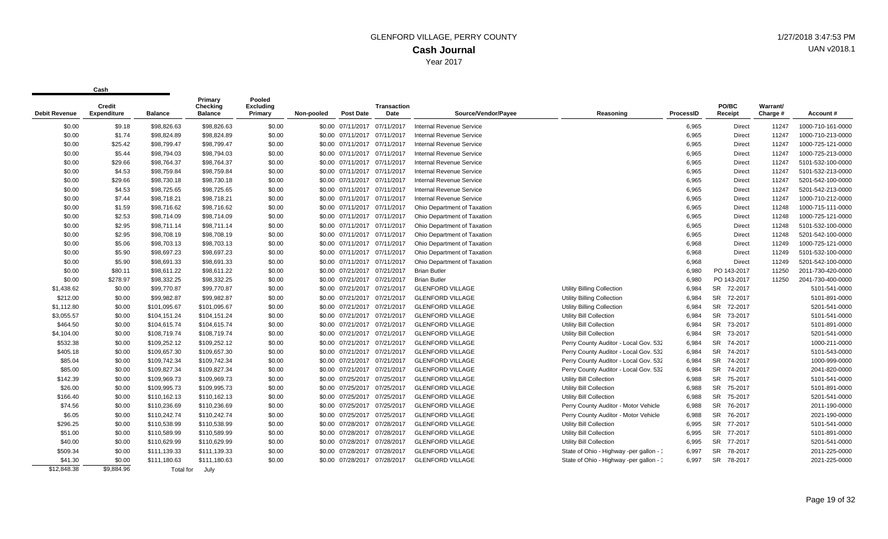# GLENFORD VILLAGE, PERRY COUNTY

## Cash Journal

Year 2017

1/27/2018 3:47:53 PM

UAN v2018.1

| Cash | | | | | | | | | | | | | |
|---|---|---|---|---|---|---|---|---|---|---|---|---|---|
| Debit Revenue | Credit Expenditure | Balance | Primary Checking Balance | Pooled Excluding Primary | Non-pooled | Post Date | Transaction Date | Source/Vendor/Payee | Reasoning | ProcessID | PO/BC Receipt | Warrant/ Charge # | Account # |
| $0.00 | $9.18 | $98,826.63 | $98,826.63 | $0.00 | $0.00 | 07/11/2017 | 07/11/2017 | Internal Revenue Service | | 6,965 | Direct | 11247 | 1000-710-161-0000 |
| $0.00 | $1.74 | $98,824.89 | $98,824.89 | $0.00 | $0.00 | 07/11/2017 | 07/11/2017 | Internal Revenue Service | | 6,965 | Direct | 11247 | 1000-710-213-0000 |
| $0.00 | $25.42 | $98,799.47 | $98,799.47 | $0.00 | $0.00 | 07/11/2017 | 07/11/2017 | Internal Revenue Service | | 6,965 | Direct | 11247 | 1000-725-121-0000 |
| $0.00 | $5.44 | $98,794.03 | $98,794.03 | $0.00 | $0.00 | 07/11/2017 | 07/11/2017 | Internal Revenue Service | | 6,965 | Direct | 11247 | 1000-725-213-0000 |
| $0.00 | $29.66 | $98,764.37 | $98,764.37 | $0.00 | $0.00 | 07/11/2017 | 07/11/2017 | Internal Revenue Service | | 6,965 | Direct | 11247 | 5101-532-100-0000 |
| $0.00 | $4.53 | $98,759.84 | $98,759.84 | $0.00 | $0.00 | 07/11/2017 | 07/11/2017 | Internal Revenue Service | | 6,965 | Direct | 11247 | 5101-532-213-0000 |
| $0.00 | $29.66 | $98,730.18 | $98,730.18 | $0.00 | $0.00 | 07/11/2017 | 07/11/2017 | Internal Revenue Service | | 6,965 | Direct | 11247 | 5201-542-100-0000 |
| $0.00 | $4.53 | $98,725.65 | $98,725.65 | $0.00 | $0.00 | 07/11/2017 | 07/11/2017 | Internal Revenue Service | | 6,965 | Direct | 11247 | 5201-542-213-0000 |
| $0.00 | $7.44 | $98,718.21 | $98,718.21 | $0.00 | $0.00 | 07/11/2017 | 07/11/2017 | Internal Revenue Service | | 6,965 | Direct | 11247 | 1000-710-212-0000 |
| $0.00 | $1.59 | $98,716.62 | $98,716.62 | $0.00 | $0.00 | 07/11/2017 | 07/11/2017 | Ohio Department of Taxation | | 6,965 | Direct | 11248 | 1000-715-111-0000 |
| $0.00 | $2.53 | $98,714.09 | $98,714.09 | $0.00 | $0.00 | 07/11/2017 | 07/11/2017 | Ohio Department of Taxation | | 6,965 | Direct | 11248 | 1000-725-121-0000 |
| $0.00 | $2.95 | $98,711.14 | $98,711.14 | $0.00 | $0.00 | 07/11/2017 | 07/11/2017 | Ohio Department of Taxation | | 6,965 | Direct | 11248 | 5101-532-100-0000 |
| $0.00 | $2.95 | $98,708.19 | $98,708.19 | $0.00 | $0.00 | 07/11/2017 | 07/11/2017 | Ohio Department of Taxation | | 6,965 | Direct | 11248 | 5201-542-100-0000 |
| $0.00 | $5.06 | $98,703.13 | $98,703.13 | $0.00 | $0.00 | 07/11/2017 | 07/11/2017 | Ohio Department of Taxation | | 6,968 | Direct | 11249 | 1000-725-121-0000 |
| $0.00 | $5.90 | $98,697.23 | $98,697.23 | $0.00 | $0.00 | 07/11/2017 | 07/11/2017 | Ohio Department of Taxation | | 6,968 | Direct | 11249 | 5101-532-100-0000 |
| $0.00 | $5.90 | $98,691.33 | $98,691.33 | $0.00 | $0.00 | 07/11/2017 | 07/11/2017 | Ohio Department of Taxation | | 6,968 | Direct | 11249 | 5201-542-100-0000 |
| $0.00 | $80.11 | $98,611.22 | $98,611.22 | $0.00 | $0.00 | 07/21/2017 | 07/21/2017 | Brian Butler | | 6,980 | PO 143-2017 | 11250 | 2011-730-420-0000 |
| $0.00 | $278.97 | $98,332.25 | $98,332.25 | $0.00 | $0.00 | 07/21/2017 | 07/21/2017 | Brian Butler | | 6,980 | PO 143-2017 | 11250 | 2041-730-400-0000 |
| $1,438.62 | $0.00 | $99,770.87 | $99,770.87 | $0.00 | $0.00 | 07/21/2017 | 07/21/2017 | GLENFORD VILLAGE | Utility Billing Collection | 6,984 | SR 72-2017 | | 5101-541-0000 |
| $212.00 | $0.00 | $99,982.87 | $99,982.87 | $0.00 | $0.00 | 07/21/2017 | 07/21/2017 | GLENFORD VILLAGE | Utility Billing Collection | 6,984 | SR 72-2017 | | 5101-891-0000 |
| $1,112.80 | $0.00 | $101,095.67 | $101,095.67 | $0.00 | $0.00 | 07/21/2017 | 07/21/2017 | GLENFORD VILLAGE | Utility Billing Collection | 6,984 | SR 72-2017 | | 5201-541-0000 |
| $3,055.57 | $0.00 | $104,151.24 | $104,151.24 | $0.00 | $0.00 | 07/21/2017 | 07/21/2017 | GLENFORD VILLAGE | Utility Bill Collection | 6,984 | SR 73-2017 | | 5101-541-0000 |
| $464.50 | $0.00 | $104,615.74 | $104,615.74 | $0.00 | $0.00 | 07/21/2017 | 07/21/2017 | GLENFORD VILLAGE | Utility Bill Collection | 6,984 | SR 73-2017 | | 5101-891-0000 |
| $4,104.00 | $0.00 | $108,719.74 | $108,719.74 | $0.00 | $0.00 | 07/21/2017 | 07/21/2017 | GLENFORD VILLAGE | Utility Bill Collection | 6,984 | SR 73-2017 | | 5201-541-0000 |
| $532.38 | $0.00 | $109,252.12 | $109,252.12 | $0.00 | $0.00 | 07/21/2017 | 07/21/2017 | GLENFORD VILLAGE | Perry County Auditor - Local Gov. 532 | 6,984 | SR 74-2017 | | 1000-211-0000 |
| $405.18 | $0.00 | $109,657.30 | $109,657.30 | $0.00 | $0.00 | 07/21/2017 | 07/21/2017 | GLENFORD VILLAGE | Perry County Auditor - Local Gov. 532 | 6,984 | SR 74-2017 | | 5101-543-0000 |
| $85.04 | $0.00 | $109,742.34 | $109,742.34 | $0.00 | $0.00 | 07/21/2017 | 07/21/2017 | GLENFORD VILLAGE | Perry County Auditor - Local Gov. 532 | 6,984 | SR 74-2017 | | 1000-999-0000 |
| $85.00 | $0.00 | $109,827.34 | $109,827.34 | $0.00 | $0.00 | 07/21/2017 | 07/21/2017 | GLENFORD VILLAGE | Perry County Auditor - Local Gov. 532 | 6,984 | SR 74-2017 | | 2041-820-0000 |
| $142.39 | $0.00 | $109,969.73 | $109,969.73 | $0.00 | $0.00 | 07/25/2017 | 07/25/2017 | GLENFORD VILLAGE | Utility Bill Collection | 6,988 | SR 75-2017 | | 5101-541-0000 |
| $26.00 | $0.00 | $109,995.73 | $109,995.73 | $0.00 | $0.00 | 07/25/2017 | 07/25/2017 | GLENFORD VILLAGE | Utility Bill Collection | 6,988 | SR 75-2017 | | 5101-891-0000 |
| $166.40 | $0.00 | $110,162.13 | $110,162.13 | $0.00 | $0.00 | 07/25/2017 | 07/25/2017 | GLENFORD VILLAGE | Utility Bill Collection | 6,988 | SR 75-2017 | | 5201-541-0000 |
| $74.56 | $0.00 | $110,236.69 | $110,236.69 | $0.00 | $0.00 | 07/25/2017 | 07/25/2017 | GLENFORD VILLAGE | Perry County Auditor - Motor Vehicle | 6,988 | SR 76-2017 | | 2011-190-0000 |
| $6.05 | $0.00 | $110,242.74 | $110,242.74 | $0.00 | $0.00 | 07/25/2017 | 07/25/2017 | GLENFORD VILLAGE | Perry County Auditor - Motor Vehicle | 6,988 | SR 76-2017 | | 2021-190-0000 |
| $296.25 | $0.00 | $110,538.99 | $110,538.99 | $0.00 | $0.00 | 07/28/2017 | 07/28/2017 | GLENFORD VILLAGE | Utility Bill Collection | 6,995 | SR 77-2017 | | 5101-541-0000 |
| $51.00 | $0.00 | $110,589.99 | $110,589.99 | $0.00 | $0.00 | 07/28/2017 | 07/28/2017 | GLENFORD VILLAGE | Utility Bill Collection | 6,995 | SR 77-2017 | | 5101-891-0000 |
| $40.00 | $0.00 | $110,629.99 | $110,629.99 | $0.00 | $0.00 | 07/28/2017 | 07/28/2017 | GLENFORD VILLAGE | Utility Bill Collection | 6,995 | SR 77-2017 | | 5201-541-0000 |
| $509.34 | $0.00 | $111,139.33 | $111,139.33 | $0.00 | $0.00 | 07/28/2017 | 07/28/2017 | GLENFORD VILLAGE | State of Ohio - Highway -per gallon - ! | 6,997 | SR 78-2017 | | 2011-225-0000 |
| $41.30 | $0.00 | $111,180.63 | $111,180.63 | $0.00 | $0.00 | 07/28/2017 | 07/28/2017 | GLENFORD VILLAGE | State of Ohio - Highway -per gallon - ! | 6,997 | SR 78-2017 | | 2021-225-0000 |
| $12,848.38 | $9,884.96 | Total for | July | | | | | | | | | | |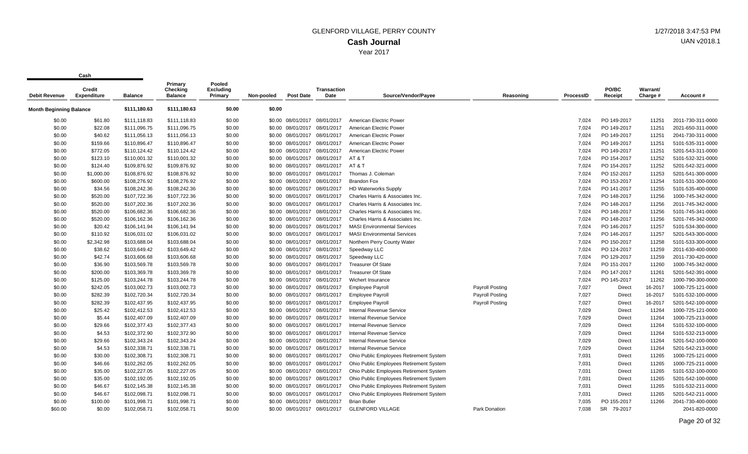# GLENFORD VILLAGE, PERRY COUNTY

## Cash Journal

Year 2017

1/27/2018 3:47:53 PM
UAN v2018.1

| Debit Revenue | Credit Expenditure | Balance | Primary Checking Balance | Pooled Excluding Primary | Non-pooled | Post Date | Transaction Date | Source/Vendor/Payee | Reasoning | ProcessID | PO/BC Receipt | Warrant/ Charge # | Account # |
|---|---|---|---|---|---|---|---|---|---|---|---|---|---|
| **Month Beginning Balance** | | $111,180.63 | $111,180.63 | $0.00 | $0.00 | | | | | | | | |
| $0.00 | $61.80 | $111,118.83 | $111,118.83 | $0.00 | $0.00 | 08/01/2017 | 08/01/2017 | American Electric Power | | 7,024 | PO 149-2017 | 11251 | 2011-730-311-0000 |
| $0.00 | $22.08 | $111,096.75 | $111,096.75 | $0.00 | $0.00 | 08/01/2017 | 08/01/2017 | American Electric Power | | 7,024 | PO 149-2017 | 11251 | 2021-650-311-0000 |
| $0.00 | $40.62 | $111,056.13 | $111,056.13 | $0.00 | $0.00 | 08/01/2017 | 08/01/2017 | American Electric Power | | 7,024 | PO 149-2017 | 11251 | 2041-730-311-0000 |
| $0.00 | $159.66 | $110,896.47 | $110,896.47 | $0.00 | $0.00 | 08/01/2017 | 08/01/2017 | American Electric Power | | 7,024 | PO 149-2017 | 11251 | 5101-535-311-0000 |
| $0.00 | $772.05 | $110,124.42 | $110,124.42 | $0.00 | $0.00 | 08/01/2017 | 08/01/2017 | American Electric Power | | 7,024 | PO 149-2017 | 11251 | 5201-543-311-0000 |
| $0.00 | $123.10 | $110,001.32 | $110,001.32 | $0.00 | $0.00 | 08/01/2017 | 08/01/2017 | AT & T | | 7,024 | PO 154-2017 | 11252 | 5101-532-321-0000 |
| $0.00 | $124.40 | $109,876.92 | $109,876.92 | $0.00 | $0.00 | 08/01/2017 | 08/01/2017 | AT & T | | 7,024 | PO 154-2017 | 11252 | 5201-542-321-0000 |
| $0.00 | $1,000.00 | $108,876.92 | $108,876.92 | $0.00 | $0.00 | 08/01/2017 | 08/01/2017 | Thomas J. Coleman | | 7,024 | PO 152-2017 | 11253 | 5201-541-300-0000 |
| $0.00 | $600.00 | $108,276.92 | $108,276.92 | $0.00 | $0.00 | 08/01/2017 | 08/01/2017 | Brandon Fox | | 7,024 | PO 153-2017 | 11254 | 5101-531-300-0000 |
| $0.00 | $34.56 | $108,242.36 | $108,242.36 | $0.00 | $0.00 | 08/01/2017 | 08/01/2017 | HD Waterworks Supply | | 7,024 | PO 141-2017 | 11255 | 5101-535-400-0000 |
| $0.00 | $520.00 | $107,722.36 | $107,722.36 | $0.00 | $0.00 | 08/01/2017 | 08/01/2017 | Charles Harris & Associates Inc. | | 7,024 | PO 148-2017 | 11256 | 1000-745-342-0000 |
| $0.00 | $520.00 | $107,202.36 | $107,202.36 | $0.00 | $0.00 | 08/01/2017 | 08/01/2017 | Charles Harris & Associates Inc. | | 7,024 | PO 148-2017 | 11256 | 2011-745-342-0000 |
| $0.00 | $520.00 | $106,682.36 | $106,682.36 | $0.00 | $0.00 | 08/01/2017 | 08/01/2017 | Charles Harris & Associates Inc. | | 7,024 | PO 148-2017 | 11256 | 5101-745-341-0000 |
| $0.00 | $520.00 | $106,162.36 | $106,162.36 | $0.00 | $0.00 | 08/01/2017 | 08/01/2017 | Charles Harris & Associates Inc. | | 7,024 | PO 148-2017 | 11256 | 5201-745-342-0000 |
| $0.00 | $20.42 | $106,141.94 | $106,141.94 | $0.00 | $0.00 | 08/01/2017 | 08/01/2017 | MASI Environmental Services | | 7,024 | PO 146-2017 | 11257 | 5101-534-300-0000 |
| $0.00 | $110.92 | $106,031.02 | $106,031.02 | $0.00 | $0.00 | 08/01/2017 | 08/01/2017 | MASI Environmental Services | | 7,024 | PO 146-2017 | 11257 | 5201-543-300-0000 |
| $0.00 | $2,342.98 | $103,688.04 | $103,688.04 | $0.00 | $0.00 | 08/01/2017 | 08/01/2017 | Northern Perry County Water | | 7,024 | PO 150-2017 | 11258 | 5101-533-300-0000 |
| $0.00 | $38.62 | $103,649.42 | $103,649.42 | $0.00 | $0.00 | 08/01/2017 | 08/01/2017 | Speedway LLC | | 7,024 | PO 124-2017 | 11259 | 2011-630-400-0000 |
| $0.00 | $42.74 | $103,606.68 | $103,606.68 | $0.00 | $0.00 | 08/01/2017 | 08/01/2017 | Speedway LLC | | 7,024 | PO 129-2017 | 11259 | 2011-730-420-0000 |
| $0.00 | $36.90 | $103,569.78 | $103,569.78 | $0.00 | $0.00 | 08/01/2017 | 08/01/2017 | Treasurer Of State | | 7,024 | PO 151-2017 | 11260 | 1000-745-342-0000 |
| $0.00 | $200.00 | $103,369.78 | $103,369.78 | $0.00 | $0.00 | 08/01/2017 | 08/01/2017 | Treasurer Of State | | 7,024 | PO 147-2017 | 11261 | 5201-542-391-0000 |
| $0.00 | $125.00 | $103,244.78 | $103,244.78 | $0.00 | $0.00 | 08/01/2017 | 08/01/2017 | Wichert Insurance | | 7,024 | PO 145-2017 | 11262 | 1000-790-300-0000 |
| $0.00 | $242.05 | $103,002.73 | $103,002.73 | $0.00 | $0.00 | 08/01/2017 | 08/01/2017 | Employee Payroll | Payroll Posting | 7,027 | Direct | 16-2017 | 1000-725-121-0000 |
| $0.00 | $282.39 | $102,720.34 | $102,720.34 | $0.00 | $0.00 | 08/01/2017 | 08/01/2017 | Employee Payroll | Payroll Posting | 7,027 | Direct | 16-2017 | 5101-532-100-0000 |
| $0.00 | $282.39 | $102,437.95 | $102,437.95 | $0.00 | $0.00 | 08/01/2017 | 08/01/2017 | Employee Payroll | Payroll Posting | 7,027 | Direct | 16-2017 | 5201-542-100-0000 |
| $0.00 | $25.42 | $102,412.53 | $102,412.53 | $0.00 | $0.00 | 08/01/2017 | 08/01/2017 | Internal Revenue Service | | 7,029 | Direct | 11264 | 1000-725-121-0000 |
| $0.00 | $5.44 | $102,407.09 | $102,407.09 | $0.00 | $0.00 | 08/01/2017 | 08/01/2017 | Internal Revenue Service | | 7,029 | Direct | 11264 | 1000-725-213-0000 |
| $0.00 | $29.66 | $102,377.43 | $102,377.43 | $0.00 | $0.00 | 08/01/2017 | 08/01/2017 | Internal Revenue Service | | 7,029 | Direct | 11264 | 5101-532-100-0000 |
| $0.00 | $4.53 | $102,372.90 | $102,372.90 | $0.00 | $0.00 | 08/01/2017 | 08/01/2017 | Internal Revenue Service | | 7,029 | Direct | 11264 | 5101-532-213-0000 |
| $0.00 | $29.66 | $102,343.24 | $102,343.24 | $0.00 | $0.00 | 08/01/2017 | 08/01/2017 | Internal Revenue Service | | 7,029 | Direct | 11264 | 5201-542-100-0000 |
| $0.00 | $4.53 | $102,338.71 | $102,338.71 | $0.00 | $0.00 | 08/01/2017 | 08/01/2017 | Internal Revenue Service | | 7,029 | Direct | 11264 | 5201-542-213-0000 |
| $0.00 | $30.00 | $102,308.71 | $102,308.71 | $0.00 | $0.00 | 08/01/2017 | 08/01/2017 | Ohio Public Employees Retirement System | | 7,031 | Direct | 11265 | 1000-725-121-0000 |
| $0.00 | $46.66 | $102,262.05 | $102,262.05 | $0.00 | $0.00 | 08/01/2017 | 08/01/2017 | Ohio Public Employees Retirement System | | 7,031 | Direct | 11265 | 1000-725-211-0000 |
| $0.00 | $35.00 | $102,227.05 | $102,227.05 | $0.00 | $0.00 | 08/01/2017 | 08/01/2017 | Ohio Public Employees Retirement System | | 7,031 | Direct | 11265 | 5101-532-100-0000 |
| $0.00 | $35.00 | $102,192.05 | $102,192.05 | $0.00 | $0.00 | 08/01/2017 | 08/01/2017 | Ohio Public Employees Retirement System | | 7,031 | Direct | 11265 | 5201-542-100-0000 |
| $0.00 | $46.67 | $102,145.38 | $102,145.38 | $0.00 | $0.00 | 08/01/2017 | 08/01/2017 | Ohio Public Employees Retirement System | | 7,031 | Direct | 11265 | 5101-532-211-0000 |
| $0.00 | $46.67 | $102,098.71 | $102,098.71 | $0.00 | $0.00 | 08/01/2017 | 08/01/2017 | Ohio Public Employees Retirement System | | 7,031 | Direct | 11265 | 5201-542-211-0000 |
| $0.00 | $100.00 | $101,998.71 | $101,998.71 | $0.00 | $0.00 | 08/01/2017 | 08/01/2017 | Brian Butler | | 7,035 | PO 155-2017 | 11266 | 2041-730-400-0000 |
| $60.00 | $0.00 | $102,058.71 | $102,058.71 | $0.00 | $0.00 | 08/01/2017 | 08/01/2017 | GLENFORD VILLAGE | Park Donation | 7,038 | SR 79-2017 | | 2041-820-0000 |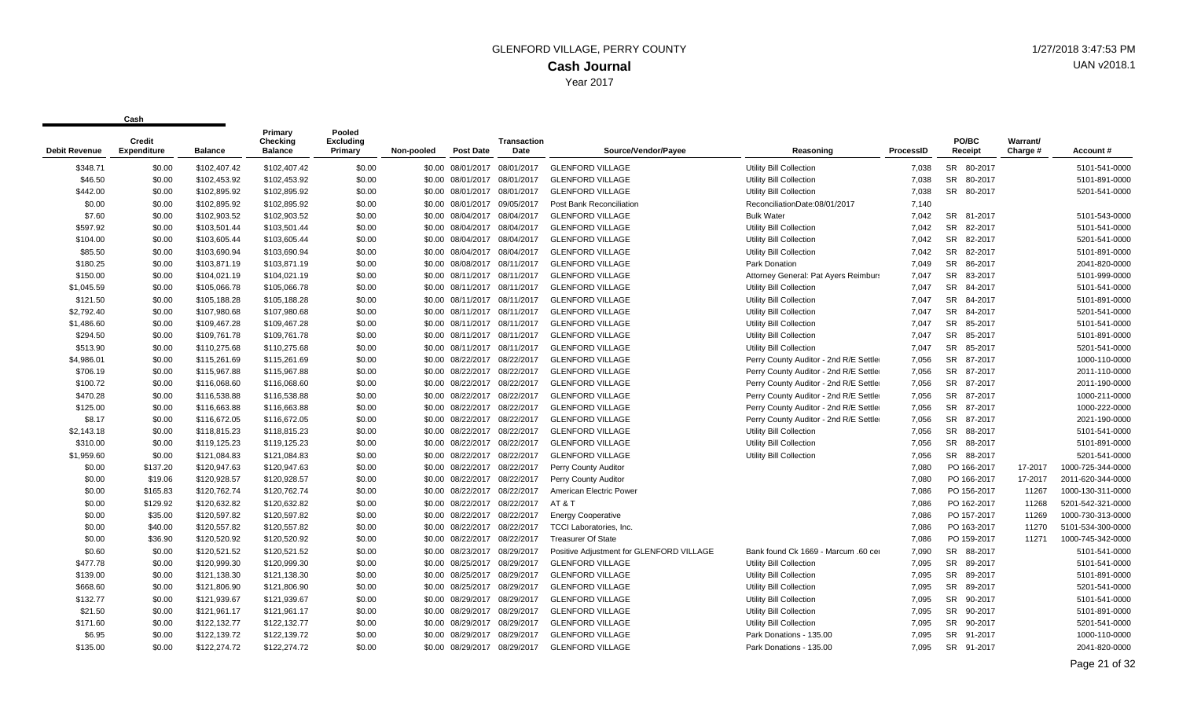# GLENFORD VILLAGE, PERRY COUNTY

## Cash Journal

Year 2017

| Debit Revenue | Credit Expenditure | Balance | Primary Checking Balance | Pooled Excluding Primary | Non-pooled | Post Date | Transaction Date | Source/Vendor/Payee | Reasoning | ProcessID | PO/BC Receipt | Warrant/ Charge # | Account # |
|---|---|---|---|---|---|---|---|---|---|---|---|---|---|
| $348.71 | $0.00 | $102,407.42 | $102,407.42 | $0.00 | $0.00 | 08/01/2017 | 08/01/2017 | GLENFORD VILLAGE | Utility Bill Collection | 7,038 | SR 80-2017 | | 5101-541-0000 |
| $46.50 | $0.00 | $102,453.92 | $102,453.92 | $0.00 | $0.00 | 08/01/2017 | 08/01/2017 | GLENFORD VILLAGE | Utility Bill Collection | 7,038 | SR 80-2017 | | 5101-891-0000 |
| $442.00 | $0.00 | $102,895.92 | $102,895.92 | $0.00 | $0.00 | 08/01/2017 | 08/01/2017 | GLENFORD VILLAGE | Utility Bill Collection | 7,038 | SR 80-2017 | | 5201-541-0000 |
| $0.00 | $0.00 | $102,895.92 | $102,895.92 | $0.00 | $0.00 | 08/01/2017 | 09/05/2017 | Post Bank Reconciliation | ReconciliationDate:08/01/2017 | 7,140 | | | |
| $7.60 | $0.00 | $102,903.52 | $102,903.52 | $0.00 | $0.00 | 08/04/2017 | 08/04/2017 | GLENFORD VILLAGE | Bulk Water | 7,042 | SR 81-2017 | | 5101-543-0000 |
| $597.92 | $0.00 | $103,501.44 | $103,501.44 | $0.00 | $0.00 | 08/04/2017 | 08/04/2017 | GLENFORD VILLAGE | Utility Bill Collection | 7,042 | SR 82-2017 | | 5101-541-0000 |
| $104.00 | $0.00 | $103,605.44 | $103,605.44 | $0.00 | $0.00 | 08/04/2017 | 08/04/2017 | GLENFORD VILLAGE | Utility Bill Collection | 7,042 | SR 82-2017 | | 5201-541-0000 |
| $85.50 | $0.00 | $103,690.94 | $103,690.94 | $0.00 | $0.00 | 08/04/2017 | 08/04/2017 | GLENFORD VILLAGE | Utility Bill Collection | 7,042 | SR 82-2017 | | 5101-891-0000 |
| $180.25 | $0.00 | $103,871.19 | $103,871.19 | $0.00 | $0.00 | 08/08/2017 | 08/11/2017 | GLENFORD VILLAGE | Park Donation | 7,049 | SR 86-2017 | | 2041-820-0000 |
| $150.00 | $0.00 | $104,021.19 | $104,021.19 | $0.00 | $0.00 | 08/11/2017 | 08/11/2017 | GLENFORD VILLAGE | Attorney General: Pat Ayers Reimburs | 7,047 | SR 83-2017 | | 5101-999-0000 |
| $1,045.59 | $0.00 | $105,066.78 | $105,066.78 | $0.00 | $0.00 | 08/11/2017 | 08/11/2017 | GLENFORD VILLAGE | Utility Bill Collection | 7,047 | SR 84-2017 | | 5101-541-0000 |
| $121.50 | $0.00 | $105,188.28 | $105,188.28 | $0.00 | $0.00 | 08/11/2017 | 08/11/2017 | GLENFORD VILLAGE | Utility Bill Collection | 7,047 | SR 84-2017 | | 5101-891-0000 |
| $2,792.40 | $0.00 | $107,980.68 | $107,980.68 | $0.00 | $0.00 | 08/11/2017 | 08/11/2017 | GLENFORD VILLAGE | Utility Bill Collection | 7,047 | SR 84-2017 | | 5201-541-0000 |
| $1,486.60 | $0.00 | $109,467.28 | $109,467.28 | $0.00 | $0.00 | 08/11/2017 | 08/11/2017 | GLENFORD VILLAGE | Utility Bill Collection | 7,047 | SR 85-2017 | | 5101-541-0000 |
| $294.50 | $0.00 | $109,761.78 | $109,761.78 | $0.00 | $0.00 | 08/11/2017 | 08/11/2017 | GLENFORD VILLAGE | Utility Bill Collection | 7,047 | SR 85-2017 | | 5101-891-0000 |
| $513.90 | $0.00 | $110,275.68 | $110,275.68 | $0.00 | $0.00 | 08/11/2017 | 08/11/2017 | GLENFORD VILLAGE | Utility Bill Collection | 7,047 | SR 85-2017 | | 5201-541-0000 |
| $4,986.01 | $0.00 | $115,261.69 | $115,261.69 | $0.00 | $0.00 | 08/22/2017 | 08/22/2017 | GLENFORD VILLAGE | Perry County Auditor - 2nd R/E Settle | 7,056 | SR 87-2017 | | 1000-110-0000 |
| $706.19 | $0.00 | $115,967.88 | $115,967.88 | $0.00 | $0.00 | 08/22/2017 | 08/22/2017 | GLENFORD VILLAGE | Perry County Auditor - 2nd R/E Settle | 7,056 | SR 87-2017 | | 2011-110-0000 |
| $100.72 | $0.00 | $116,068.60 | $116,068.60 | $0.00 | $0.00 | 08/22/2017 | 08/22/2017 | GLENFORD VILLAGE | Perry County Auditor - 2nd R/E Settle | 7,056 | SR 87-2017 | | 2011-190-0000 |
| $470.28 | $0.00 | $116,538.88 | $116,538.88 | $0.00 | $0.00 | 08/22/2017 | 08/22/2017 | GLENFORD VILLAGE | Perry County Auditor - 2nd R/E Settle | 7,056 | SR 87-2017 | | 1000-211-0000 |
| $125.00 | $0.00 | $116,663.88 | $116,663.88 | $0.00 | $0.00 | 08/22/2017 | 08/22/2017 | GLENFORD VILLAGE | Perry County Auditor - 2nd R/E Settle | 7,056 | SR 87-2017 | | 1000-222-0000 |
| $8.17 | $0.00 | $116,672.05 | $116,672.05 | $0.00 | $0.00 | 08/22/2017 | 08/22/2017 | GLENFORD VILLAGE | Perry County Auditor - 2nd R/E Settle | 7,056 | SR 87-2017 | | 2021-190-0000 |
| $2,143.18 | $0.00 | $118,815.23 | $118,815.23 | $0.00 | $0.00 | 08/22/2017 | 08/22/2017 | GLENFORD VILLAGE | Utility Bill Collection | 7,056 | SR 88-2017 | | 5101-541-0000 |
| $310.00 | $0.00 | $119,125.23 | $119,125.23 | $0.00 | $0.00 | 08/22/2017 | 08/22/2017 | GLENFORD VILLAGE | Utility Bill Collection | 7,056 | SR 88-2017 | | 5101-891-0000 |
| $1,959.60 | $0.00 | $121,084.83 | $121,084.83 | $0.00 | $0.00 | 08/22/2017 | 08/22/2017 | GLENFORD VILLAGE | Utility Bill Collection | 7,056 | SR 88-2017 | | 5201-541-0000 |
| $0.00 | $137.20 | $120,947.63 | $120,947.63 | $0.00 | $0.00 | 08/22/2017 | 08/22/2017 | Perry County Auditor | | 7,080 | PO 166-2017 | 17-2017 | 1000-725-344-0000 |
| $0.00 | $19.06 | $120,928.57 | $120,928.57 | $0.00 | $0.00 | 08/22/2017 | 08/22/2017 | Perry County Auditor | | 7,080 | PO 166-2017 | 17-2017 | 2011-620-344-0000 |
| $0.00 | $165.83 | $120,762.74 | $120,762.74 | $0.00 | $0.00 | 08/22/2017 | 08/22/2017 | American Electric Power | | 7,086 | PO 156-2017 | 11267 | 1000-130-311-0000 |
| $0.00 | $129.92 | $120,632.82 | $120,632.82 | $0.00 | $0.00 | 08/22/2017 | 08/22/2017 | AT & T | | 7,086 | PO 162-2017 | 11268 | 5201-542-321-0000 |
| $0.00 | $35.00 | $120,597.82 | $120,597.82 | $0.00 | $0.00 | 08/22/2017 | 08/22/2017 | Energy Cooperative | | 7,086 | PO 157-2017 | 11269 | 1000-730-313-0000 |
| $0.00 | $40.00 | $120,557.82 | $120,557.82 | $0.00 | $0.00 | 08/22/2017 | 08/22/2017 | TCCI Laboratories, Inc. | | 7,086 | PO 163-2017 | 11270 | 5101-534-300-0000 |
| $0.00 | $36.90 | $120,520.92 | $120,520.92 | $0.00 | $0.00 | 08/22/2017 | 08/22/2017 | Treasurer Of State | | 7,086 | PO 159-2017 | 11271 | 1000-745-342-0000 |
| $0.60 | $0.00 | $120,521.52 | $120,521.52 | $0.00 | $0.00 | 08/23/2017 | 08/29/2017 | Positive Adjustment for GLENFORD VILLAGE | Bank found Ck 1669 - Marcum .60 cer | 7,090 | SR 88-2017 | | 5101-541-0000 |
| $477.78 | $0.00 | $120,999.30 | $120,999.30 | $0.00 | $0.00 | 08/25/2017 | 08/29/2017 | GLENFORD VILLAGE | Utility Bill Collection | 7,095 | SR 89-2017 | | 5101-541-0000 |
| $139.00 | $0.00 | $121,138.30 | $121,138.30 | $0.00 | $0.00 | 08/25/2017 | 08/29/2017 | GLENFORD VILLAGE | Utility Bill Collection | 7,095 | SR 89-2017 | | 5101-891-0000 |
| $668.60 | $0.00 | $121,806.90 | $121,806.90 | $0.00 | $0.00 | 08/25/2017 | 08/29/2017 | GLENFORD VILLAGE | Utility Bill Collection | 7,095 | SR 89-2017 | | 5201-541-0000 |
| $132.77 | $0.00 | $121,939.67 | $121,939.67 | $0.00 | $0.00 | 08/29/2017 | 08/29/2017 | GLENFORD VILLAGE | Utility Bill Collection | 7,095 | SR 90-2017 | | 5101-541-0000 |
| $21.50 | $0.00 | $121,961.17 | $121,961.17 | $0.00 | $0.00 | 08/29/2017 | 08/29/2017 | GLENFORD VILLAGE | Utility Bill Collection | 7,095 | SR 90-2017 | | 5101-891-0000 |
| $171.60 | $0.00 | $122,132.77 | $122,132.77 | $0.00 | $0.00 | 08/29/2017 | 08/29/2017 | GLENFORD VILLAGE | Utility Bill Collection | 7,095 | SR 90-2017 | | 5201-541-0000 |
| $6.95 | $0.00 | $122,139.72 | $122,139.72 | $0.00 | $0.00 | 08/29/2017 | 08/29/2017 | GLENFORD VILLAGE | Park Donations - 135.00 | 7,095 | SR 91-2017 | | 1000-110-0000 |
| $135.00 | $0.00 | $122,274.72 | $122,274.72 | $0.00 | $0.00 | 08/29/2017 | 08/29/2017 | GLENFORD VILLAGE | Park Donations - 135.00 | 7,095 | SR 91-2017 | | 2041-820-0000 |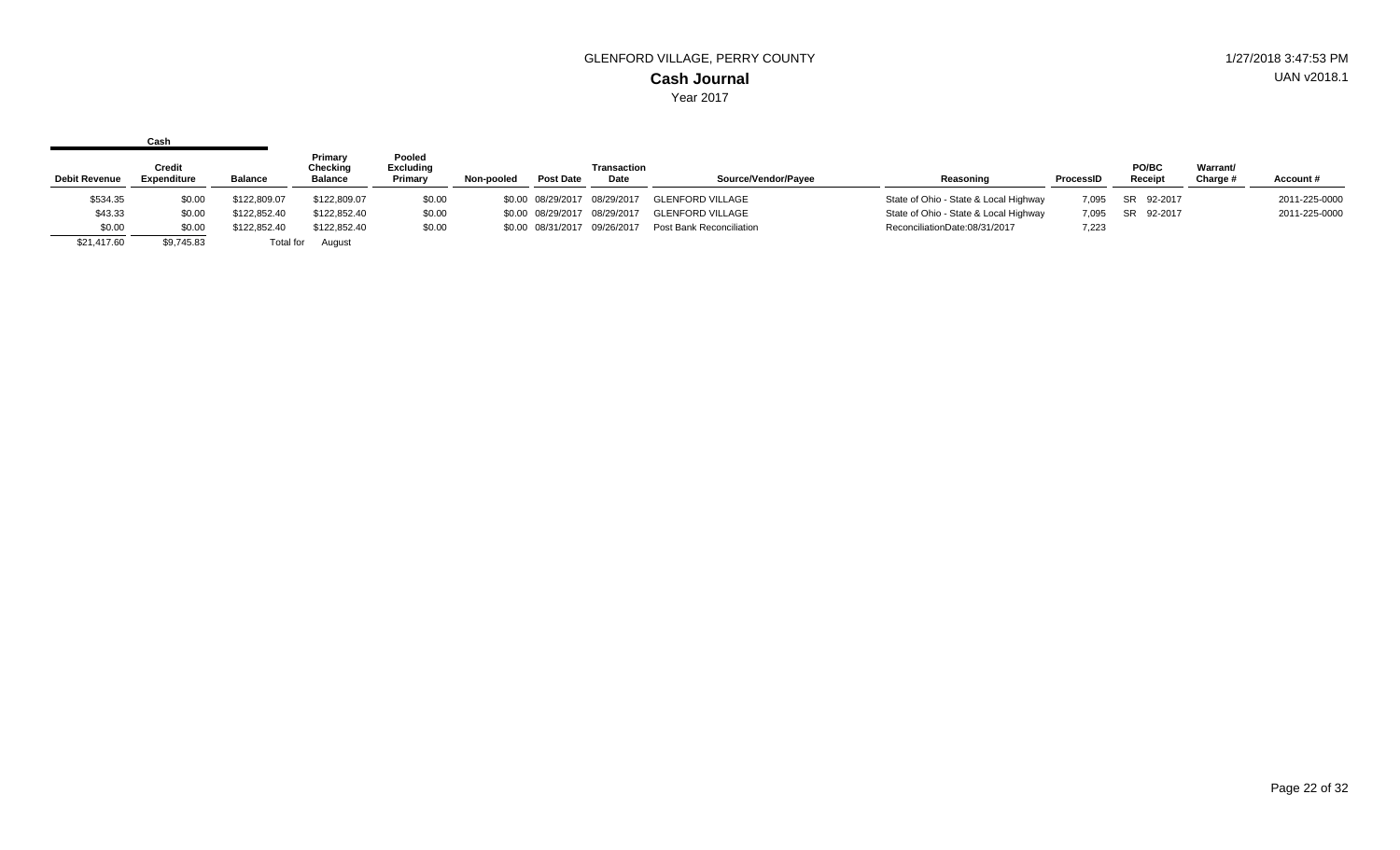GLENFORD VILLAGE, PERRY COUNTY

# Cash Journal

Year 2017

| Cash | | | | | | | | | | | | | | |
|---|---|---|---|---|---|---|---|---|---|---|---|---|---|---|
| Debit Revenue | Credit Expenditure | Balance | Primary Checking Balance | Pooled Excluding Primary | Non-pooled | Post Date | Transaction Date | Source/Vendor/Payee | Reasoning | ProcessID | PO/BC Receipt | | Warrant/ Charge # | Account # |
| $534.35 | $0.00 | $122,809.07 | $122,809.07 | $0.00 | $0.00 | 08/29/2017 | 08/29/2017 | GLENFORD VILLAGE | State of Ohio - State & Local Highway | 7,095 | SR | 92-2017 | | 2011-225-0000 |
| $43.33 | $0.00 | $122,852.40 | $122,852.40 | $0.00 | $0.00 | 08/29/2017 | 08/29/2017 | GLENFORD VILLAGE | State of Ohio - State & Local Highway | 7,095 | SR | 92-2017 | | 2011-225-0000 |
| $0.00 | $0.00 | $122,852.40 | $122,852.40 | $0.00 | $0.00 | 08/31/2017 | 09/26/2017 | Post Bank Reconciliation | ReconciliationDate:08/31/2017 | 7,223 | | | | |
| $21,417.60 | $9,745.83 | Total for | August | | | | | | | | | | | |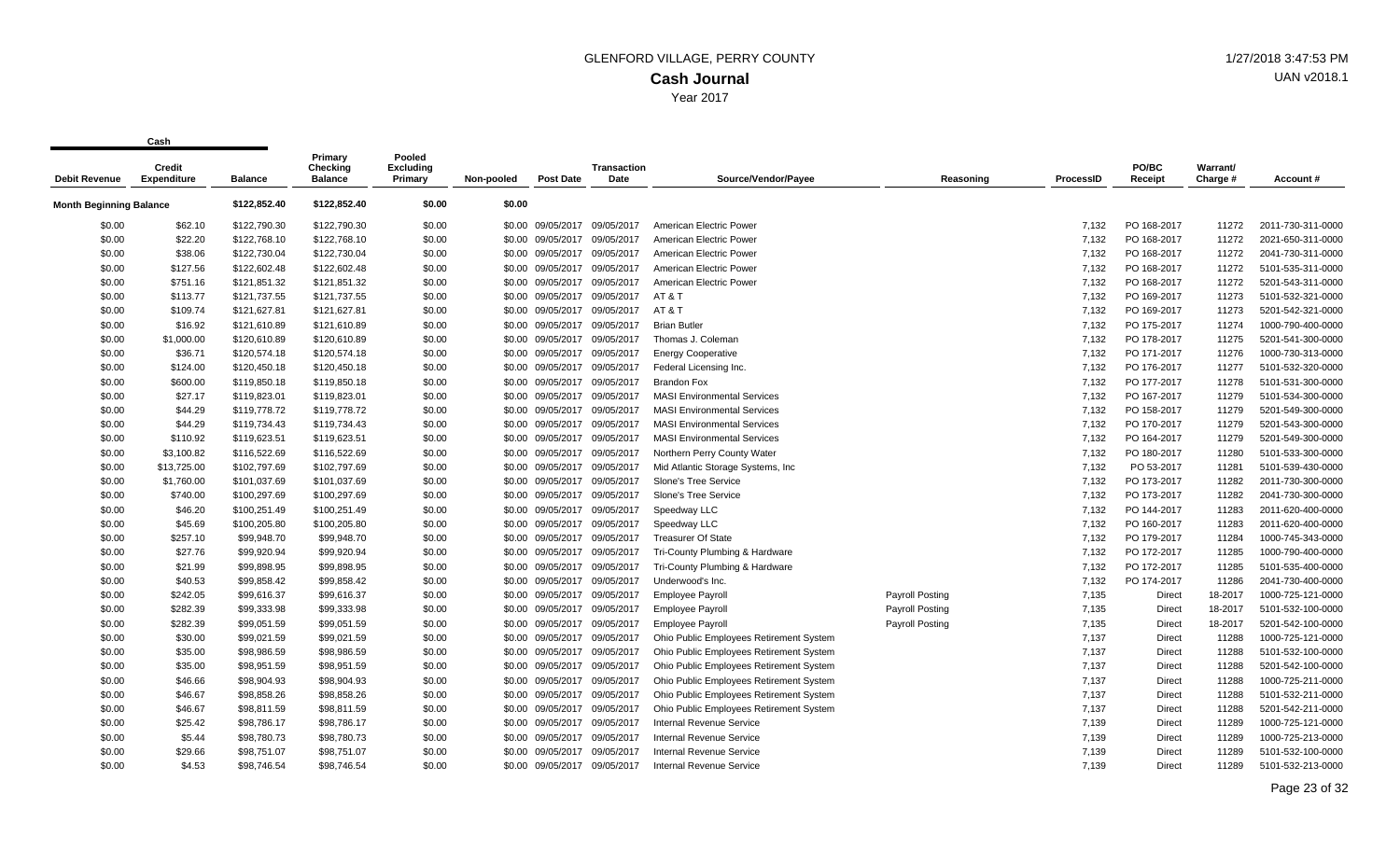# GLENFORD VILLAGE, PERRY COUNTY

## Cash Journal

Year 2017

| Debit Revenue | Credit Expenditure | Balance | Primary Checking Balance | Pooled Excluding Primary | Non-pooled | Post Date | Transaction Date | Source/Vendor/Payee | Reasoning | ProcessID | PO/BC Receipt | Warrant/ Charge # | Account # |
|---|---|---|---|---|---|---|---|---|---|---|---|---|---|
| **Month Beginning Balance** | | $122,852.40 | $122,852.40 | $0.00 | $0.00 | | | | | | | | |
| $0.00 | $62.10 | $122,790.30 | $122,790.30 | $0.00 | $0.00 | 09/05/2017 | 09/05/2017 | American Electric Power | | 7,132 | PO 168-2017 | 11272 | 2011-730-311-0000 |
| $0.00 | $22.20 | $122,768.10 | $122,768.10 | $0.00 | $0.00 | 09/05/2017 | 09/05/2017 | American Electric Power | | 7,132 | PO 168-2017 | 11272 | 2021-650-311-0000 |
| $0.00 | $38.06 | $122,730.04 | $122,730.04 | $0.00 | $0.00 | 09/05/2017 | 09/05/2017 | American Electric Power | | 7,132 | PO 168-2017 | 11272 | 2041-730-311-0000 |
| $0.00 | $127.56 | $122,602.48 | $122,602.48 | $0.00 | $0.00 | 09/05/2017 | 09/05/2017 | American Electric Power | | 7,132 | PO 168-2017 | 11272 | 5101-535-311-0000 |
| $0.00 | $751.16 | $121,851.32 | $121,851.32 | $0.00 | $0.00 | 09/05/2017 | 09/05/2017 | American Electric Power | | 7,132 | PO 168-2017 | 11272 | 5201-543-311-0000 |
| $0.00 | $113.77 | $121,737.55 | $121,737.55 | $0.00 | $0.00 | 09/05/2017 | 09/05/2017 | AT & T | | 7,132 | PO 169-2017 | 11273 | 5101-532-321-0000 |
| $0.00 | $109.74 | $121,627.81 | $121,627.81 | $0.00 | $0.00 | 09/05/2017 | 09/05/2017 | AT & T | | 7,132 | PO 169-2017 | 11273 | 5201-542-321-0000 |
| $0.00 | $16.92 | $121,610.89 | $121,610.89 | $0.00 | $0.00 | 09/05/2017 | 09/05/2017 | Brian Butler | | 7,132 | PO 175-2017 | 11274 | 1000-790-400-0000 |
| $0.00 | $1,000.00 | $120,610.89 | $120,610.89 | $0.00 | $0.00 | 09/05/2017 | 09/05/2017 | Thomas J. Coleman | | 7,132 | PO 178-2017 | 11275 | 5201-541-300-0000 |
| $0.00 | $36.71 | $120,574.18 | $120,574.18 | $0.00 | $0.00 | 09/05/2017 | 09/05/2017 | Energy Cooperative | | 7,132 | PO 171-2017 | 11276 | 1000-730-313-0000 |
| $0.00 | $124.00 | $120,450.18 | $120,450.18 | $0.00 | $0.00 | 09/05/2017 | 09/05/2017 | Federal Licensing Inc. | | 7,132 | PO 176-2017 | 11277 | 5101-532-320-0000 |
| $0.00 | $600.00 | $119,850.18 | $119,850.18 | $0.00 | $0.00 | 09/05/2017 | 09/05/2017 | Brandon Fox | | 7,132 | PO 177-2017 | 11278 | 5101-531-300-0000 |
| $0.00 | $27.17 | $119,823.01 | $119,823.01 | $0.00 | $0.00 | 09/05/2017 | 09/05/2017 | MASI Environmental Services | | 7,132 | PO 167-2017 | 11279 | 5101-534-300-0000 |
| $0.00 | $44.29 | $119,778.72 | $119,778.72 | $0.00 | $0.00 | 09/05/2017 | 09/05/2017 | MASI Environmental Services | | 7,132 | PO 158-2017 | 11279 | 5201-549-300-0000 |
| $0.00 | $44.29 | $119,734.43 | $119,734.43 | $0.00 | $0.00 | 09/05/2017 | 09/05/2017 | MASI Environmental Services | | 7,132 | PO 170-2017 | 11279 | 5201-543-300-0000 |
| $0.00 | $110.92 | $119,623.51 | $119,623.51 | $0.00 | $0.00 | 09/05/2017 | 09/05/2017 | MASI Environmental Services | | 7,132 | PO 164-2017 | 11279 | 5201-549-300-0000 |
| $0.00 | $3,100.82 | $116,522.69 | $116,522.69 | $0.00 | $0.00 | 09/05/2017 | 09/05/2017 | Northern Perry County Water | | 7,132 | PO 180-2017 | 11280 | 5101-533-300-0000 |
| $0.00 | $13,725.00 | $102,797.69 | $102,797.69 | $0.00 | $0.00 | 09/05/2017 | 09/05/2017 | Mid Atlantic Storage Systems, Inc | | 7,132 | PO 53-2017 | 11281 | 5101-539-430-0000 |
| $0.00 | $1,760.00 | $101,037.69 | $101,037.69 | $0.00 | $0.00 | 09/05/2017 | 09/05/2017 | Slone's Tree Service | | 7,132 | PO 173-2017 | 11282 | 2011-730-300-0000 |
| $0.00 | $740.00 | $100,297.69 | $100,297.69 | $0.00 | $0.00 | 09/05/2017 | 09/05/2017 | Slone's Tree Service | | 7,132 | PO 173-2017 | 11282 | 2041-730-300-0000 |
| $0.00 | $46.20 | $100,251.49 | $100,251.49 | $0.00 | $0.00 | 09/05/2017 | 09/05/2017 | Speedway LLC | | 7,132 | PO 144-2017 | 11283 | 2011-620-400-0000 |
| $0.00 | $45.69 | $100,205.80 | $100,205.80 | $0.00 | $0.00 | 09/05/2017 | 09/05/2017 | Speedway LLC | | 7,132 | PO 160-2017 | 11283 | 2011-620-400-0000 |
| $0.00 | $257.10 | $99,948.70 | $99,948.70 | $0.00 | $0.00 | 09/05/2017 | 09/05/2017 | Treasurer Of State | | 7,132 | PO 179-2017 | 11284 | 1000-745-343-0000 |
| $0.00 | $27.76 | $99,920.94 | $99,920.94 | $0.00 | $0.00 | 09/05/2017 | 09/05/2017 | Tri-County Plumbing & Hardware | | 7,132 | PO 172-2017 | 11285 | 1000-790-400-0000 |
| $0.00 | $21.99 | $99,898.95 | $99,898.95 | $0.00 | $0.00 | 09/05/2017 | 09/05/2017 | Tri-County Plumbing & Hardware | | 7,132 | PO 172-2017 | 11285 | 5101-535-400-0000 |
| $0.00 | $40.53 | $99,858.42 | $99,858.42 | $0.00 | $0.00 | 09/05/2017 | 09/05/2017 | Underwood's Inc. | | 7,132 | PO 174-2017 | 11286 | 2041-730-400-0000 |
| $0.00 | $242.05 | $99,616.37 | $99,616.37 | $0.00 | $0.00 | 09/05/2017 | 09/05/2017 | Employee Payroll | Payroll Posting | 7,135 | Direct | 18-2017 | 1000-725-121-0000 |
| $0.00 | $282.39 | $99,333.98 | $99,333.98 | $0.00 | $0.00 | 09/05/2017 | 09/05/2017 | Employee Payroll | Payroll Posting | 7,135 | Direct | 18-2017 | 5101-532-100-0000 |
| $0.00 | $282.39 | $99,051.59 | $99,051.59 | $0.00 | $0.00 | 09/05/2017 | 09/05/2017 | Employee Payroll | Payroll Posting | 7,135 | Direct | 18-2017 | 5201-542-100-0000 |
| $0.00 | $30.00 | $99,021.59 | $99,021.59 | $0.00 | $0.00 | 09/05/2017 | 09/05/2017 | Ohio Public Employees Retirement System | | 7,137 | Direct | 11288 | 1000-725-121-0000 |
| $0.00 | $35.00 | $98,986.59 | $98,986.59 | $0.00 | $0.00 | 09/05/2017 | 09/05/2017 | Ohio Public Employees Retirement System | | 7,137 | Direct | 11288 | 5101-532-100-0000 |
| $0.00 | $35.00 | $98,951.59 | $98,951.59 | $0.00 | $0.00 | 09/05/2017 | 09/05/2017 | Ohio Public Employees Retirement System | | 7,137 | Direct | 11288 | 5201-542-100-0000 |
| $0.00 | $46.66 | $98,904.93 | $98,904.93 | $0.00 | $0.00 | 09/05/2017 | 09/05/2017 | Ohio Public Employees Retirement System | | 7,137 | Direct | 11288 | 1000-725-211-0000 |
| $0.00 | $46.67 | $98,858.26 | $98,858.26 | $0.00 | $0.00 | 09/05/2017 | 09/05/2017 | Ohio Public Employees Retirement System | | 7,137 | Direct | 11288 | 5101-532-211-0000 |
| $0.00 | $46.67 | $98,811.59 | $98,811.59 | $0.00 | $0.00 | 09/05/2017 | 09/05/2017 | Ohio Public Employees Retirement System | | 7,137 | Direct | 11288 | 5201-542-211-0000 |
| $0.00 | $25.42 | $98,786.17 | $98,786.17 | $0.00 | $0.00 | 09/05/2017 | 09/05/2017 | Internal Revenue Service | | 7,139 | Direct | 11289 | 1000-725-121-0000 |
| $0.00 | $5.44 | $98,780.73 | $98,780.73 | $0.00 | $0.00 | 09/05/2017 | 09/05/2017 | Internal Revenue Service | | 7,139 | Direct | 11289 | 1000-725-213-0000 |
| $0.00 | $29.66 | $98,751.07 | $98,751.07 | $0.00 | $0.00 | 09/05/2017 | 09/05/2017 | Internal Revenue Service | | 7,139 | Direct | 11289 | 5101-532-100-0000 |
| $0.00 | $4.53 | $98,746.54 | $98,746.54 | $0.00 | $0.00 | 09/05/2017 | 09/05/2017 | Internal Revenue Service | | 7,139 | Direct | 11289 | 5101-532-213-0000 |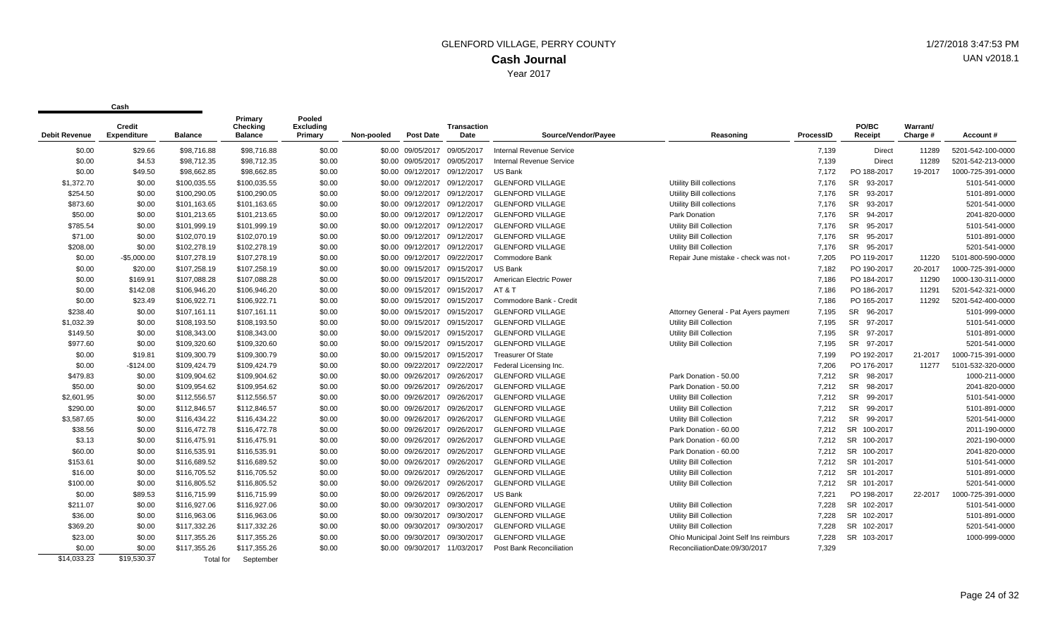# GLENFORD VILLAGE, PERRY COUNTY

## Cash Journal

Year 2017

1/27/2018 3:47:53 PM

UAN v2018.1

| Cash | | | | | | | | | | | | | | |
|---|---|---|---|---|---|---|---|---|---|---|---|---|---|---|
| Debit Revenue | Credit Expenditure | Balance | Primary Checking Balance | Pooled Excluding Primary | Non-pooled | Post Date | Transaction Date | Source/Vendor/Payee | Reasoning | ProcessID | PO/BC Receipt | Warrant/ Charge # | Account # |
| $0.00 | $29.66 | $98,716.88 | $98,716.88 | $0.00 | $0.00 | 09/05/2017 | 09/05/2017 | Internal Revenue Service | | 7,139 | Direct | 11289 | 5201-542-100-0000 |
| $0.00 | $4.53 | $98,712.35 | $98,712.35 | $0.00 | $0.00 | 09/05/2017 | 09/05/2017 | Internal Revenue Service | | 7,139 | Direct | 11289 | 5201-542-213-0000 |
| $0.00 | $49.50 | $98,662.85 | $98,662.85 | $0.00 | $0.00 | 09/12/2017 | 09/12/2017 | US Bank | | 7,172 | PO 188-2017 | 19-2017 | 1000-725-391-0000 |
| $1,372.70 | $0.00 | $100,035.55 | $100,035.55 | $0.00 | $0.00 | 09/12/2017 | 09/12/2017 | GLENFORD VILLAGE | Utiility Bill collections | 7,176 | SR 93-2017 | | 5101-541-0000 |
| $254.50 | $0.00 | $100,290.05 | $100,290.05 | $0.00 | $0.00 | 09/12/2017 | 09/12/2017 | GLENFORD VILLAGE | Utiility Bill collections | 7,176 | SR 93-2017 | | 5101-891-0000 |
| $873.60 | $0.00 | $101,163.65 | $101,163.65 | $0.00 | $0.00 | 09/12/2017 | 09/12/2017 | GLENFORD VILLAGE | Utiility Bill collections | 7,176 | SR 93-2017 | | 5201-541-0000 |
| $50.00 | $0.00 | $101,213.65 | $101,213.65 | $0.00 | $0.00 | 09/12/2017 | 09/12/2017 | GLENFORD VILLAGE | Park Donation | 7,176 | SR 94-2017 | | 2041-820-0000 |
| $785.54 | $0.00 | $101,999.19 | $101,999.19 | $0.00 | $0.00 | 09/12/2017 | 09/12/2017 | GLENFORD VILLAGE | Utility Bill Collection | 7,176 | SR 95-2017 | | 5101-541-0000 |
| $71.00 | $0.00 | $102,070.19 | $102,070.19 | $0.00 | $0.00 | 09/12/2017 | 09/12/2017 | GLENFORD VILLAGE | Utility Bill Collection | 7,176 | SR 95-2017 | | 5101-891-0000 |
| $208.00 | $0.00 | $102,278.19 | $102,278.19 | $0.00 | $0.00 | 09/12/2017 | 09/12/2017 | GLENFORD VILLAGE | Utility Bill Collection | 7,176 | SR 95-2017 | | 5201-541-0000 |
| $0.00 | -$5,000.00 | $107,278.19 | $107,278.19 | $0.00 | $0.00 | 09/12/2017 | 09/22/2017 | Commodore Bank | Repair June mistake - check was not | 7,205 | PO 119-2017 | 11220 | 5101-800-590-0000 |
| $0.00 | $20.00 | $107,258.19 | $107,258.19 | $0.00 | $0.00 | 09/15/2017 | 09/15/2017 | US Bank | | 7,182 | PO 190-2017 | 20-2017 | 1000-725-391-0000 |
| $0.00 | $169.91 | $107,088.28 | $107,088.28 | $0.00 | $0.00 | 09/15/2017 | 09/15/2017 | American Electric Power | | 7,186 | PO 184-2017 | 11290 | 1000-130-311-0000 |
| $0.00 | $142.08 | $106,946.20 | $106,946.20 | $0.00 | $0.00 | 09/15/2017 | 09/15/2017 | AT & T | | 7,186 | PO 186-2017 | 11291 | 5201-542-321-0000 |
| $0.00 | $23.49 | $106,922.71 | $106,922.71 | $0.00 | $0.00 | 09/15/2017 | 09/15/2017 | Commodore Bank - Credit | | 7,186 | PO 165-2017 | 11292 | 5201-542-400-0000 |
| $238.40 | $0.00 | $107,161.11 | $107,161.11 | $0.00 | $0.00 | 09/15/2017 | 09/15/2017 | GLENFORD VILLAGE | Attorney General - Pat Ayers payment | 7,195 | SR 96-2017 | | 5101-999-0000 |
| $1,032.39 | $0.00 | $108,193.50 | $108,193.50 | $0.00 | $0.00 | 09/15/2017 | 09/15/2017 | GLENFORD VILLAGE | Utility Bill Collection | 7,195 | SR 97-2017 | | 5101-541-0000 |
| $149.50 | $0.00 | $108,343.00 | $108,343.00 | $0.00 | $0.00 | 09/15/2017 | 09/15/2017 | GLENFORD VILLAGE | Utility Bill Collection | 7,195 | SR 97-2017 | | 5101-891-0000 |
| $977.60 | $0.00 | $109,320.60 | $109,320.60 | $0.00 | $0.00 | 09/15/2017 | 09/15/2017 | GLENFORD VILLAGE | Utility Bill Collection | 7,195 | SR 97-2017 | | 5201-541-0000 |
| $0.00 | $19.81 | $109,300.79 | $109,300.79 | $0.00 | $0.00 | 09/15/2017 | 09/15/2017 | Treasurer Of State | | 7,199 | PO 192-2017 | 21-2017 | 1000-715-391-0000 |
| $0.00 | -$124.00 | $109,424.79 | $109,424.79 | $0.00 | $0.00 | 09/22/2017 | 09/22/2017 | Federal Licensing Inc. | | 7,206 | PO 176-2017 | 11277 | 5101-532-320-0000 |
| $479.83 | $0.00 | $109,904.62 | $109,904.62 | $0.00 | $0.00 | 09/26/2017 | 09/26/2017 | GLENFORD VILLAGE | Park Donation - 50.00 | 7,212 | SR 98-2017 | | 1000-211-0000 |
| $50.00 | $0.00 | $109,954.62 | $109,954.62 | $0.00 | $0.00 | 09/26/2017 | 09/26/2017 | GLENFORD VILLAGE | Park Donation - 50.00 | 7,212 | SR 98-2017 | | 2041-820-0000 |
| $2,601.95 | $0.00 | $112,556.57 | $112,556.57 | $0.00 | $0.00 | 09/26/2017 | 09/26/2017 | GLENFORD VILLAGE | Utility Bill Collection | 7,212 | SR 99-2017 | | 5101-541-0000 |
| $290.00 | $0.00 | $112,846.57 | $112,846.57 | $0.00 | $0.00 | 09/26/2017 | 09/26/2017 | GLENFORD VILLAGE | Utility Bill Collection | 7,212 | SR 99-2017 | | 5101-891-0000 |
| $3,587.65 | $0.00 | $116,434.22 | $116,434.22 | $0.00 | $0.00 | 09/26/2017 | 09/26/2017 | GLENFORD VILLAGE | Utility Bill Collection | 7,212 | SR 99-2017 | | 5201-541-0000 |
| $38.56 | $0.00 | $116,472.78 | $116,472.78 | $0.00 | $0.00 | 09/26/2017 | 09/26/2017 | GLENFORD VILLAGE | Park Donation - 60.00 | 7,212 | SR 100-2017 | | 2011-190-0000 |
| $3.13 | $0.00 | $116,475.91 | $116,475.91 | $0.00 | $0.00 | 09/26/2017 | 09/26/2017 | GLENFORD VILLAGE | Park Donation - 60.00 | 7,212 | SR 100-2017 | | 2021-190-0000 |
| $60.00 | $0.00 | $116,535.91 | $116,535.91 | $0.00 | $0.00 | 09/26/2017 | 09/26/2017 | GLENFORD VILLAGE | Park Donation - 60.00 | 7,212 | SR 100-2017 | | 2041-820-0000 |
| $153.61 | $0.00 | $116,689.52 | $116,689.52 | $0.00 | $0.00 | 09/26/2017 | 09/26/2017 | GLENFORD VILLAGE | Utility Bill Collection | 7,212 | SR 101-2017 | | 5101-541-0000 |
| $16.00 | $0.00 | $116,705.52 | $116,705.52 | $0.00 | $0.00 | 09/26/2017 | 09/26/2017 | GLENFORD VILLAGE | Utility Bill Collection | 7,212 | SR 101-2017 | | 5101-891-0000 |
| $100.00 | $0.00 | $116,805.52 | $116,805.52 | $0.00 | $0.00 | 09/26/2017 | 09/26/2017 | GLENFORD VILLAGE | Utility Bill Collection | 7,212 | SR 101-2017 | | 5201-541-0000 |
| $0.00 | $89.53 | $116,715.99 | $116,715.99 | $0.00 | $0.00 | 09/26/2017 | 09/26/2017 | US Bank | | 7,221 | PO 198-2017 | 22-2017 | 1000-725-391-0000 |
| $211.07 | $0.00 | $116,927.06 | $116,927.06 | $0.00 | $0.00 | 09/30/2017 | 09/30/2017 | GLENFORD VILLAGE | Utility Bill Collection | 7,228 | SR 102-2017 | | 5101-541-0000 |
| $36.00 | $0.00 | $116,963.06 | $116,963.06 | $0.00 | $0.00 | 09/30/2017 | 09/30/2017 | GLENFORD VILLAGE | Utility Bill Collection | 7,228 | SR 102-2017 | | 5101-891-0000 |
| $369.20 | $0.00 | $117,332.26 | $117,332.26 | $0.00 | $0.00 | 09/30/2017 | 09/30/2017 | GLENFORD VILLAGE | Utility Bill Collection | 7,228 | SR 102-2017 | | 5201-541-0000 |
| $23.00 | $0.00 | $117,355.26 | $117,355.26 | $0.00 | $0.00 | 09/30/2017 | 09/30/2017 | GLENFORD VILLAGE | Ohio Municipal Joint Self Ins reimburs | 7,228 | SR 103-2017 | | 1000-999-0000 |
| $0.00 | $0.00 | $117,355.26 | $117,355.26 | $0.00 | $0.00 | 09/30/2017 | 11/03/2017 | Post Bank Reconciliation | ReconciliationDate:09/30/2017 | 7,329 | | | |
| $14,033.23 | $19,530.37 | Total for | September | | | | | | | | | | |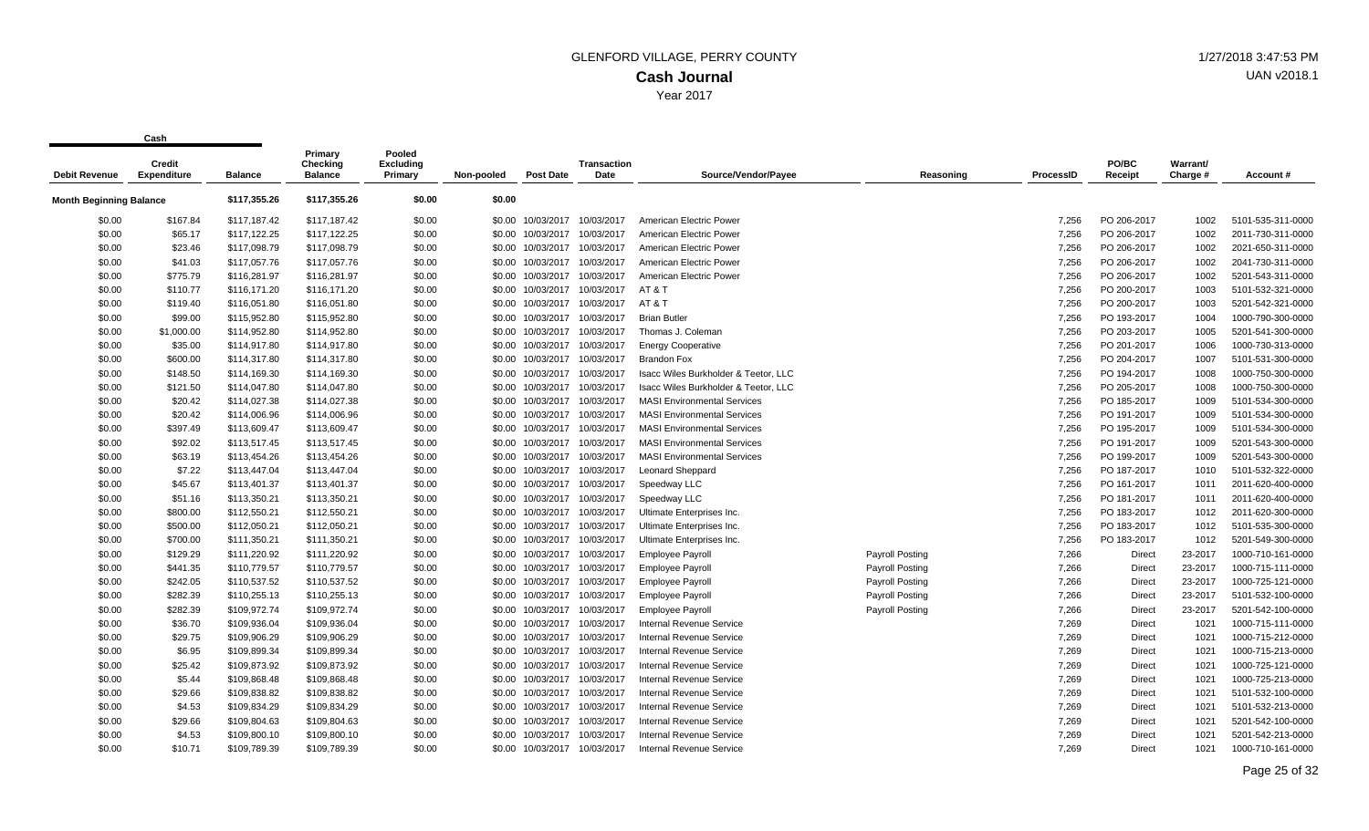GLENFORD VILLAGE, PERRY COUNTY

**Cash Journal**

Year 2017

| Cash | | | | | | | | | | | | | |
|---|---|---|---|---|---|---|---|---|---|---|---|---|---|
| Debit Revenue | Credit Expenditure | Balance | Primary Checking Balance | Pooled Excluding Primary | Non-pooled | Post Date | Transaction Date | Source/Vendor/Payee | Reasoning | ProcessID | PO/BC Receipt | Warrant/ Charge # | Account # |
| Month Beginning Balance | | $117,355.26 | $117,355.26 | $0.00 | $0.00 | | | | | | | | |
| $0.00 | $167.84 | $117,187.42 | $117,187.42 | $0.00 | $0.00 | 10/03/2017 | 10/03/2017 | American Electric Power | | 7,256 | PO 206-2017 | 1002 | 5101-535-311-0000 |
| $0.00 | $65.17 | $117,122.25 | $117,122.25 | $0.00 | $0.00 | 10/03/2017 | 10/03/2017 | American Electric Power | | 7,256 | PO 206-2017 | 1002 | 2011-730-311-0000 |
| $0.00 | $23.46 | $117,098.79 | $117,098.79 | $0.00 | $0.00 | 10/03/2017 | 10/03/2017 | American Electric Power | | 7,256 | PO 206-2017 | 1002 | 2021-650-311-0000 |
| $0.00 | $41.03 | $117,057.76 | $117,057.76 | $0.00 | $0.00 | 10/03/2017 | 10/03/2017 | American Electric Power | | 7,256 | PO 206-2017 | 1002 | 2041-730-311-0000 |
| $0.00 | $775.79 | $116,281.97 | $116,281.97 | $0.00 | $0.00 | 10/03/2017 | 10/03/2017 | American Electric Power | | 7,256 | PO 206-2017 | 1002 | 5201-543-311-0000 |
| $0.00 | $110.77 | $116,171.20 | $116,171.20 | $0.00 | $0.00 | 10/03/2017 | 10/03/2017 | AT & T | | 7,256 | PO 200-2017 | 1003 | 5101-532-321-0000 |
| $0.00 | $119.40 | $116,051.80 | $116,051.80 | $0.00 | $0.00 | 10/03/2017 | 10/03/2017 | AT & T | | 7,256 | PO 200-2017 | 1003 | 5201-542-321-0000 |
| $0.00 | $99.00 | $115,952.80 | $115,952.80 | $0.00 | $0.00 | 10/03/2017 | 10/03/2017 | Brian Butler | | 7,256 | PO 193-2017 | 1004 | 1000-790-300-0000 |
| $0.00 | $1,000.00 | $114,952.80 | $114,952.80 | $0.00 | $0.00 | 10/03/2017 | 10/03/2017 | Thomas J. Coleman | | 7,256 | PO 203-2017 | 1005 | 5201-541-300-0000 |
| $0.00 | $35.00 | $114,917.80 | $114,917.80 | $0.00 | $0.00 | 10/03/2017 | 10/03/2017 | Energy Cooperative | | 7,256 | PO 201-2017 | 1006 | 1000-730-313-0000 |
| $0.00 | $600.00 | $114,317.80 | $114,317.80 | $0.00 | $0.00 | 10/03/2017 | 10/03/2017 | Brandon Fox | | 7,256 | PO 204-2017 | 1007 | 5101-531-300-0000 |
| $0.00 | $148.50 | $114,169.30 | $114,169.30 | $0.00 | $0.00 | 10/03/2017 | 10/03/2017 | Isacc Wiles Burkholder & Teetor, LLC | | 7,256 | PO 194-2017 | 1008 | 1000-750-300-0000 |
| $0.00 | $121.50 | $114,047.80 | $114,047.80 | $0.00 | $0.00 | 10/03/2017 | 10/03/2017 | Isacc Wiles Burkholder & Teetor, LLC | | 7,256 | PO 205-2017 | 1008 | 1000-750-300-0000 |
| $0.00 | $20.42 | $114,027.38 | $114,027.38 | $0.00 | $0.00 | 10/03/2017 | 10/03/2017 | MASI Environmental Services | | 7,256 | PO 185-2017 | 1009 | 5101-534-300-0000 |
| $0.00 | $20.42 | $114,006.96 | $114,006.96 | $0.00 | $0.00 | 10/03/2017 | 10/03/2017 | MASI Environmental Services | | 7,256 | PO 191-2017 | 1009 | 5101-534-300-0000 |
| $0.00 | $397.49 | $113,609.47 | $113,609.47 | $0.00 | $0.00 | 10/03/2017 | 10/03/2017 | MASI Environmental Services | | 7,256 | PO 195-2017 | 1009 | 5101-534-300-0000 |
| $0.00 | $92.02 | $113,517.45 | $113,517.45 | $0.00 | $0.00 | 10/03/2017 | 10/03/2017 | MASI Environmental Services | | 7,256 | PO 191-2017 | 1009 | 5201-543-300-0000 |
| $0.00 | $63.19 | $113,454.26 | $113,454.26 | $0.00 | $0.00 | 10/03/2017 | 10/03/2017 | MASI Environmental Services | | 7,256 | PO 199-2017 | 1009 | 5201-543-300-0000 |
| $0.00 | $7.22 | $113,447.04 | $113,447.04 | $0.00 | $0.00 | 10/03/2017 | 10/03/2017 | Leonard Sheppard | | 7,256 | PO 187-2017 | 1010 | 5101-532-322-0000 |
| $0.00 | $45.67 | $113,401.37 | $113,401.37 | $0.00 | $0.00 | 10/03/2017 | 10/03/2017 | Speedway LLC | | 7,256 | PO 161-2017 | 1011 | 2011-620-400-0000 |
| $0.00 | $51.16 | $113,350.21 | $113,350.21 | $0.00 | $0.00 | 10/03/2017 | 10/03/2017 | Speedway LLC | | 7,256 | PO 181-2017 | 1011 | 2011-620-400-0000 |
| $0.00 | $800.00 | $112,550.21 | $112,550.21 | $0.00 | $0.00 | 10/03/2017 | 10/03/2017 | Ultimate Enterprises Inc. | | 7,256 | PO 183-2017 | 1012 | 2011-620-300-0000 |
| $0.00 | $500.00 | $112,050.21 | $112,050.21 | $0.00 | $0.00 | 10/03/2017 | 10/03/2017 | Ultimate Enterprises Inc. | | 7,256 | PO 183-2017 | 1012 | 5101-535-300-0000 |
| $0.00 | $700.00 | $111,350.21 | $111,350.21 | $0.00 | $0.00 | 10/03/2017 | 10/03/2017 | Ultimate Enterprises Inc. | | 7,256 | PO 183-2017 | 1012 | 5201-549-300-0000 |
| $0.00 | $129.29 | $111,220.92 | $111,220.92 | $0.00 | $0.00 | 10/03/2017 | 10/03/2017 | Employee Payroll | Payroll Posting | 7,266 | Direct | 23-2017 | 1000-710-161-0000 |
| $0.00 | $441.35 | $110,779.57 | $110,779.57 | $0.00 | $0.00 | 10/03/2017 | 10/03/2017 | Employee Payroll | Payroll Posting | 7,266 | Direct | 23-2017 | 1000-715-111-0000 |
| $0.00 | $242.05 | $110,537.52 | $110,537.52 | $0.00 | $0.00 | 10/03/2017 | 10/03/2017 | Employee Payroll | Payroll Posting | 7,266 | Direct | 23-2017 | 1000-725-121-0000 |
| $0.00 | $282.39 | $110,255.13 | $110,255.13 | $0.00 | $0.00 | 10/03/2017 | 10/03/2017 | Employee Payroll | Payroll Posting | 7,266 | Direct | 23-2017 | 5101-532-100-0000 |
| $0.00 | $282.39 | $109,972.74 | $109,972.74 | $0.00 | $0.00 | 10/03/2017 | 10/03/2017 | Employee Payroll | Payroll Posting | 7,266 | Direct | 23-2017 | 5201-542-100-0000 |
| $0.00 | $36.70 | $109,936.04 | $109,936.04 | $0.00 | $0.00 | 10/03/2017 | 10/03/2017 | Internal Revenue Service | | 7,269 | Direct | 1021 | 1000-715-111-0000 |
| $0.00 | $29.75 | $109,906.29 | $109,906.29 | $0.00 | $0.00 | 10/03/2017 | 10/03/2017 | Internal Revenue Service | | 7,269 | Direct | 1021 | 1000-715-212-0000 |
| $0.00 | $6.95 | $109,899.34 | $109,899.34 | $0.00 | $0.00 | 10/03/2017 | 10/03/2017 | Internal Revenue Service | | 7,269 | Direct | 1021 | 1000-715-213-0000 |
| $0.00 | $25.42 | $109,873.92 | $109,873.92 | $0.00 | $0.00 | 10/03/2017 | 10/03/2017 | Internal Revenue Service | | 7,269 | Direct | 1021 | 1000-725-121-0000 |
| $0.00 | $5.44 | $109,868.48 | $109,868.48 | $0.00 | $0.00 | 10/03/2017 | 10/03/2017 | Internal Revenue Service | | 7,269 | Direct | 1021 | 1000-725-213-0000 |
| $0.00 | $29.66 | $109,838.82 | $109,838.82 | $0.00 | $0.00 | 10/03/2017 | 10/03/2017 | Internal Revenue Service | | 7,269 | Direct | 1021 | 5101-532-100-0000 |
| $0.00 | $4.53 | $109,834.29 | $109,834.29 | $0.00 | $0.00 | 10/03/2017 | 10/03/2017 | Internal Revenue Service | | 7,269 | Direct | 1021 | 5101-532-213-0000 |
| $0.00 | $29.66 | $109,804.63 | $109,804.63 | $0.00 | $0.00 | 10/03/2017 | 10/03/2017 | Internal Revenue Service | | 7,269 | Direct | 1021 | 5201-542-100-0000 |
| $0.00 | $4.53 | $109,800.10 | $109,800.10 | $0.00 | $0.00 | 10/03/2017 | 10/03/2017 | Internal Revenue Service | | 7,269 | Direct | 1021 | 5201-542-213-0000 |
| $0.00 | $10.71 | $109,789.39 | $109,789.39 | $0.00 | $0.00 | 10/03/2017 | 10/03/2017 | Internal Revenue Service | | 7,269 | Direct | 1021 | 1000-710-161-0000 |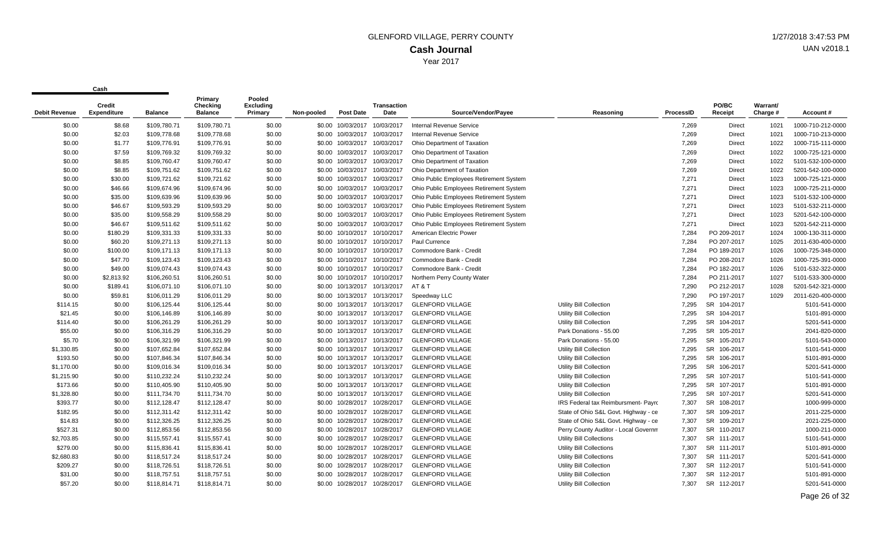# GLENFORD VILLAGE, PERRY COUNTY

## Cash Journal

Year 2017

1/27/2018 3:47:53 PM

UAN v2018.1

| Cash | | | | | | | | | | | | | | |
|---|---|---|---|---|---|---|---|---|---|---|---|---|---|---|
| Debit Revenue | Credit Expenditure | Balance | Primary Checking Balance | Pooled Excluding Primary | Non-pooled | Post Date | Transaction Date | Source/Vendor/Payee | Reasoning | ProcessID | PO/BC Receipt | Warrant/ Charge # | Account # |
| $0.00 | $8.68 | $109,780.71 | $109,780.71 | $0.00 | $0.00 | 10/03/2017 | 10/03/2017 | Internal Revenue Service | | 7,269 | Direct | 1021 | 1000-710-212-0000 |
| $0.00 | $2.03 | $109,778.68 | $109,778.68 | $0.00 | $0.00 | 10/03/2017 | 10/03/2017 | Internal Revenue Service | | 7,269 | Direct | 1021 | 1000-710-213-0000 |
| $0.00 | $1.77 | $109,776.91 | $109,776.91 | $0.00 | $0.00 | 10/03/2017 | 10/03/2017 | Ohio Department of Taxation | | 7,269 | Direct | 1022 | 1000-715-111-0000 |
| $0.00 | $7.59 | $109,769.32 | $109,769.32 | $0.00 | $0.00 | 10/03/2017 | 10/03/2017 | Ohio Department of Taxation | | 7,269 | Direct | 1022 | 1000-725-121-0000 |
| $0.00 | $8.85 | $109,760.47 | $109,760.47 | $0.00 | $0.00 | 10/03/2017 | 10/03/2017 | Ohio Department of Taxation | | 7,269 | Direct | 1022 | 5101-532-100-0000 |
| $0.00 | $8.85 | $109,751.62 | $109,751.62 | $0.00 | $0.00 | 10/03/2017 | 10/03/2017 | Ohio Department of Taxation | | 7,269 | Direct | 1022 | 5201-542-100-0000 |
| $0.00 | $30.00 | $109,721.62 | $109,721.62 | $0.00 | $0.00 | 10/03/2017 | 10/03/2017 | Ohio Public Employees Retirement System | | 7,271 | Direct | 1023 | 1000-725-121-0000 |
| $0.00 | $46.66 | $109,674.96 | $109,674.96 | $0.00 | $0.00 | 10/03/2017 | 10/03/2017 | Ohio Public Employees Retirement System | | 7,271 | Direct | 1023 | 1000-725-211-0000 |
| $0.00 | $35.00 | $109,639.96 | $109,639.96 | $0.00 | $0.00 | 10/03/2017 | 10/03/2017 | Ohio Public Employees Retirement System | | 7,271 | Direct | 1023 | 5101-532-100-0000 |
| $0.00 | $46.67 | $109,593.29 | $109,593.29 | $0.00 | $0.00 | 10/03/2017 | 10/03/2017 | Ohio Public Employees Retirement System | | 7,271 | Direct | 1023 | 5101-532-211-0000 |
| $0.00 | $35.00 | $109,558.29 | $109,558.29 | $0.00 | $0.00 | 10/03/2017 | 10/03/2017 | Ohio Public Employees Retirement System | | 7,271 | Direct | 1023 | 5201-542-100-0000 |
| $0.00 | $46.67 | $109,511.62 | $109,511.62 | $0.00 | $0.00 | 10/03/2017 | 10/03/2017 | Ohio Public Employees Retirement System | | 7,271 | Direct | 1023 | 5201-542-211-0000 |
| $0.00 | $180.29 | $109,331.33 | $109,331.33 | $0.00 | $0.00 | 10/10/2017 | 10/10/2017 | American Electric Power | | 7,284 | PO 209-2017 | 1024 | 1000-130-311-0000 |
| $0.00 | $60.20 | $109,271.13 | $109,271.13 | $0.00 | $0.00 | 10/10/2017 | 10/10/2017 | Paul Currence | | 7,284 | PO 207-2017 | 1025 | 2011-630-400-0000 |
| $0.00 | $100.00 | $109,171.13 | $109,171.13 | $0.00 | $0.00 | 10/10/2017 | 10/10/2017 | Commodore Bank - Credit | | 7,284 | PO 189-2017 | 1026 | 1000-725-348-0000 |
| $0.00 | $47.70 | $109,123.43 | $109,123.43 | $0.00 | $0.00 | 10/10/2017 | 10/10/2017 | Commodore Bank - Credit | | 7,284 | PO 208-2017 | 1026 | 1000-725-391-0000 |
| $0.00 | $49.00 | $109,074.43 | $109,074.43 | $0.00 | $0.00 | 10/10/2017 | 10/10/2017 | Commodore Bank - Credit | | 7,284 | PO 182-2017 | 1026 | 5101-532-322-0000 |
| $0.00 | $2,813.92 | $106,260.51 | $106,260.51 | $0.00 | $0.00 | 10/10/2017 | 10/10/2017 | Northern Perry County Water | | 7,284 | PO 211-2017 | 1027 | 5101-533-300-0000 |
| $0.00 | $189.41 | $106,071.10 | $106,071.10 | $0.00 | $0.00 | 10/13/2017 | 10/13/2017 | AT & T | | 7,290 | PO 212-2017 | 1028 | 5201-542-321-0000 |
| $0.00 | $59.81 | $106,011.29 | $106,011.29 | $0.00 | $0.00 | 10/13/2017 | 10/13/2017 | Speedway LLC | | 7,290 | PO 197-2017 | 1029 | 2011-620-400-0000 |
| $114.15 | $0.00 | $106,125.44 | $106,125.44 | $0.00 | $0.00 | 10/13/2017 | 10/13/2017 | GLENFORD VILLAGE | Utility Bill Collection | 7,295 | SR 104-2017 | | 5101-541-0000 |
| $21.45 | $0.00 | $106,146.89 | $106,146.89 | $0.00 | $0.00 | 10/13/2017 | 10/13/2017 | GLENFORD VILLAGE | Utility Bill Collection | 7,295 | SR 104-2017 | | 5101-891-0000 |
| $114.40 | $0.00 | $106,261.29 | $106,261.29 | $0.00 | $0.00 | 10/13/2017 | 10/13/2017 | GLENFORD VILLAGE | Utility Bill Collection | 7,295 | SR 104-2017 | | 5201-541-0000 |
| $55.00 | $0.00 | $106,316.29 | $106,316.29 | $0.00 | $0.00 | 10/13/2017 | 10/13/2017 | GLENFORD VILLAGE | Park Donations - 55.00 | 7,295 | SR 105-2017 | | 2041-820-0000 |
| $5.70 | $0.00 | $106,321.99 | $106,321.99 | $0.00 | $0.00 | 10/13/2017 | 10/13/2017 | GLENFORD VILLAGE | Park Donations - 55.00 | 7,295 | SR 105-2017 | | 5101-543-0000 |
| $1,330.85 | $0.00 | $107,652.84 | $107,652.84 | $0.00 | $0.00 | 10/13/2017 | 10/13/2017 | GLENFORD VILLAGE | Utility Bill Collection | 7,295 | SR 106-2017 | | 5101-541-0000 |
| $193.50 | $0.00 | $107,846.34 | $107,846.34 | $0.00 | $0.00 | 10/13/2017 | 10/13/2017 | GLENFORD VILLAGE | Utility Bill Collection | 7,295 | SR 106-2017 | | 5101-891-0000 |
| $1,170.00 | $0.00 | $109,016.34 | $109,016.34 | $0.00 | $0.00 | 10/13/2017 | 10/13/2017 | GLENFORD VILLAGE | Utility Bill Collection | 7,295 | SR 106-2017 | | 5201-541-0000 |
| $1,215.90 | $0.00 | $110,232.24 | $110,232.24 | $0.00 | $0.00 | 10/13/2017 | 10/13/2017 | GLENFORD VILLAGE | Utility Bill Collection | 7,295 | SR 107-2017 | | 5101-541-0000 |
| $173.66 | $0.00 | $110,405.90 | $110,405.90 | $0.00 | $0.00 | 10/13/2017 | 10/13/2017 | GLENFORD VILLAGE | Utility Bill Collection | 7,295 | SR 107-2017 | | 5101-891-0000 |
| $1,328.80 | $0.00 | $111,734.70 | $111,734.70 | $0.00 | $0.00 | 10/13/2017 | 10/13/2017 | GLENFORD VILLAGE | Utility Bill Collection | 7,295 | SR 107-2017 | | 5201-541-0000 |
| $393.77 | $0.00 | $112,128.47 | $112,128.47 | $0.00 | $0.00 | 10/28/2017 | 10/28/2017 | GLENFORD VILLAGE | IRS Federal tax Reimbursment- Payrc | 7,307 | SR 108-2017 | | 1000-999-0000 |
| $182.95 | $0.00 | $112,311.42 | $112,311.42 | $0.00 | $0.00 | 10/28/2017 | 10/28/2017 | GLENFORD VILLAGE | State of Ohio S&L Govt. Highway - ce | 7,307 | SR 109-2017 | | 2011-225-0000 |
| $14.83 | $0.00 | $112,326.25 | $112,326.25 | $0.00 | $0.00 | 10/28/2017 | 10/28/2017 | GLENFORD VILLAGE | State of Ohio S&L Govt. Highway - ce | 7,307 | SR 109-2017 | | 2021-225-0000 |
| $527.31 | $0.00 | $112,853.56 | $112,853.56 | $0.00 | $0.00 | 10/28/2017 | 10/28/2017 | GLENFORD VILLAGE | Perry County Auditor - Local Governm | 7,307 | SR 110-2017 | | 1000-211-0000 |
| $2,703.85 | $0.00 | $115,557.41 | $115,557.41 | $0.00 | $0.00 | 10/28/2017 | 10/28/2017 | GLENFORD VILLAGE | Utility Bill Collections | 7,307 | SR 111-2017 | | 5101-541-0000 |
| $279.00 | $0.00 | $115,836.41 | $115,836.41 | $0.00 | $0.00 | 10/28/2017 | 10/28/2017 | GLENFORD VILLAGE | Utility Bill Collections | 7,307 | SR 111-2017 | | 5101-891-0000 |
| $2,680.83 | $0.00 | $118,517.24 | $118,517.24 | $0.00 | $0.00 | 10/28/2017 | 10/28/2017 | GLENFORD VILLAGE | Utility Bill Collections | 7,307 | SR 111-2017 | | 5201-541-0000 |
| $209.27 | $0.00 | $118,726.51 | $118,726.51 | $0.00 | $0.00 | 10/28/2017 | 10/28/2017 | GLENFORD VILLAGE | Utility Bill Collection | 7,307 | SR 112-2017 | | 5101-541-0000 |
| $31.00 | $0.00 | $118,757.51 | $118,757.51 | $0.00 | $0.00 | 10/28/2017 | 10/28/2017 | GLENFORD VILLAGE | Utility Bill Collection | 7,307 | SR 112-2017 | | 5101-891-0000 |
| $57.20 | $0.00 | $118,814.71 | $118,814.71 | $0.00 | $0.00 | 10/28/2017 | 10/28/2017 | GLENFORD VILLAGE | Utility Bill Collection | 7,307 | SR 112-2017 | | 5201-541-0000 |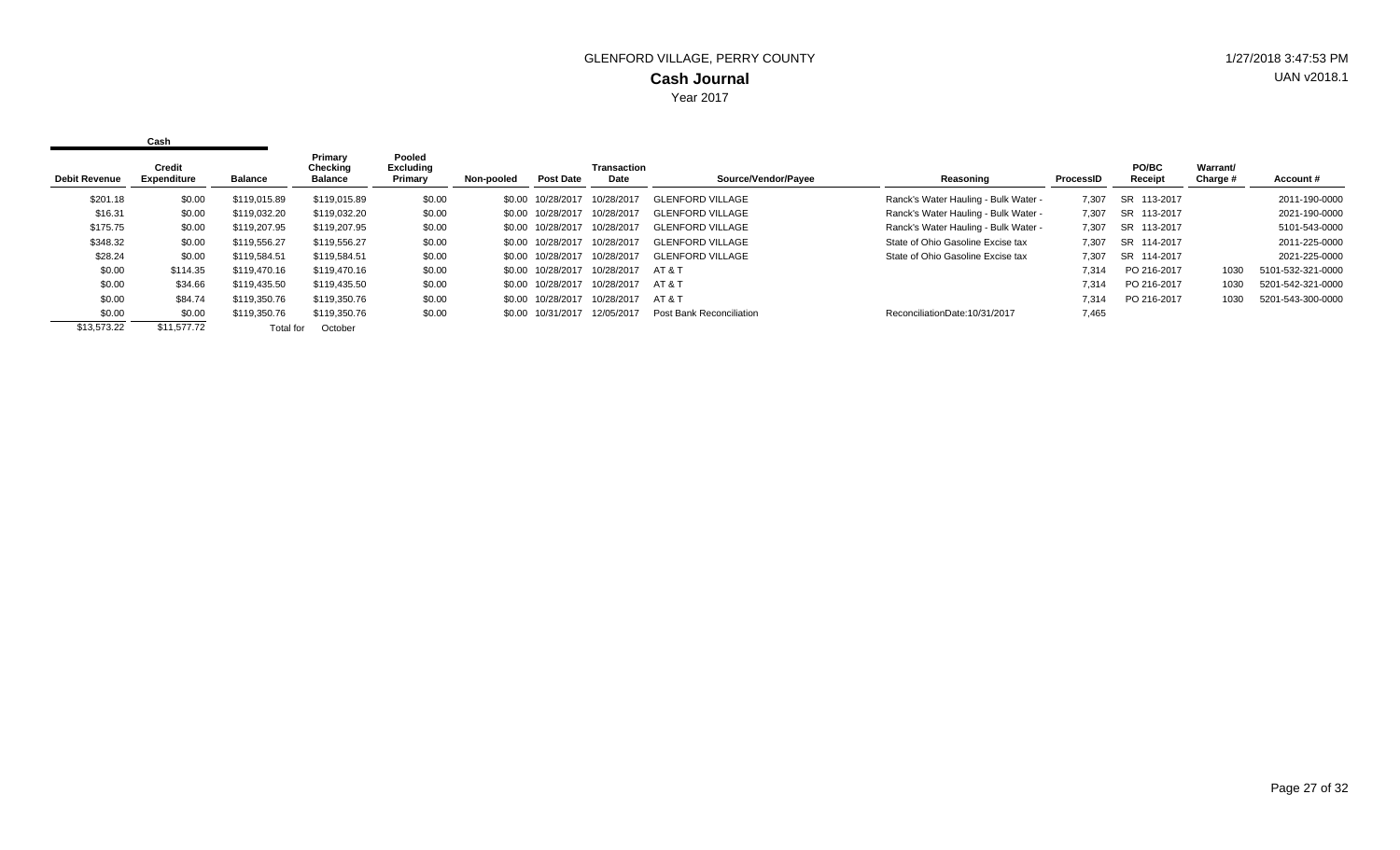# GLENFORD VILLAGE, PERRY COUNTY

## Cash Journal

Year 2017

1/27/2018 3:47:53 PM

UAN v2018.1

| Debit Revenue | Credit Expenditure (Cash) | Balance | Primary Checking Balance | Pooled Excluding Primary | Non-pooled | Post Date | Transaction Date | Source/Vendor/Payee | Reasoning | ProcessID | PO/BC Receipt | Warrant/ Charge # | Account # |
|---|---|---|---|---|---|---|---|---|---|---|---|---|---|
| $201.18 | $0.00 | $119,015.89 | $119,015.89 | $0.00 | $0.00 | 10/28/2017 | 10/28/2017 | GLENFORD VILLAGE | Ranck's Water Hauling - Bulk Water - | 7,307 | SR 113-2017 | | 2011-190-0000 |
| $16.31 | $0.00 | $119,032.20 | $119,032.20 | $0.00 | $0.00 | 10/28/2017 | 10/28/2017 | GLENFORD VILLAGE | Ranck's Water Hauling - Bulk Water - | 7,307 | SR 113-2017 | | 2021-190-0000 |
| $175.75 | $0.00 | $119,207.95 | $119,207.95 | $0.00 | $0.00 | 10/28/2017 | 10/28/2017 | GLENFORD VILLAGE | Ranck's Water Hauling - Bulk Water - | 7,307 | SR 113-2017 | | 5101-543-0000 |
| $348.32 | $0.00 | $119,556.27 | $119,556.27 | $0.00 | $0.00 | 10/28/2017 | 10/28/2017 | GLENFORD VILLAGE | State of Ohio Gasoline Excise tax | 7,307 | SR 114-2017 | | 2011-225-0000 |
| $28.24 | $0.00 | $119,584.51 | $119,584.51 | $0.00 | $0.00 | 10/28/2017 | 10/28/2017 | GLENFORD VILLAGE | State of Ohio Gasoline Excise tax | 7,307 | SR 114-2017 | | 2021-225-0000 |
| $0.00 | $114.35 | $119,470.16 | $119,470.16 | $0.00 | $0.00 | 10/28/2017 | 10/28/2017 | AT & T | | 7,314 | PO 216-2017 | 1030 | 5101-532-321-0000 |
| $0.00 | $34.66 | $119,435.50 | $119,435.50 | $0.00 | $0.00 | 10/28/2017 | 10/28/2017 | AT & T | | 7,314 | PO 216-2017 | 1030 | 5201-542-321-0000 |
| $0.00 | $84.74 | $119,350.76 | $119,350.76 | $0.00 | $0.00 | 10/28/2017 | 10/28/2017 | AT & T | | 7,314 | PO 216-2017 | 1030 | 5201-543-300-0000 |
| $0.00 | $0.00 | $119,350.76 | $119,350.76 | $0.00 | $0.00 | 10/31/2017 | 12/05/2017 | Post Bank Reconciliation | ReconciliationDate:10/31/2017 | 7,465 | | | |
| $13,573.22 | $11,577.72 | Total for | October | | | | | | | | | | |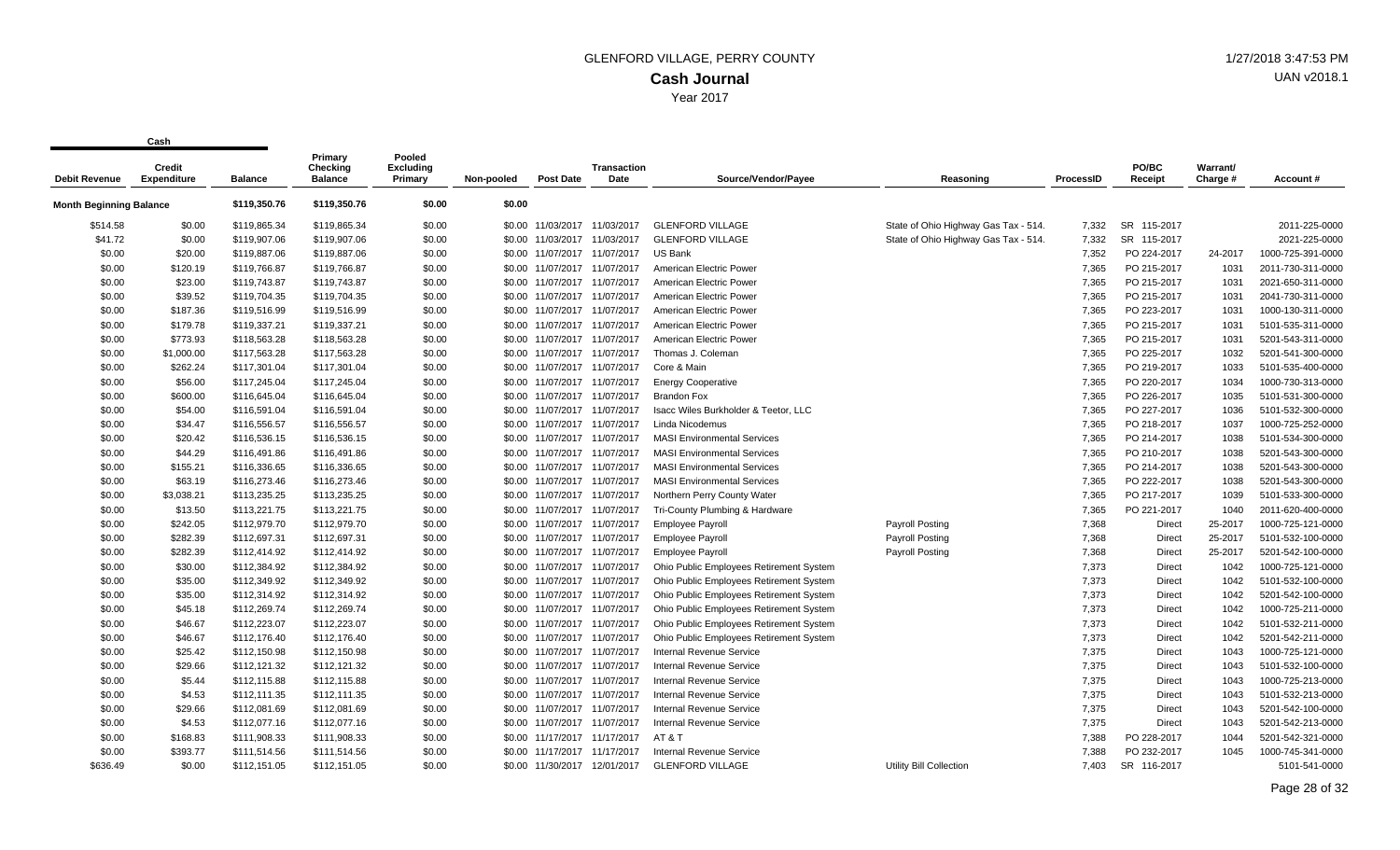# GLENFORD VILLAGE, PERRY COUNTY

## Cash Journal

Year 2017

1/27/2018 3:47:53 PM

UAN v2018.1

| Debit Revenue | Credit Expenditure | Balance | Primary Checking Balance | Pooled Excluding Primary | Non-pooled | Post Date | Transaction Date | Source/Vendor/Payee | Reasoning | ProcessID | PO/BC Receipt | Warrant/ Charge # | Account # |
|---|---|---|---|---|---|---|---|---|---|---|---|---|---|
| **Month Beginning Balance** | | $119,350.76 | $119,350.76 | $0.00 | $0.00 | | | | | | | | |
| $514.58 | $0.00 | $119,865.34 | $119,865.34 | $0.00 | $0.00 | 11/03/2017 | 11/03/2017 | GLENFORD VILLAGE | State of Ohio Highway Gas Tax - 514. | 7,332 | SR 115-2017 | | 2011-225-0000 |
| $41.72 | $0.00 | $119,907.06 | $119,907.06 | $0.00 | $0.00 | 11/03/2017 | 11/03/2017 | GLENFORD VILLAGE | State of Ohio Highway Gas Tax - 514. | 7,332 | SR 115-2017 | | 2021-225-0000 |
| $0.00 | $20.00 | $119,887.06 | $119,887.06 | $0.00 | $0.00 | 11/07/2017 | 11/07/2017 | US Bank | | 7,352 | PO 224-2017 | 24-2017 | 1000-725-391-0000 |
| $0.00 | $120.19 | $119,766.87 | $119,766.87 | $0.00 | $0.00 | 11/07/2017 | 11/07/2017 | American Electric Power | | 7,365 | PO 215-2017 | 1031 | 2011-730-311-0000 |
| $0.00 | $23.00 | $119,743.87 | $119,743.87 | $0.00 | $0.00 | 11/07/2017 | 11/07/2017 | American Electric Power | | 7,365 | PO 215-2017 | 1031 | 2021-650-311-0000 |
| $0.00 | $39.52 | $119,704.35 | $119,704.35 | $0.00 | $0.00 | 11/07/2017 | 11/07/2017 | American Electric Power | | 7,365 | PO 215-2017 | 1031 | 2041-730-311-0000 |
| $0.00 | $187.36 | $119,516.99 | $119,516.99 | $0.00 | $0.00 | 11/07/2017 | 11/07/2017 | American Electric Power | | 7,365 | PO 223-2017 | 1031 | 1000-130-311-0000 |
| $0.00 | $179.78 | $119,337.21 | $119,337.21 | $0.00 | $0.00 | 11/07/2017 | 11/07/2017 | American Electric Power | | 7,365 | PO 215-2017 | 1031 | 5101-535-311-0000 |
| $0.00 | $773.93 | $118,563.28 | $118,563.28 | $0.00 | $0.00 | 11/07/2017 | 11/07/2017 | American Electric Power | | 7,365 | PO 215-2017 | 1031 | 5201-543-311-0000 |
| $0.00 | $1,000.00 | $117,563.28 | $117,563.28 | $0.00 | $0.00 | 11/07/2017 | 11/07/2017 | Thomas J. Coleman | | 7,365 | PO 225-2017 | 1032 | 5201-541-300-0000 |
| $0.00 | $262.24 | $117,301.04 | $117,301.04 | $0.00 | $0.00 | 11/07/2017 | 11/07/2017 | Core & Main | | 7,365 | PO 219-2017 | 1033 | 5101-535-400-0000 |
| $0.00 | $56.00 | $117,245.04 | $117,245.04 | $0.00 | $0.00 | 11/07/2017 | 11/07/2017 | Energy Cooperative | | 7,365 | PO 220-2017 | 1034 | 1000-730-313-0000 |
| $0.00 | $600.00 | $116,645.04 | $116,645.04 | $0.00 | $0.00 | 11/07/2017 | 11/07/2017 | Brandon Fox | | 7,365 | PO 226-2017 | 1035 | 5101-531-300-0000 |
| $0.00 | $54.00 | $116,591.04 | $116,591.04 | $0.00 | $0.00 | 11/07/2017 | 11/07/2017 | Isacc Wiles Burkholder & Teetor, LLC | | 7,365 | PO 227-2017 | 1036 | 5101-532-300-0000 |
| $0.00 | $34.47 | $116,556.57 | $116,556.57 | $0.00 | $0.00 | 11/07/2017 | 11/07/2017 | Linda Nicodemus | | 7,365 | PO 218-2017 | 1037 | 1000-725-252-0000 |
| $0.00 | $20.42 | $116,536.15 | $116,536.15 | $0.00 | $0.00 | 11/07/2017 | 11/07/2017 | MASI Environmental Services | | 7,365 | PO 214-2017 | 1038 | 5101-534-300-0000 |
| $0.00 | $44.29 | $116,491.86 | $116,491.86 | $0.00 | $0.00 | 11/07/2017 | 11/07/2017 | MASI Environmental Services | | 7,365 | PO 210-2017 | 1038 | 5201-543-300-0000 |
| $0.00 | $155.21 | $116,336.65 | $116,336.65 | $0.00 | $0.00 | 11/07/2017 | 11/07/2017 | MASI Environmental Services | | 7,365 | PO 214-2017 | 1038 | 5201-543-300-0000 |
| $0.00 | $63.19 | $116,273.46 | $116,273.46 | $0.00 | $0.00 | 11/07/2017 | 11/07/2017 | MASI Environmental Services | | 7,365 | PO 222-2017 | 1038 | 5101-534-300-0000 |
| $0.00 | $3,038.21 | $113,235.25 | $113,235.25 | $0.00 | $0.00 | 11/07/2017 | 11/07/2017 | Northern Perry County Water | | 7,365 | PO 217-2017 | 1039 | 5101-533-300-0000 |
| $0.00 | $13.50 | $113,221.75 | $113,221.75 | $0.00 | $0.00 | 11/07/2017 | 11/07/2017 | Tri-County Plumbing & Hardware | | 7,365 | PO 221-2017 | 1040 | 2011-620-400-0000 |
| $0.00 | $242.05 | $112,979.70 | $112,979.70 | $0.00 | $0.00 | 11/07/2017 | 11/07/2017 | Employee Payroll | Payroll Posting | 7,368 | Direct | 25-2017 | 1000-725-121-0000 |
| $0.00 | $282.39 | $112,697.31 | $112,697.31 | $0.00 | $0.00 | 11/07/2017 | 11/07/2017 | Employee Payroll | Payroll Posting | 7,368 | Direct | 25-2017 | 5101-532-100-0000 |
| $0.00 | $282.39 | $112,414.92 | $112,414.92 | $0.00 | $0.00 | 11/07/2017 | 11/07/2017 | Employee Payroll | Payroll Posting | 7,368 | Direct | 25-2017 | 5201-542-100-0000 |
| $0.00 | $30.00 | $112,384.92 | $112,384.92 | $0.00 | $0.00 | 11/07/2017 | 11/07/2017 | Ohio Public Employees Retirement System | | 7,373 | Direct | 1042 | 1000-725-121-0000 |
| $0.00 | $35.00 | $112,349.92 | $112,349.92 | $0.00 | $0.00 | 11/07/2017 | 11/07/2017 | Ohio Public Employees Retirement System | | 7,373 | Direct | 1042 | 5101-532-100-0000 |
| $0.00 | $35.00 | $112,314.92 | $112,314.92 | $0.00 | $0.00 | 11/07/2017 | 11/07/2017 | Ohio Public Employees Retirement System | | 7,373 | Direct | 1042 | 5201-542-100-0000 |
| $0.00 | $45.18 | $112,269.74 | $112,269.74 | $0.00 | $0.00 | 11/07/2017 | 11/07/2017 | Ohio Public Employees Retirement System | | 7,373 | Direct | 1042 | 1000-725-211-0000 |
| $0.00 | $46.67 | $112,223.07 | $112,223.07 | $0.00 | $0.00 | 11/07/2017 | 11/07/2017 | Ohio Public Employees Retirement System | | 7,373 | Direct | 1042 | 5101-532-211-0000 |
| $0.00 | $46.67 | $112,176.40 | $112,176.40 | $0.00 | $0.00 | 11/07/2017 | 11/07/2017 | Ohio Public Employees Retirement System | | 7,373 | Direct | 1042 | 5201-542-211-0000 |
| $0.00 | $25.42 | $112,150.98 | $112,150.98 | $0.00 | $0.00 | 11/07/2017 | 11/07/2017 | Internal Revenue Service | | 7,375 | Direct | 1043 | 1000-725-121-0000 |
| $0.00 | $29.66 | $112,121.32 | $112,121.32 | $0.00 | $0.00 | 11/07/2017 | 11/07/2017 | Internal Revenue Service | | 7,375 | Direct | 1043 | 5101-532-100-0000 |
| $0.00 | $5.44 | $112,115.88 | $112,115.88 | $0.00 | $0.00 | 11/07/2017 | 11/07/2017 | Internal Revenue Service | | 7,375 | Direct | 1043 | 1000-725-213-0000 |
| $0.00 | $4.53 | $112,111.35 | $112,111.35 | $0.00 | $0.00 | 11/07/2017 | 11/07/2017 | Internal Revenue Service | | 7,375 | Direct | 1043 | 5101-532-213-0000 |
| $0.00 | $29.66 | $112,081.69 | $112,081.69 | $0.00 | $0.00 | 11/07/2017 | 11/07/2017 | Internal Revenue Service | | 7,375 | Direct | 1043 | 5201-542-100-0000 |
| $0.00 | $4.53 | $112,077.16 | $112,077.16 | $0.00 | $0.00 | 11/07/2017 | 11/07/2017 | Internal Revenue Service | | 7,375 | Direct | 1043 | 5201-542-213-0000 |
| $0.00 | $168.83 | $111,908.33 | $111,908.33 | $0.00 | $0.00 | 11/17/2017 | 11/17/2017 | AT & T | | 7,388 | PO 228-2017 | 1044 | 5201-542-321-0000 |
| $0.00 | $393.77 | $111,514.56 | $111,514.56 | $0.00 | $0.00 | 11/17/2017 | 11/17/2017 | Internal Revenue Service | | 7,388 | PO 232-2017 | 1045 | 1000-745-341-0000 |
| $636.49 | $0.00 | $112,151.05 | $112,151.05 | $0.00 | $0.00 | 11/30/2017 | 12/01/2017 | GLENFORD VILLAGE | Utility Bill Collection | 7,403 | SR 116-2017 | | 5101-541-0000 |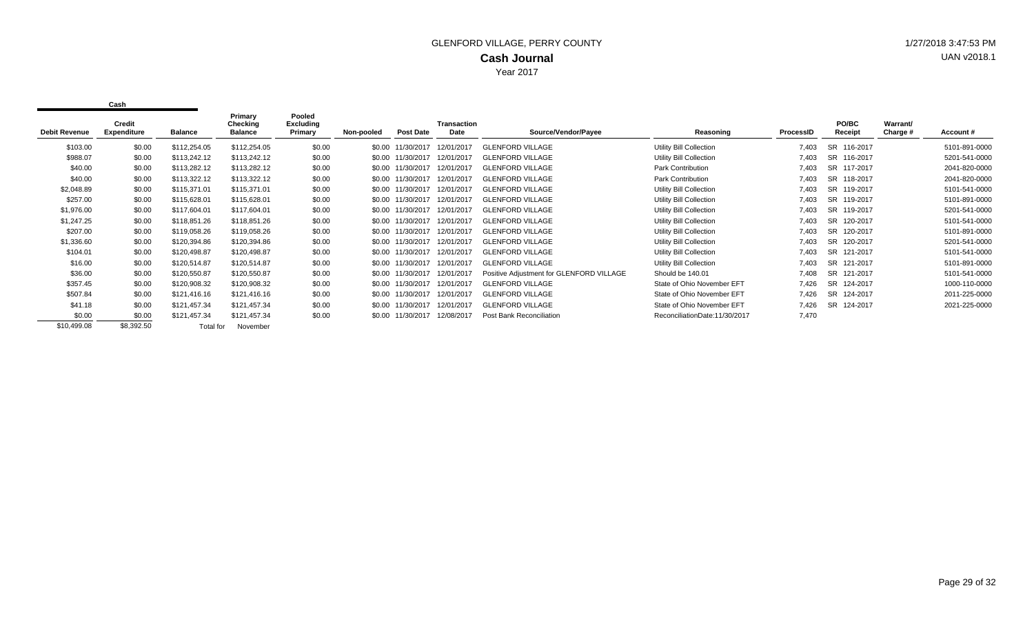# GLENFORD VILLAGE, PERRY COUNTY

## Cash Journal

Year 2017

| Cash | | | | | | | | | | | | | | |
|---|---|---|---|---|---|---|---|---|---|---|---|---|---|---|
| Debit Revenue | Credit Expenditure | Balance | Primary Checking Balance | Pooled Excluding Primary | Non-pooled | Post Date | Transaction Date | Source/Vendor/Payee | Reasoning | ProcessID | PO/BC Receipt | Warrant/ Charge # | Account # |
| $103.00 | $0.00 | $112,254.05 | $112,254.05 | $0.00 | $0.00 | 11/30/2017 | 12/01/2017 | GLENFORD VILLAGE | Utility Bill Collection | 7,403 | SR 116-2017 | | 5101-891-0000 |
| $988.07 | $0.00 | $113,242.12 | $113,242.12 | $0.00 | $0.00 | 11/30/2017 | 12/01/2017 | GLENFORD VILLAGE | Utility Bill Collection | 7,403 | SR 116-2017 | | 5201-541-0000 |
| $40.00 | $0.00 | $113,282.12 | $113,282.12 | $0.00 | $0.00 | 11/30/2017 | 12/01/2017 | GLENFORD VILLAGE | Park Contribution | 7,403 | SR 117-2017 | | 2041-820-0000 |
| $40.00 | $0.00 | $113,322.12 | $113,322.12 | $0.00 | $0.00 | 11/30/2017 | 12/01/2017 | GLENFORD VILLAGE | Park Contribution | 7,403 | SR 118-2017 | | 2041-820-0000 |
| $2,048.89 | $0.00 | $115,371.01 | $115,371.01 | $0.00 | $0.00 | 11/30/2017 | 12/01/2017 | GLENFORD VILLAGE | Utility Bill Collection | 7,403 | SR 119-2017 | | 5101-541-0000 |
| $257.00 | $0.00 | $115,628.01 | $115,628.01 | $0.00 | $0.00 | 11/30/2017 | 12/01/2017 | GLENFORD VILLAGE | Utility Bill Collection | 7,403 | SR 119-2017 | | 5101-891-0000 |
| $1,976.00 | $0.00 | $117,604.01 | $117,604.01 | $0.00 | $0.00 | 11/30/2017 | 12/01/2017 | GLENFORD VILLAGE | Utility Bill Collection | 7,403 | SR 119-2017 | | 5201-541-0000 |
| $1,247.25 | $0.00 | $118,851.26 | $118,851.26 | $0.00 | $0.00 | 11/30/2017 | 12/01/2017 | GLENFORD VILLAGE | Utility Bill Collection | 7,403 | SR 120-2017 | | 5101-541-0000 |
| $207.00 | $0.00 | $119,058.26 | $119,058.26 | $0.00 | $0.00 | 11/30/2017 | 12/01/2017 | GLENFORD VILLAGE | Utility Bill Collection | 7,403 | SR 120-2017 | | 5101-891-0000 |
| $1,336.60 | $0.00 | $120,394.86 | $120,394.86 | $0.00 | $0.00 | 11/30/2017 | 12/01/2017 | GLENFORD VILLAGE | Utility Bill Collection | 7,403 | SR 120-2017 | | 5201-541-0000 |
| $104.01 | $0.00 | $120,498.87 | $120,498.87 | $0.00 | $0.00 | 11/30/2017 | 12/01/2017 | GLENFORD VILLAGE | Utility Bill Collection | 7,403 | SR 121-2017 | | 5101-541-0000 |
| $16.00 | $0.00 | $120,514.87 | $120,514.87 | $0.00 | $0.00 | 11/30/2017 | 12/01/2017 | GLENFORD VILLAGE | Utility Bill Collection | 7,403 | SR 121-2017 | | 5101-891-0000 |
| $36.00 | $0.00 | $120,550.87 | $120,550.87 | $0.00 | $0.00 | 11/30/2017 | 12/01/2017 | Positive Adjustment for GLENFORD VILLAGE | Should be 140.01 | 7,408 | SR 121-2017 | | 5101-541-0000 |
| $357.45 | $0.00 | $120,908.32 | $120,908.32 | $0.00 | $0.00 | 11/30/2017 | 12/01/2017 | GLENFORD VILLAGE | State of Ohio November EFT | 7,426 | SR 124-2017 | | 1000-110-0000 |
| $507.84 | $0.00 | $121,416.16 | $121,416.16 | $0.00 | $0.00 | 11/30/2017 | 12/01/2017 | GLENFORD VILLAGE | State of Ohio November EFT | 7,426 | SR 124-2017 | | 2011-225-0000 |
| $41.18 | $0.00 | $121,457.34 | $121,457.34 | $0.00 | $0.00 | 11/30/2017 | 12/01/2017 | GLENFORD VILLAGE | State of Ohio November EFT | 7,426 | SR 124-2017 | | 2021-225-0000 |
| $0.00 | $0.00 | $121,457.34 | $121,457.34 | $0.00 | $0.00 | 11/30/2017 | 12/08/2017 | Post Bank Reconciliation | ReconciliationDate:11/30/2017 | 7,470 | | | |
| $10,499.08 | $8,392.50 | Total for | November | | | | | | | | | | |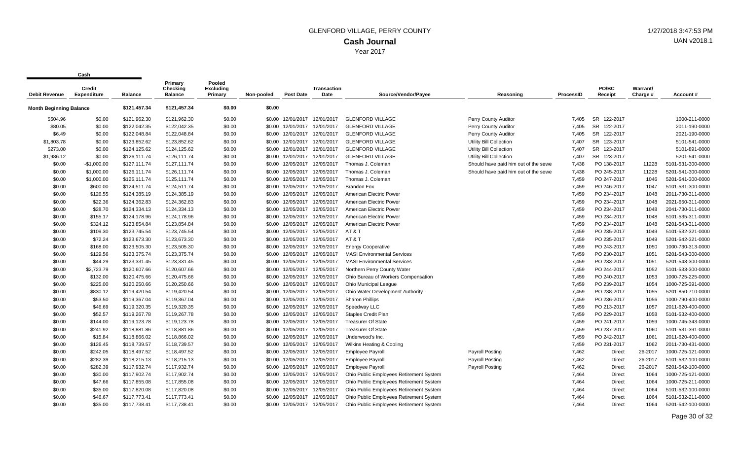# GLENFORD VILLAGE, PERRY COUNTY

## Cash Journal

Year 2017

1/27/2018 3:47:53 PM
UAN v2018.1

| Debit Revenue | Cash Credit Expenditure | Balance | Primary Checking Balance | Pooled Excluding Primary | Non-pooled | Post Date | Transaction Date | Source/Vendor/Payee | Reasoning | ProcessID | PO/BC Receipt | Warrant/ Charge # | Account # |
|---|---|---|---|---|---|---|---|---|---|---|---|---|---|
| **Month Beginning Balance** | | $121,457.34 | $121,457.34 | $0.00 | $0.00 | | | | | | | | |
| $504.96 | $0.00 | $121,962.30 | $121,962.30 | $0.00 | $0.00 | 12/01/2017 | 12/01/2017 | GLENFORD VILLAGE | Perry County Auditor | 7,405 | SR 122-2017 | | 1000-211-0000 |
| $80.05 | $0.00 | $122,042.35 | $122,042.35 | $0.00 | $0.00 | 12/01/2017 | 12/01/2017 | GLENFORD VILLAGE | Perry County Auditor | 7,405 | SR 122-2017 | | 2011-190-0000 |
| $6.49 | $0.00 | $122,048.84 | $122,048.84 | $0.00 | $0.00 | 12/01/2017 | 12/01/2017 | GLENFORD VILLAGE | Perry County Auditor | 7,405 | SR 122-2017 | | 2021-190-0000 |
| $1,803.78 | $0.00 | $123,852.62 | $123,852.62 | $0.00 | $0.00 | 12/01/2017 | 12/01/2017 | GLENFORD VILLAGE | Utility Bill Collection | 7,407 | SR 123-2017 | | 5101-541-0000 |
| $273.00 | $0.00 | $124,125.62 | $124,125.62 | $0.00 | $0.00 | 12/01/2017 | 12/01/2017 | GLENFORD VILLAGE | Utility Bill Collection | 7,407 | SR 123-2017 | | 5101-891-0000 |
| $1,986.12 | $0.00 | $126,111.74 | $126,111.74 | $0.00 | $0.00 | 12/01/2017 | 12/01/2017 | GLENFORD VILLAGE | Utility Bill Collection | 7,407 | SR 123-2017 | | 5201-541-0000 |
| $0.00 | -$1,000.00 | $127,111.74 | $127,111.74 | $0.00 | $0.00 | 12/05/2017 | 12/05/2017 | Thomas J. Coleman | Should have paid him out of the sewe | 7,438 | PO 138-2017 | 11228 | 5101-531-300-0000 |
| $0.00 | $1,000.00 | $126,111.74 | $126,111.74 | $0.00 | $0.00 | 12/05/2017 | 12/05/2017 | Thomas J. Coleman | Should have paid him out of the sewe | 7,438 | PO 245-2017 | 11228 | 5201-541-300-0000 |
| $0.00 | $1,000.00 | $125,111.74 | $125,111.74 | $0.00 | $0.00 | 12/05/2017 | 12/05/2017 | Thomas J. Coleman | | 7,459 | PO 247-2017 | 1046 | 5201-541-300-0000 |
| $0.00 | $600.00 | $124,511.74 | $124,511.74 | $0.00 | $0.00 | 12/05/2017 | 12/05/2017 | Brandon Fox | | 7,459 | PO 246-2017 | 1047 | 5101-531-300-0000 |
| $0.00 | $126.55 | $124,385.19 | $124,385.19 | $0.00 | $0.00 | 12/05/2017 | 12/05/2017 | American Electric Power | | 7,459 | PO 234-2017 | 1048 | 2011-730-311-0000 |
| $0.00 | $22.36 | $124,362.83 | $124,362.83 | $0.00 | $0.00 | 12/05/2017 | 12/05/2017 | American Electric Power | | 7,459 | PO 234-2017 | 1048 | 2021-650-311-0000 |
| $0.00 | $28.70 | $124,334.13 | $124,334.13 | $0.00 | $0.00 | 12/05/2017 | 12/05/2017 | American Electric Power | | 7,459 | PO 234-2017 | 1048 | 2041-730-311-0000 |
| $0.00 | $155.17 | $124,178.96 | $124,178.96 | $0.00 | $0.00 | 12/05/2017 | 12/05/2017 | American Electric Power | | 7,459 | PO 234-2017 | 1048 | 5101-535-311-0000 |
| $0.00 | $324.12 | $123,854.84 | $123,854.84 | $0.00 | $0.00 | 12/05/2017 | 12/05/2017 | American Electric Power | | 7,459 | PO 234-2017 | 1048 | 5201-543-311-0000 |
| $0.00 | $109.30 | $123,745.54 | $123,745.54 | $0.00 | $0.00 | 12/05/2017 | 12/05/2017 | AT & T | | 7,459 | PO 235-2017 | 1049 | 5101-532-321-0000 |
| $0.00 | $72.24 | $123,673.30 | $123,673.30 | $0.00 | $0.00 | 12/05/2017 | 12/05/2017 | AT & T | | 7,459 | PO 235-2017 | 1049 | 5201-542-321-0000 |
| $0.00 | $168.00 | $123,505.30 | $123,505.30 | $0.00 | $0.00 | 12/05/2017 | 12/05/2017 | Energy Cooperative | | 7,459 | PO 243-2017 | 1050 | 1000-730-313-0000 |
| $0.00 | $129.56 | $123,375.74 | $123,375.74 | $0.00 | $0.00 | 12/05/2017 | 12/05/2017 | MASI Environmental Services | | 7,459 | PO 230-2017 | 1051 | 5201-543-300-0000 |
| $0.00 | $44.29 | $123,331.45 | $123,331.45 | $0.00 | $0.00 | 12/05/2017 | 12/05/2017 | MASI Environmental Services | | 7,459 | PO 233-2017 | 1051 | 5201-543-300-0000 |
| $0.00 | $2,723.79 | $120,607.66 | $120,607.66 | $0.00 | $0.00 | 12/05/2017 | 12/05/2017 | Northern Perry County Water | | 7,459 | PO 244-2017 | 1052 | 5101-533-300-0000 |
| $0.00 | $132.00 | $120,475.66 | $120,475.66 | $0.00 | $0.00 | 12/05/2017 | 12/05/2017 | Ohio Bureau of Workers Compensation | | 7,459 | PO 240-2017 | 1053 | 1000-725-225-0000 |
| $0.00 | $225.00 | $120,250.66 | $120,250.66 | $0.00 | $0.00 | 12/05/2017 | 12/05/2017 | Ohio Municipal League | | 7,459 | PO 239-2017 | 1054 | 1000-725-391-0000 |
| $0.00 | $830.12 | $119,420.54 | $119,420.54 | $0.00 | $0.00 | 12/05/2017 | 12/05/2017 | Ohio Water Development Authority | | 7,459 | PO 238-2017 | 1055 | 5201-850-710-0000 |
| $0.00 | $53.50 | $119,367.04 | $119,367.04 | $0.00 | $0.00 | 12/05/2017 | 12/05/2017 | Sharon Phillips | | 7,459 | PO 236-2017 | 1056 | 1000-790-400-0000 |
| $0.00 | $46.69 | $119,320.35 | $119,320.35 | $0.00 | $0.00 | 12/05/2017 | 12/05/2017 | Speedway LLC | | 7,459 | PO 213-2017 | 1057 | 2011-620-400-0000 |
| $0.00 | $52.57 | $119,267.78 | $119,267.78 | $0.00 | $0.00 | 12/05/2017 | 12/05/2017 | Staples Credit Plan | | 7,459 | PO 229-2017 | 1058 | 5101-532-400-0000 |
| $0.00 | $144.00 | $119,123.78 | $119,123.78 | $0.00 | $0.00 | 12/05/2017 | 12/05/2017 | Treasurer Of State | | 7,459 | PO 241-2017 | 1059 | 1000-745-343-0000 |
| $0.00 | $241.92 | $118,881.86 | $118,881.86 | $0.00 | $0.00 | 12/05/2017 | 12/05/2017 | Treasurer Of State | | 7,459 | PO 237-2017 | 1060 | 5101-531-391-0000 |
| $0.00 | $15.84 | $118,866.02 | $118,866.02 | $0.00 | $0.00 | 12/05/2017 | 12/05/2017 | Underwood's Inc. | | 7,459 | PO 242-2017 | 1061 | 2011-620-400-0000 |
| $0.00 | $126.45 | $118,739.57 | $118,739.57 | $0.00 | $0.00 | 12/05/2017 | 12/05/2017 | Wilkins Heating & Cooling | | 7,459 | PO 231-2017 | 1062 | 2011-730-431-0000 |
| $0.00 | $242.05 | $118,497.52 | $118,497.52 | $0.00 | $0.00 | 12/05/2017 | 12/05/2017 | Employee Payroll | Payroll Posting | 7,462 | Direct | 26-2017 | 1000-725-121-0000 |
| $0.00 | $282.39 | $118,215.13 | $118,215.13 | $0.00 | $0.00 | 12/05/2017 | 12/05/2017 | Employee Payroll | Payroll Posting | 7,462 | Direct | 26-2017 | 5101-532-100-0000 |
| $0.00 | $282.39 | $117,932.74 | $117,932.74 | $0.00 | $0.00 | 12/05/2017 | 12/05/2017 | Employee Payroll | Payroll Posting | 7,462 | Direct | 26-2017 | 5201-542-100-0000 |
| $0.00 | $30.00 | $117,902.74 | $117,902.74 | $0.00 | $0.00 | 12/05/2017 | 12/05/2017 | Ohio Public Employees Retirement System | | 7,464 | Direct | 1064 | 1000-725-121-0000 |
| $0.00 | $47.66 | $117,855.08 | $117,855.08 | $0.00 | $0.00 | 12/05/2017 | 12/05/2017 | Ohio Public Employees Retirement System | | 7,464 | Direct | 1064 | 1000-725-211-0000 |
| $0.00 | $35.00 | $117,820.08 | $117,820.08 | $0.00 | $0.00 | 12/05/2017 | 12/05/2017 | Ohio Public Employees Retirement System | | 7,464 | Direct | 1064 | 5101-532-100-0000 |
| $0.00 | $46.67 | $117,773.41 | $117,773.41 | $0.00 | $0.00 | 12/05/2017 | 12/05/2017 | Ohio Public Employees Retirement System | | 7,464 | Direct | 1064 | 5101-532-211-0000 |
| $0.00 | $35.00 | $117,738.41 | $117,738.41 | $0.00 | $0.00 | 12/05/2017 | 12/05/2017 | Ohio Public Employees Retirement System | | 7,464 | Direct | 1064 | 5201-542-100-0000 |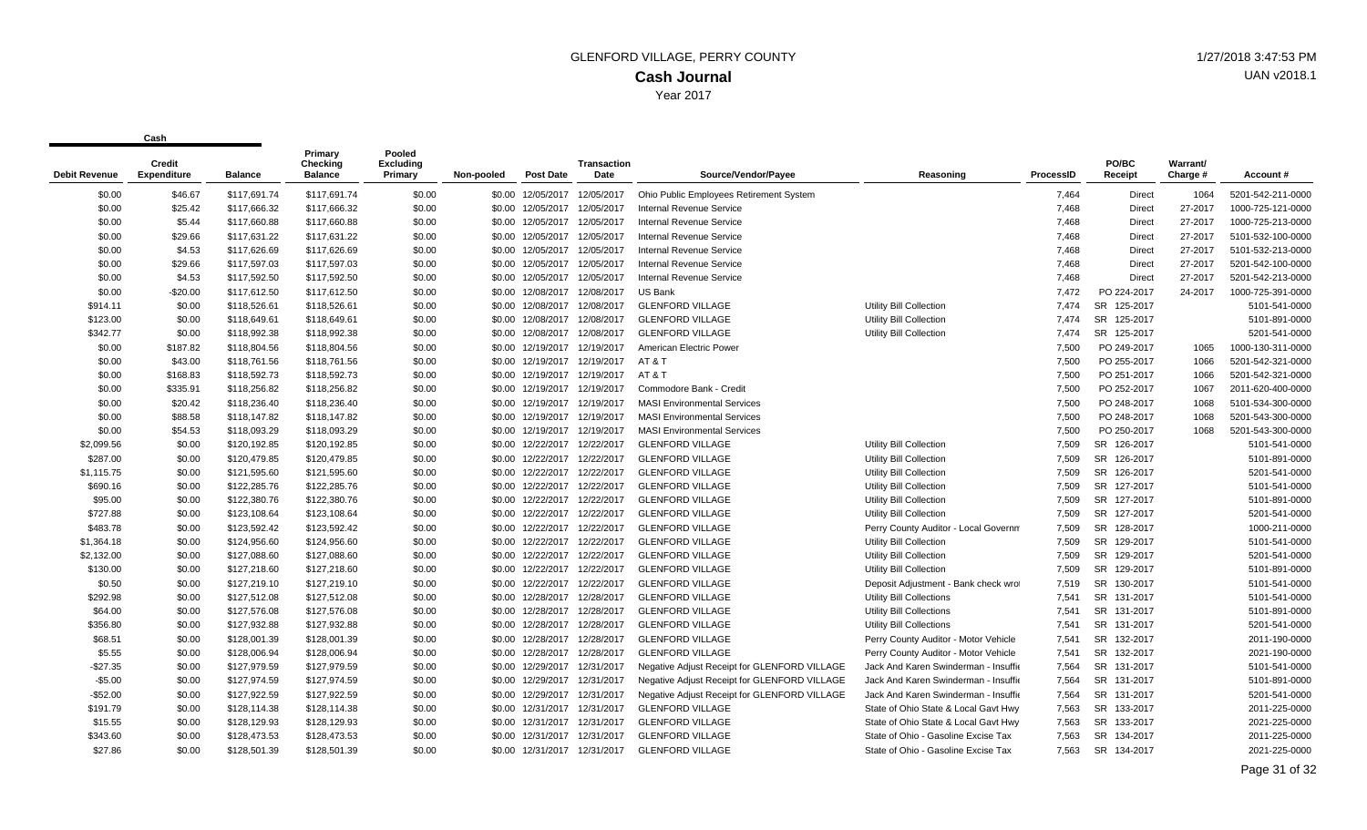GLENFORD VILLAGE, PERRY COUNTY

**Cash Journal**

Year 2017

| Cash | | | | | | | | | | | | | | |
|---|---|---|---|---|---|---|---|---|---|---|---|---|---|---|
| Debit Revenue | Credit Expenditure | Balance | Primary Checking Balance | Pooled Excluding Primary | Non-pooled | Post Date | Transaction Date | Source/Vendor/Payee | Reasoning | ProcessID | PO/BC Receipt | Warrant/ Charge # | Account # |
| $0.00 | $46.67 | $117,691.74 | $117,691.74 | $0.00 | $0.00 | 12/05/2017 | 12/05/2017 | Ohio Public Employees Retirement System | | 7,464 | Direct | 1064 | 5201-542-211-0000 |
| $0.00 | $25.42 | $117,666.32 | $117,666.32 | $0.00 | $0.00 | 12/05/2017 | 12/05/2017 | Internal Revenue Service | | 7,468 | Direct | 27-2017 | 1000-725-121-0000 |
| $0.00 | $5.44 | $117,660.88 | $117,660.88 | $0.00 | $0.00 | 12/05/2017 | 12/05/2017 | Internal Revenue Service | | 7,468 | Direct | 27-2017 | 1000-725-213-0000 |
| $0.00 | $29.66 | $117,631.22 | $117,631.22 | $0.00 | $0.00 | 12/05/2017 | 12/05/2017 | Internal Revenue Service | | 7,468 | Direct | 27-2017 | 5101-532-100-0000 |
| $0.00 | $4.53 | $117,626.69 | $117,626.69 | $0.00 | $0.00 | 12/05/2017 | 12/05/2017 | Internal Revenue Service | | 7,468 | Direct | 27-2017 | 5101-532-213-0000 |
| $0.00 | $29.66 | $117,597.03 | $117,597.03 | $0.00 | $0.00 | 12/05/2017 | 12/05/2017 | Internal Revenue Service | | 7,468 | Direct | 27-2017 | 5201-542-100-0000 |
| $0.00 | $4.53 | $117,592.50 | $117,592.50 | $0.00 | $0.00 | 12/05/2017 | 12/05/2017 | Internal Revenue Service | | 7,468 | Direct | 27-2017 | 5201-542-213-0000 |
| $0.00 | -$20.00 | $117,612.50 | $117,612.50 | $0.00 | $0.00 | 12/08/2017 | 12/08/2017 | US Bank | | 7,472 | PO 224-2017 | 24-2017 | 1000-725-391-0000 |
| $914.11 | $0.00 | $118,526.61 | $118,526.61 | $0.00 | $0.00 | 12/08/2017 | 12/08/2017 | GLENFORD VILLAGE | Utility Bill Collection | 7,474 | SR 125-2017 | | 5101-541-0000 |
| $123.00 | $0.00 | $118,649.61 | $118,649.61 | $0.00 | $0.00 | 12/08/2017 | 12/08/2017 | GLENFORD VILLAGE | Utility Bill Collection | 7,474 | SR 125-2017 | | 5101-891-0000 |
| $342.77 | $0.00 | $118,992.38 | $118,992.38 | $0.00 | $0.00 | 12/08/2017 | 12/08/2017 | GLENFORD VILLAGE | Utility Bill Collection | 7,474 | SR 125-2017 | | 5201-541-0000 |
| $0.00 | $187.82 | $118,804.56 | $118,804.56 | $0.00 | $0.00 | 12/19/2017 | 12/19/2017 | American Electric Power | | 7,500 | PO 249-2017 | 1065 | 1000-130-311-0000 |
| $0.00 | $43.00 | $118,761.56 | $118,761.56 | $0.00 | $0.00 | 12/19/2017 | 12/19/2017 | AT & T | | 7,500 | PO 255-2017 | 1066 | 5201-542-321-0000 |
| $0.00 | $168.83 | $118,592.73 | $118,592.73 | $0.00 | $0.00 | 12/19/2017 | 12/19/2017 | AT & T | | 7,500 | PO 251-2017 | 1066 | 5201-542-321-0000 |
| $0.00 | $335.91 | $118,256.82 | $118,256.82 | $0.00 | $0.00 | 12/19/2017 | 12/19/2017 | Commodore Bank - Credit | | 7,500 | PO 252-2017 | 1067 | 2011-620-400-0000 |
| $0.00 | $20.42 | $118,236.40 | $118,236.40 | $0.00 | $0.00 | 12/19/2017 | 12/19/2017 | MASI Environmental Services | | 7,500 | PO 248-2017 | 1068 | 5101-534-300-0000 |
| $0.00 | $88.58 | $118,147.82 | $118,147.82 | $0.00 | $0.00 | 12/19/2017 | 12/19/2017 | MASI Environmental Services | | 7,500 | PO 248-2017 | 1068 | 5201-543-300-0000 |
| $0.00 | $54.53 | $118,093.29 | $118,093.29 | $0.00 | $0.00 | 12/19/2017 | 12/19/2017 | MASI Environmental Services | | 7,500 | PO 250-2017 | 1068 | 5201-543-300-0000 |
| $2,099.56 | $0.00 | $120,192.85 | $120,192.85 | $0.00 | $0.00 | 12/22/2017 | 12/22/2017 | GLENFORD VILLAGE | Utility Bill Collection | 7,509 | SR 126-2017 | | 5101-541-0000 |
| $287.00 | $0.00 | $120,479.85 | $120,479.85 | $0.00 | $0.00 | 12/22/2017 | 12/22/2017 | GLENFORD VILLAGE | Utility Bill Collection | 7,509 | SR 126-2017 | | 5101-891-0000 |
| $1,115.75 | $0.00 | $121,595.60 | $121,595.60 | $0.00 | $0.00 | 12/22/2017 | 12/22/2017 | GLENFORD VILLAGE | Utility Bill Collection | 7,509 | SR 126-2017 | | 5201-541-0000 |
| $690.16 | $0.00 | $122,285.76 | $122,285.76 | $0.00 | $0.00 | 12/22/2017 | 12/22/2017 | GLENFORD VILLAGE | Utility Bill Collection | 7,509 | SR 127-2017 | | 5101-541-0000 |
| $95.00 | $0.00 | $122,380.76 | $122,380.76 | $0.00 | $0.00 | 12/22/2017 | 12/22/2017 | GLENFORD VILLAGE | Utility Bill Collection | 7,509 | SR 127-2017 | | 5101-891-0000 |
| $727.88 | $0.00 | $123,108.64 | $123,108.64 | $0.00 | $0.00 | 12/22/2017 | 12/22/2017 | GLENFORD VILLAGE | Utility Bill Collection | 7,509 | SR 127-2017 | | 5201-541-0000 |
| $483.78 | $0.00 | $123,592.42 | $123,592.42 | $0.00 | $0.00 | 12/22/2017 | 12/22/2017 | GLENFORD VILLAGE | Perry County Auditor - Local Governm | 7,509 | SR 128-2017 | | 1000-211-0000 |
| $1,364.18 | $0.00 | $124,956.60 | $124,956.60 | $0.00 | $0.00 | 12/22/2017 | 12/22/2017 | GLENFORD VILLAGE | Utility Bill Collection | 7,509 | SR 129-2017 | | 5101-541-0000 |
| $2,132.00 | $0.00 | $127,088.60 | $127,088.60 | $0.00 | $0.00 | 12/22/2017 | 12/22/2017 | GLENFORD VILLAGE | Utility Bill Collection | 7,509 | SR 129-2017 | | 5201-541-0000 |
| $130.00 | $0.00 | $127,218.60 | $127,218.60 | $0.00 | $0.00 | 12/22/2017 | 12/22/2017 | GLENFORD VILLAGE | Utility Bill Collection | 7,509 | SR 129-2017 | | 5101-891-0000 |
| $0.50 | $0.00 | $127,219.10 | $127,219.10 | $0.00 | $0.00 | 12/22/2017 | 12/22/2017 | GLENFORD VILLAGE | Deposit Adjustment - Bank check wro | 7,519 | SR 130-2017 | | 5101-541-0000 |
| $292.98 | $0.00 | $127,512.08 | $127,512.08 | $0.00 | $0.00 | 12/28/2017 | 12/28/2017 | GLENFORD VILLAGE | Utility Bill Collections | 7,541 | SR 131-2017 | | 5101-541-0000 |
| $64.00 | $0.00 | $127,576.08 | $127,576.08 | $0.00 | $0.00 | 12/28/2017 | 12/28/2017 | GLENFORD VILLAGE | Utility Bill Collections | 7,541 | SR 131-2017 | | 5101-891-0000 |
| $356.80 | $0.00 | $127,932.88 | $127,932.88 | $0.00 | $0.00 | 12/28/2017 | 12/28/2017 | GLENFORD VILLAGE | Utility Bill Collections | 7,541 | SR 131-2017 | | 5201-541-0000 |
| $68.51 | $0.00 | $128,001.39 | $128,001.39 | $0.00 | $0.00 | 12/28/2017 | 12/28/2017 | GLENFORD VILLAGE | Perry County Auditor - Motor Vehicle | 7,541 | SR 132-2017 | | 2011-190-0000 |
| $5.55 | $0.00 | $128,006.94 | $128,006.94 | $0.00 | $0.00 | 12/28/2017 | 12/28/2017 | GLENFORD VILLAGE | Perry County Auditor - Motor Vehicle | 7,541 | SR 132-2017 | | 2021-190-0000 |
| -$27.35 | $0.00 | $127,979.59 | $127,979.59 | $0.00 | $0.00 | 12/29/2017 | 12/31/2017 | Negative Adjust Receipt for GLENFORD VILLAGE | Jack And Karen Swinderman - Insuffic | 7,564 | SR 131-2017 | | 5101-541-0000 |
| -$5.00 | $0.00 | $127,974.59 | $127,974.59 | $0.00 | $0.00 | 12/29/2017 | 12/31/2017 | Negative Adjust Receipt for GLENFORD VILLAGE | Jack And Karen Swinderman - Insuffic | 7,564 | SR 131-2017 | | 5101-891-0000 |
| -$52.00 | $0.00 | $127,922.59 | $127,922.59 | $0.00 | $0.00 | 12/29/2017 | 12/31/2017 | Negative Adjust Receipt for GLENFORD VILLAGE | Jack And Karen Swinderman - Insuffic | 7,564 | SR 131-2017 | | 5201-541-0000 |
| $191.79 | $0.00 | $128,114.38 | $128,114.38 | $0.00 | $0.00 | 12/31/2017 | 12/31/2017 | GLENFORD VILLAGE | State of Ohio State & Local Gavt Hwy | 7,563 | SR 133-2017 | | 2011-225-0000 |
| $15.55 | $0.00 | $128,129.93 | $128,129.93 | $0.00 | $0.00 | 12/31/2017 | 12/31/2017 | GLENFORD VILLAGE | State of Ohio State & Local Gavt Hwy | 7,563 | SR 133-2017 | | 2021-225-0000 |
| $343.60 | $0.00 | $128,473.53 | $128,473.53 | $0.00 | $0.00 | 12/31/2017 | 12/31/2017 | GLENFORD VILLAGE | State of Ohio - Gasoline Excise Tax | 7,563 | SR 134-2017 | | 2011-225-0000 |
| $27.86 | $0.00 | $128,501.39 | $128,501.39 | $0.00 | $0.00 | 12/31/2017 | 12/31/2017 | GLENFORD VILLAGE | State of Ohio - Gasoline Excise Tax | 7,563 | SR 134-2017 | | 2021-225-0000 |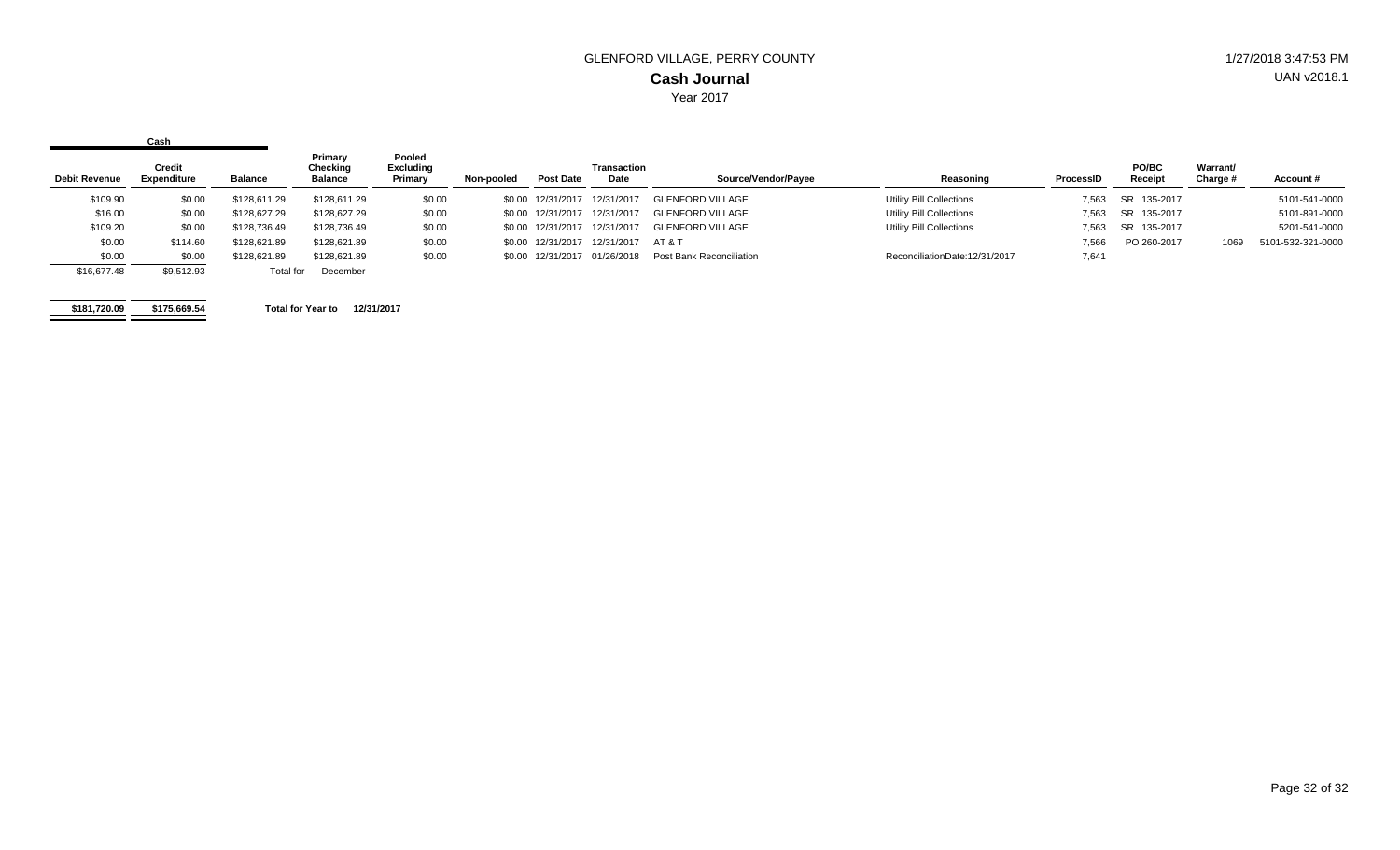GLENFORD VILLAGE, PERRY COUNTY

1/27/2018 3:47:53 PM

UAN v2018.1

# Cash Journal

Year 2017

| Cash | | | | | | | | | | | | | | |
|---|---|---|---|---|---|---|---|---|---|---|---|---|---|---|
| Debit Revenue | Credit Expenditure | Balance | Primary Checking Balance | Pooled Excluding Primary | Non-pooled | Post Date | Transaction Date | Source/Vendor/Payee | Reasoning | ProcessID | PO/BC Receipt | Warrant/ Charge # | Account # |
| $109.90 | $0.00 | $128,611.29 | $128,611.29 | $0.00 | $0.00 | 12/31/2017 | 12/31/2017 | GLENFORD VILLAGE | Utility Bill Collections | 7,563 | SR 135-2017 | | 5101-541-0000 |
| $16.00 | $0.00 | $128,627.29 | $128,627.29 | $0.00 | $0.00 | 12/31/2017 | 12/31/2017 | GLENFORD VILLAGE | Utility Bill Collections | 7,563 | SR 135-2017 | | 5101-891-0000 |
| $109.20 | $0.00 | $128,736.49 | $128,736.49 | $0.00 | $0.00 | 12/31/2017 | 12/31/2017 | GLENFORD VILLAGE | Utility Bill Collections | 7,563 | SR 135-2017 | | 5201-541-0000 |
| $0.00 | $114.60 | $128,621.89 | $128,621.89 | $0.00 | $0.00 | 12/31/2017 | 12/31/2017 | AT & T | | 7,566 | PO 260-2017 | 1069 | 5101-532-321-0000 |
| $0.00 | $0.00 | $128,621.89 | $128,621.89 | $0.00 | $0.00 | 12/31/2017 | 01/26/2018 | Post Bank Reconciliation | ReconciliationDate:12/31/2017 | 7,641 | | | |
| $16,677.48 | $9,512.93 | Total for | December | | | | | | | | | | |
| **$181,720.09** | **$175,669.54** | **Total for Year to** | **12/31/2017** | | | | | | | | | | |